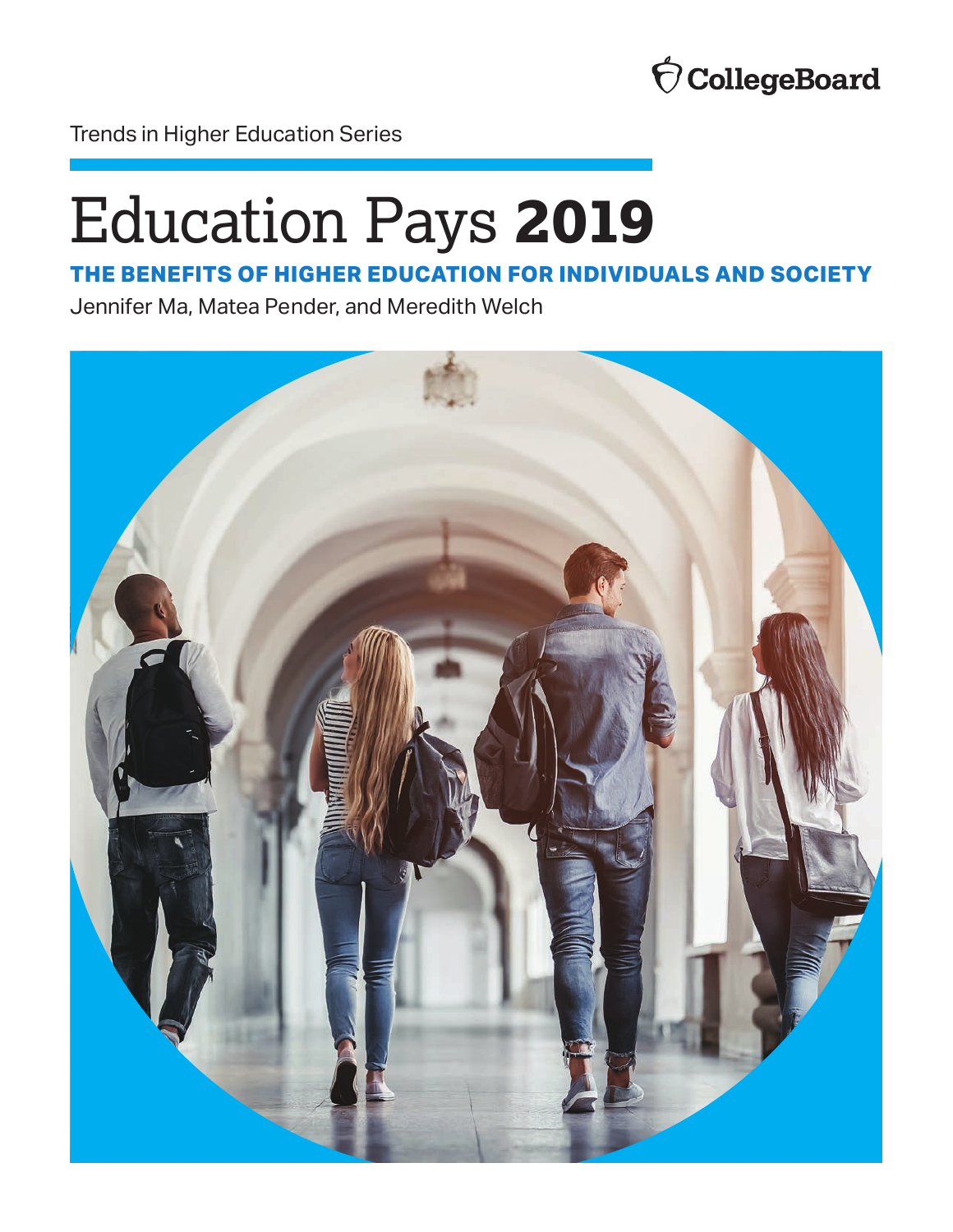CollegeBoard

Trends in Higher Education Series

# Education Pays **2019**

## THE BENEFITS OF HIGHER EDUCATION FOR INDIVIDUALS AND SOCIETY

Jennifer Ma, Matea Pender, and Meredith Welch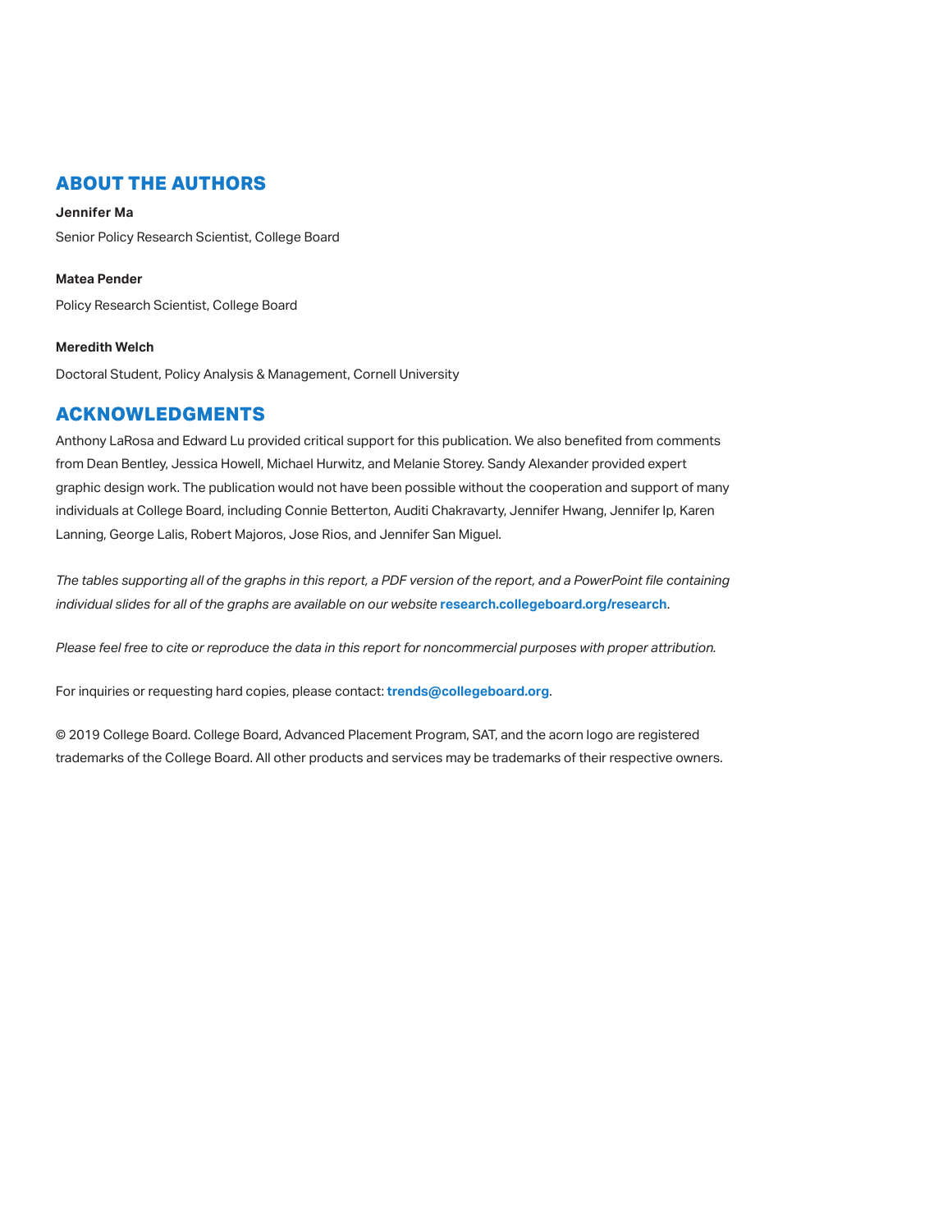## ABOUT THE AUTHORS

**Jennifer Ma**

Senior Policy Research Scientist, College Board

**Matea Pender**

Policy Research Scientist, College Board

**Meredith Welch**

Doctoral Student, Policy Analysis & Management, Cornell University

## ACKNOWLEDGMENTS

Anthony LaRosa and Edward Lu provided critical support for this publication. We also benefited from comments from Dean Bentley, Jessica Howell, Michael Hurwitz, and Melanie Storey. Sandy Alexander provided expert graphic design work. The publication would not have been possible without the cooperation and support of many individuals at College Board, including Connie Betterton, Auditi Chakravarty, Jennifer Hwang, Jennifer Ip, Karen Lanning, George Lalis, Robert Majoros, Jose Rios, and Jennifer San Miguel.

*The tables supporting all of the graphs in this report, a PDF version of the report, and a PowerPoint file containing individual slides for all of the graphs are available on our website* **research.collegeboard.org/research**.

*Please feel free to cite or reproduce the data in this report for noncommercial purposes with proper attribution.*

For inquiries or requesting hard copies, please contact: **trends@collegeboard.org**.

© 2019 College Board. College Board, Advanced Placement Program, SAT, and the acorn logo are registered trademarks of the College Board. All other products and services may be trademarks of their respective owners.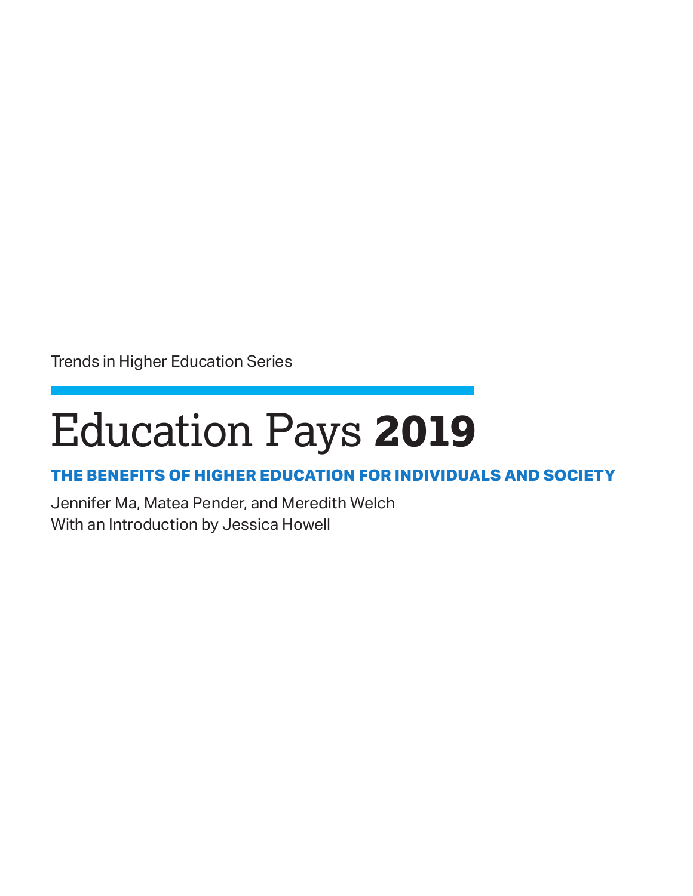Trends in Higher Education Series

# Education Pays **2019**

## THE BENEFITS OF HIGHER EDUCATION FOR INDIVIDUALS AND SOCIETY

Jennifer Ma, Matea Pender, and Meredith Welch
With an Introduction by Jessica Howell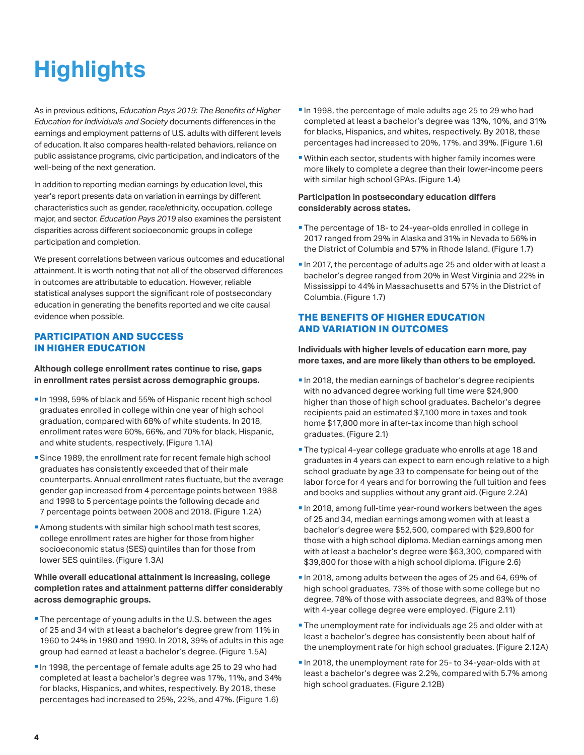# Highlights

As in previous editions, *Education Pays 2019: The Benefits of Higher Education for Individuals and Society* documents differences in the earnings and employment patterns of U.S. adults with different levels of education. It also compares health-related behaviors, reliance on public assistance programs, civic participation, and indicators of the well-being of the next generation.

In addition to reporting median earnings by education level, this year's report presents data on variation in earnings by different characteristics such as gender, race/ethnicity, occupation, college major, and sector. *Education Pays 2019* also examines the persistent disparities across different socioeconomic groups in college participation and completion.

We present correlations between various outcomes and educational attainment. It is worth noting that not all of the observed differences in outcomes are attributable to education. However, reliable statistical analyses support the significant role of postsecondary education in generating the benefits reported and we cite causal evidence when possible.

## PARTICIPATION AND SUCCESS IN HIGHER EDUCATION

**Although college enrollment rates continue to rise, gaps in enrollment rates persist across demographic groups.**

- In 1998, 59% of black and 55% of Hispanic recent high school graduates enrolled in college within one year of high school graduation, compared with 68% of white students. In 2018, enrollment rates were 60%, 66%, and 70% for black, Hispanic, and white students, respectively. (Figure 1.1A)
- Since 1989, the enrollment rate for recent female high school graduates has consistently exceeded that of their male counterparts. Annual enrollment rates fluctuate, but the average gender gap increased from 4 percentage points between 1988 and 1998 to 5 percentage points the following decade and 7 percentage points between 2008 and 2018. (Figure 1.2A)
- Among students with similar high school math test scores, college enrollment rates are higher for those from higher socioeconomic status (SES) quintiles than for those from lower SES quintiles. (Figure 1.3A)

**While overall educational attainment is increasing, college completion rates and attainment patterns differ considerably across demographic groups.**

- The percentage of young adults in the U.S. between the ages of 25 and 34 with at least a bachelor's degree grew from 11% in 1960 to 24% in 1980 and 1990. In 2018, 39% of adults in this age group had earned at least a bachelor's degree. (Figure 1.5A)
- In 1998, the percentage of female adults age 25 to 29 who had completed at least a bachelor's degree was 17%, 11%, and 34% for blacks, Hispanics, and whites, respectively. By 2018, these percentages had increased to 25%, 22%, and 47%. (Figure 1.6)
- In 1998, the percentage of male adults age 25 to 29 who had completed at least a bachelor's degree was 13%, 10%, and 31% for blacks, Hispanics, and whites, respectively. By 2018, these percentages had increased to 20%, 17%, and 39%. (Figure 1.6)
- Within each sector, students with higher family incomes were more likely to complete a degree than their lower-income peers with similar high school GPAs. (Figure 1.4)

**Participation in postsecondary education differs considerably across states.**

- The percentage of 18- to 24-year-olds enrolled in college in 2017 ranged from 29% in Alaska and 31% in Nevada to 56% in the District of Columbia and 57% in Rhode Island. (Figure 1.7)
- In 2017, the percentage of adults age 25 and older with at least a bachelor's degree ranged from 20% in West Virginia and 22% in Mississippi to 44% in Massachusetts and 57% in the District of Columbia. (Figure 1.7)

## THE BENEFITS OF HIGHER EDUCATION AND VARIATION IN OUTCOMES

**Individuals with higher levels of education earn more, pay more taxes, and are more likely than others to be employed.**

- In 2018, the median earnings of bachelor's degree recipients with no advanced degree working full time were $24,900 higher than those of high school graduates. Bachelor's degree recipients paid an estimated $7,100 more in taxes and took home $17,800 more in after-tax income than high school graduates. (Figure 2.1)
- The typical 4-year college graduate who enrolls at age 18 and graduates in 4 years can expect to earn enough relative to a high school graduate by age 33 to compensate for being out of the labor force for 4 years and for borrowing the full tuition and fees and books and supplies without any grant aid. (Figure 2.2A)
- In 2018, among full-time year-round workers between the ages of 25 and 34, median earnings among women with at least a bachelor's degree were $52,500, compared with $29,800 for those with a high school diploma. Median earnings among men with at least a bachelor's degree were $63,300, compared with $39,800 for those with a high school diploma. (Figure 2.6)
- In 2018, among adults between the ages of 25 and 64, 69% of high school graduates, 73% of those with some college but no degree, 78% of those with associate degrees, and 83% of those with 4-year college degree were employed. (Figure 2.11)
- The unemployment rate for individuals age 25 and older with at least a bachelor's degree has consistently been about half of the unemployment rate for high school graduates. (Figure 2.12A)
- In 2018, the unemployment rate for 25- to 34-year-olds with at least a bachelor's degree was 2.2%, compared with 5.7% among high school graduates. (Figure 2.12B)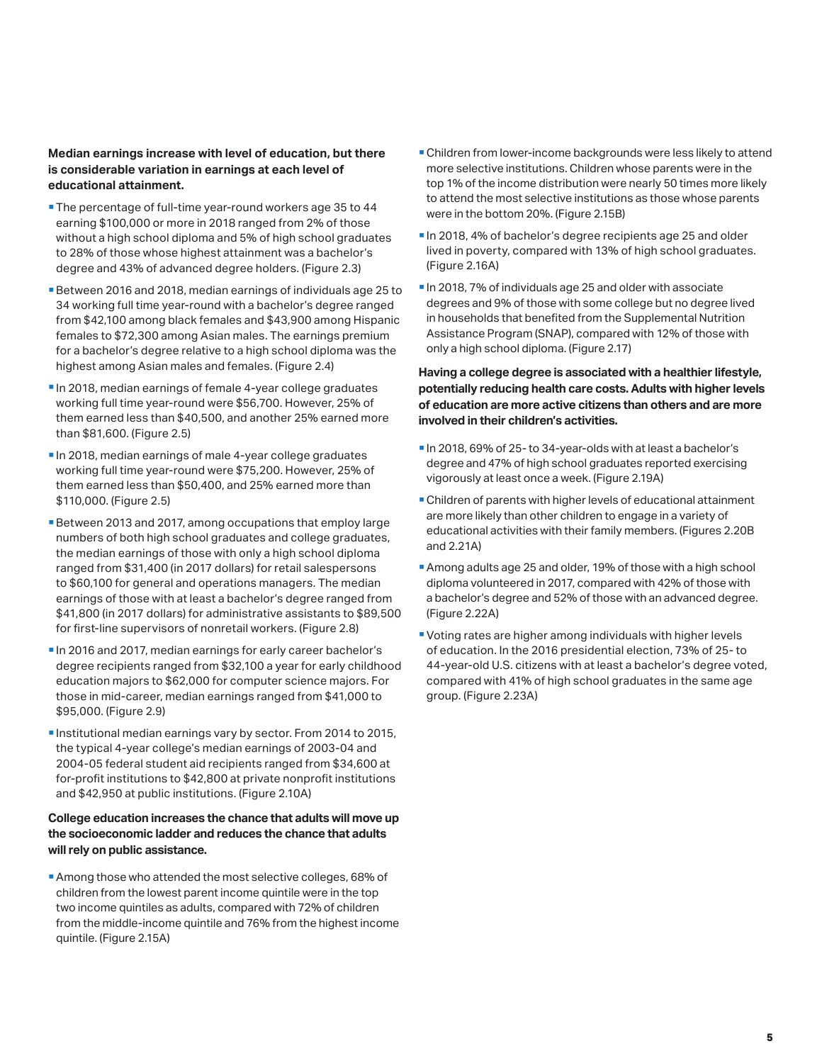**Median earnings increase with level of education, but there is considerable variation in earnings at each level of educational attainment.**

- The percentage of full-time year-round workers age 35 to 44 earning $100,000 or more in 2018 ranged from 2% of those without a high school diploma and 5% of high school graduates to 28% of those whose highest attainment was a bachelor's degree and 43% of advanced degree holders. (Figure 2.3)
- Between 2016 and 2018, median earnings of individuals age 25 to 34 working full time year-round with a bachelor's degree ranged from $42,100 among black females and $43,900 among Hispanic females to $72,300 among Asian males. The earnings premium for a bachelor's degree relative to a high school diploma was the highest among Asian males and females. (Figure 2.4)
- In 2018, median earnings of female 4-year college graduates working full time year-round were $56,700. However, 25% of them earned less than $40,500, and another 25% earned more than $81,600. (Figure 2.5)
- In 2018, median earnings of male 4-year college graduates working full time year-round were $75,200. However, 25% of them earned less than $50,400, and 25% earned more than $110,000. (Figure 2.5)
- Between 2013 and 2017, among occupations that employ large numbers of both high school graduates and college graduates, the median earnings of those with only a high school diploma ranged from $31,400 (in 2017 dollars) for retail salespersons to $60,100 for general and operations managers. The median earnings of those with at least a bachelor's degree ranged from $41,800 (in 2017 dollars) for administrative assistants to $89,500 for first-line supervisors of nonretail workers. (Figure 2.8)
- In 2016 and 2017, median earnings for early career bachelor's degree recipients ranged from $32,100 a year for early childhood education majors to $62,000 for computer science majors. For those in mid-career, median earnings ranged from $41,000 to $95,000. (Figure 2.9)
- Institutional median earnings vary by sector. From 2014 to 2015, the typical 4-year college's median earnings of 2003-04 and 2004-05 federal student aid recipients ranged from $34,600 at for-profit institutions to $42,800 at private nonprofit institutions and $42,950 at public institutions. (Figure 2.10A)

**College education increases the chance that adults will move up the socioeconomic ladder and reduces the chance that adults will rely on public assistance.**

- Among those who attended the most selective colleges, 68% of children from the lowest parent income quintile were in the top two income quintiles as adults, compared with 72% of children from the middle-income quintile and 76% from the highest income quintile. (Figure 2.15A)
- Children from lower-income backgrounds were less likely to attend more selective institutions. Children whose parents were in the top 1% of the income distribution were nearly 50 times more likely to attend the most selective institutions as those whose parents were in the bottom 20%. (Figure 2.15B)
- In 2018, 4% of bachelor's degree recipients age 25 and older lived in poverty, compared with 13% of high school graduates. (Figure 2.16A)
- In 2018, 7% of individuals age 25 and older with associate degrees and 9% of those with some college but no degree lived in households that benefited from the Supplemental Nutrition Assistance Program (SNAP), compared with 12% of those with only a high school diploma. (Figure 2.17)

**Having a college degree is associated with a healthier lifestyle, potentially reducing health care costs. Adults with higher levels of education are more active citizens than others and are more involved in their children's activities.**

- In 2018, 69% of 25- to 34-year-olds with at least a bachelor's degree and 47% of high school graduates reported exercising vigorously at least once a week. (Figure 2.19A)
- Children of parents with higher levels of educational attainment are more likely than other children to engage in a variety of educational activities with their family members. (Figures 2.20B and 2.21A)
- Among adults age 25 and older, 19% of those with a high school diploma volunteered in 2017, compared with 42% of those with a bachelor's degree and 52% of those with an advanced degree. (Figure 2.22A)
- Voting rates are higher among individuals with higher levels of education. In the 2016 presidential election, 73% of 25- to 44-year-old U.S. citizens with at least a bachelor's degree voted, compared with 41% of high school graduates in the same age group. (Figure 2.23A)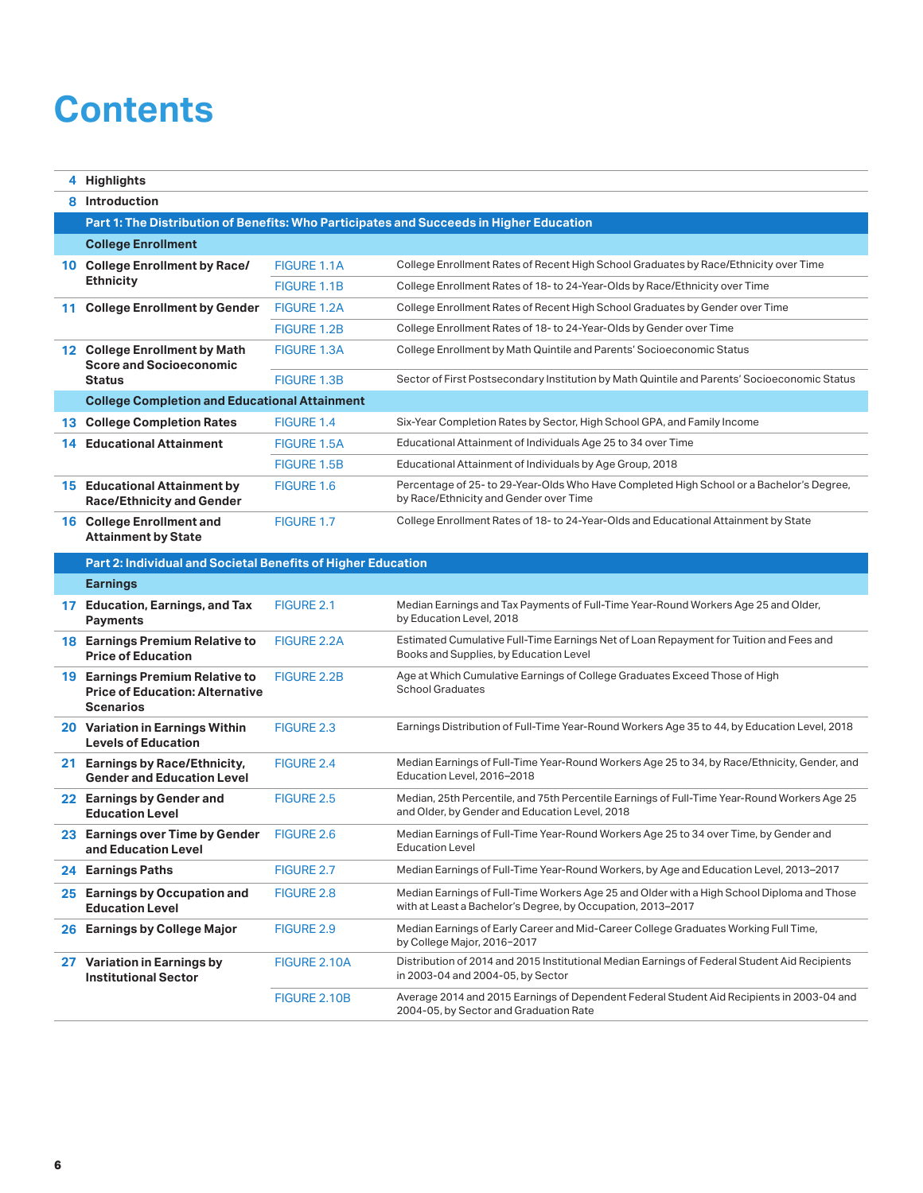# Contents

| Page | Section | Figure | Description |
|---|---|---|---|
| 4 | **Highlights** | | |
| 8 | **Introduction** | | |
| | **Part 1: The Distribution of Benefits: Who Participates and Succeeds in Higher Education** | | |
| | **College Enrollment** | | |
| 10 | **College Enrollment by Race/ Ethnicity** | FIGURE 1.1A | College Enrollment Rates of Recent High School Graduates by Race/Ethnicity over Time |
| | | FIGURE 1.1B | College Enrollment Rates of 18- to 24-Year-Olds by Race/Ethnicity over Time |
| 11 | **College Enrollment by Gender** | FIGURE 1.2A | College Enrollment Rates of Recent High School Graduates by Gender over Time |
| | | FIGURE 1.2B | College Enrollment Rates of 18- to 24-Year-Olds by Gender over Time |
| 12 | **College Enrollment by Math Score and Socioeconomic Status** | FIGURE 1.3A | College Enrollment by Math Quintile and Parents' Socioeconomic Status |
| | | FIGURE 1.3B | Sector of First Postsecondary Institution by Math Quintile and Parents' Socioeconomic Status |
| | **College Completion and Educational Attainment** | | |
| 13 | **College Completion Rates** | FIGURE 1.4 | Six-Year Completion Rates by Sector, High School GPA, and Family Income |
| 14 | **Educational Attainment** | FIGURE 1.5A | Educational Attainment of Individuals Age 25 to 34 over Time |
| | | FIGURE 1.5B | Educational Attainment of Individuals by Age Group, 2018 |
| 15 | **Educational Attainment by Race/Ethnicity and Gender** | FIGURE 1.6 | Percentage of 25- to 29-Year-Olds Who Have Completed High School or a Bachelor's Degree, by Race/Ethnicity and Gender over Time |
| 16 | **College Enrollment and Attainment by State** | FIGURE 1.7 | College Enrollment Rates of 18- to 24-Year-Olds and Educational Attainment by State |
| | **Part 2: Individual and Societal Benefits of Higher Education** | | |
| | **Earnings** | | |
| 17 | **Education, Earnings, and Tax Payments** | FIGURE 2.1 | Median Earnings and Tax Payments of Full-Time Year-Round Workers Age 25 and Older, by Education Level, 2018 |
| 18 | **Earnings Premium Relative to Price of Education** | FIGURE 2.2A | Estimated Cumulative Full-Time Earnings Net of Loan Repayment for Tuition and Fees and Books and Supplies, by Education Level |
| 19 | **Earnings Premium Relative to Price of Education: Alternative Scenarios** | FIGURE 2.2B | Age at Which Cumulative Earnings of College Graduates Exceed Those of High School Graduates |
| 20 | **Variation in Earnings Within Levels of Education** | FIGURE 2.3 | Earnings Distribution of Full-Time Year-Round Workers Age 35 to 44, by Education Level, 2018 |
| 21 | **Earnings by Race/Ethnicity, Gender and Education Level** | FIGURE 2.4 | Median Earnings of Full-Time Year-Round Workers Age 25 to 34, by Race/Ethnicity, Gender, and Education Level, 2016–2018 |
| 22 | **Earnings by Gender and Education Level** | FIGURE 2.5 | Median, 25th Percentile, and 75th Percentile Earnings of Full-Time Year-Round Workers Age 25 and Older, by Gender and Education Level, 2018 |
| 23 | **Earnings over Time by Gender and Education Level** | FIGURE 2.6 | Median Earnings of Full-Time Year-Round Workers Age 25 to 34 over Time, by Gender and Education Level |
| 24 | **Earnings Paths** | FIGURE 2.7 | Median Earnings of Full-Time Year-Round Workers, by Age and Education Level, 2013–2017 |
| 25 | **Earnings by Occupation and Education Level** | FIGURE 2.8 | Median Earnings of Full-Time Workers Age 25 and Older with a High School Diploma and Those with at Least a Bachelor's Degree, by Occupation, 2013–2017 |
| 26 | **Earnings by College Major** | FIGURE 2.9 | Median Earnings of Early Career and Mid-Career College Graduates Working Full Time, by College Major, 2016–2017 |
| 27 | **Variation in Earnings by Institutional Sector** | FIGURE 2.10A | Distribution of 2014 and 2015 Institutional Median Earnings of Federal Student Aid Recipients in 2003-04 and 2004-05, by Sector |
| | | FIGURE 2.10B | Average 2014 and 2015 Earnings of Dependent Federal Student Aid Recipients in 2003-04 and 2004-05, by Sector and Graduation Rate |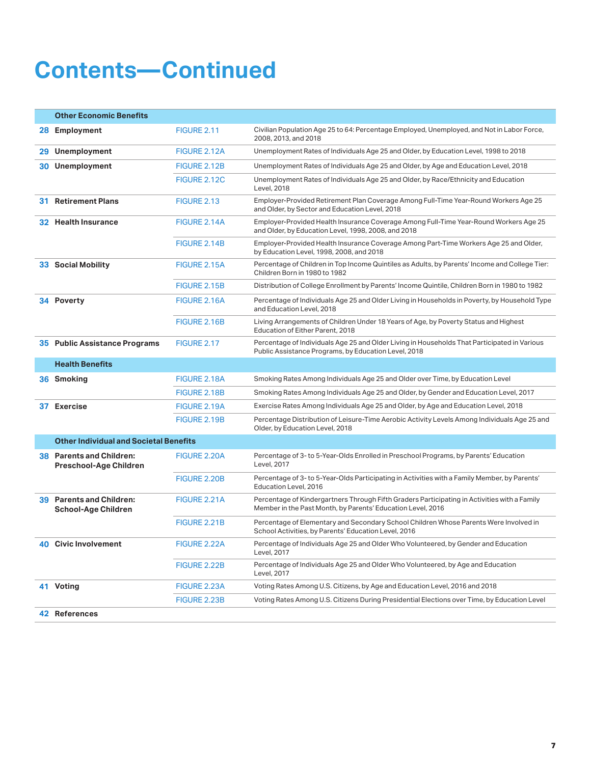# Contents—Continued

| | | | |
|---|---|---|---|
| | **Other Economic Benefits** | | |
| **28** | **Employment** | FIGURE 2.11 | Civilian Population Age 25 to 64: Percentage Employed, Unemployed, and Not in Labor Force, 2008, 2013, and 2018 |
| **29** | **Unemployment** | FIGURE 2.12A | Unemployment Rates of Individuals Age 25 and Older, by Education Level, 1998 to 2018 |
| **30** | **Unemployment** | FIGURE 2.12B | Unemployment Rates of Individuals Age 25 and Older, by Age and Education Level, 2018 |
| | | FIGURE 2.12C | Unemployment Rates of Individuals Age 25 and Older, by Race/Ethnicity and Education Level, 2018 |
| **31** | **Retirement Plans** | FIGURE 2.13 | Employer-Provided Retirement Plan Coverage Among Full-Time Year-Round Workers Age 25 and Older, by Sector and Education Level, 2018 |
| **32** | **Health Insurance** | FIGURE 2.14A | Employer-Provided Health Insurance Coverage Among Full-Time Year-Round Workers Age 25 and Older, by Education Level, 1998, 2008, and 2018 |
| | | FIGURE 2.14B | Employer-Provided Health Insurance Coverage Among Part-Time Workers Age 25 and Older, by Education Level, 1998, 2008, and 2018 |
| **33** | **Social Mobility** | FIGURE 2.15A | Percentage of Children in Top Income Quintiles as Adults, by Parents' Income and College Tier: Children Born in 1980 to 1982 |
| | | FIGURE 2.15B | Distribution of College Enrollment by Parents' Income Quintile, Children Born in 1980 to 1982 |
| **34** | **Poverty** | FIGURE 2.16A | Percentage of Individuals Age 25 and Older Living in Households in Poverty, by Household Type and Education Level, 2018 |
| | | FIGURE 2.16B | Living Arrangements of Children Under 18 Years of Age, by Poverty Status and Highest Education of Either Parent, 2018 |
| **35** | **Public Assistance Programs** | FIGURE 2.17 | Percentage of Individuals Age 25 and Older Living in Households That Participated in Various Public Assistance Programs, by Education Level, 2018 |
| | **Health Benefits** | | |
| **36** | **Smoking** | FIGURE 2.18A | Smoking Rates Among Individuals Age 25 and Older over Time, by Education Level |
| | | FIGURE 2.18B | Smoking Rates Among Individuals Age 25 and Older, by Gender and Education Level, 2017 |
| **37** | **Exercise** | FIGURE 2.19A | Exercise Rates Among Individuals Age 25 and Older, by Age and Education Level, 2018 |
| | | FIGURE 2.19B | Percentage Distribution of Leisure-Time Aerobic Activity Levels Among Individuals Age 25 and Older, by Education Level, 2018 |
| | **Other Individual and Societal Benefits** | | |
| **38** | **Parents and Children: Preschool-Age Children** | FIGURE 2.20A | Percentage of 3- to 5-Year-Olds Enrolled in Preschool Programs, by Parents' Education Level, 2017 |
| | | FIGURE 2.20B | Percentage of 3- to 5-Year-Olds Participating in Activities with a Family Member, by Parents' Education Level, 2016 |
| **39** | **Parents and Children: School-Age Children** | FIGURE 2.21A | Percentage of Kindergartners Through Fifth Graders Participating in Activities with a Family Member in the Past Month, by Parents' Education Level, 2016 |
| | | FIGURE 2.21B | Percentage of Elementary and Secondary School Children Whose Parents Were Involved in School Activities, by Parents' Education Level, 2016 |
| **40** | **Civic Involvement** | FIGURE 2.22A | Percentage of Individuals Age 25 and Older Who Volunteered, by Gender and Education Level, 2017 |
| | | FIGURE 2.22B | Percentage of Individuals Age 25 and Older Who Volunteered, by Age and Education Level, 2017 |
| **41** | **Voting** | FIGURE 2.23A | Voting Rates Among U.S. Citizens, by Age and Education Level, 2016 and 2018 |
| | | FIGURE 2.23B | Voting Rates Among U.S. Citizens During Presidential Elections over Time, by Education Level |
| **42** | **References** | | |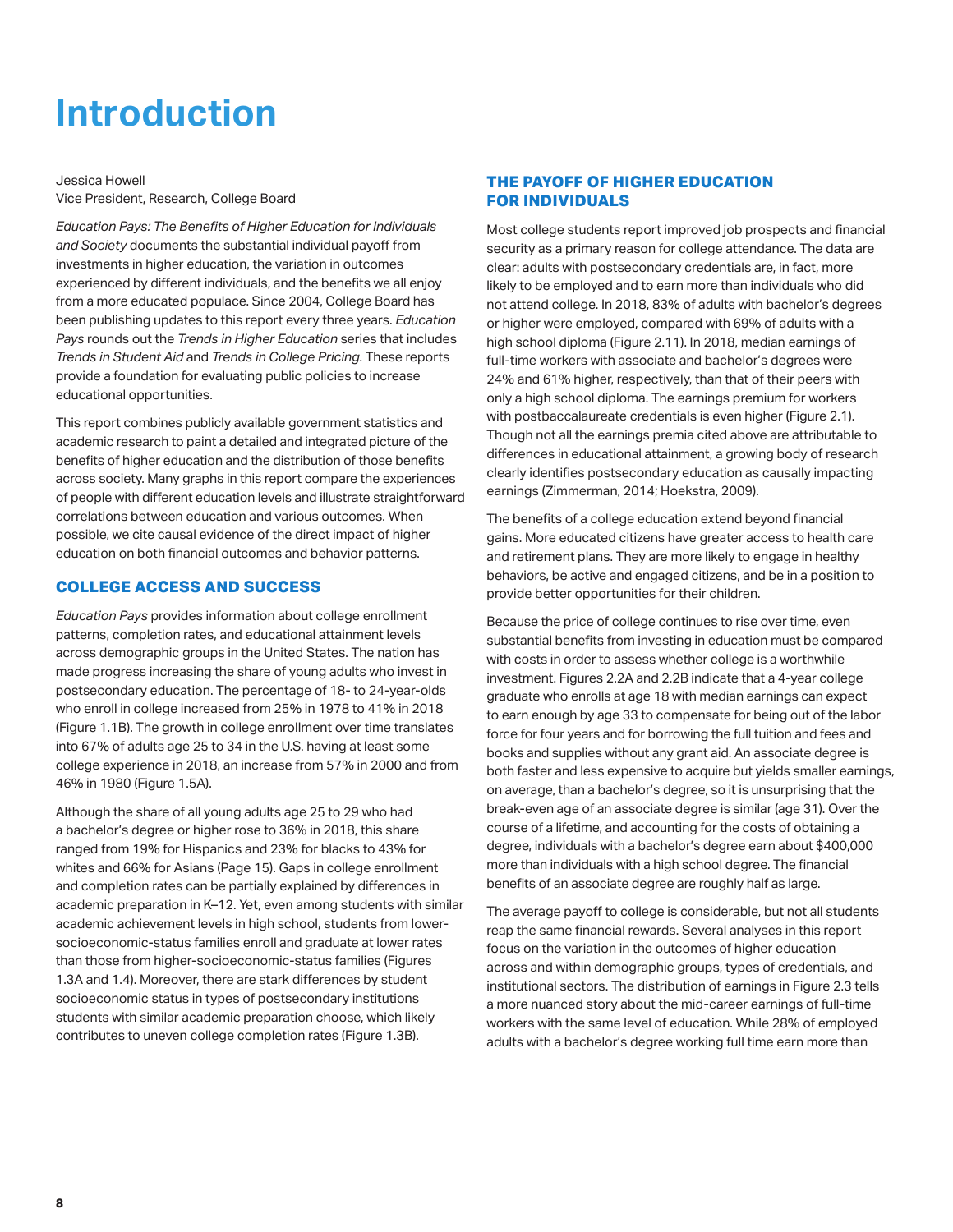# Introduction

Jessica Howell
Vice President, Research, College Board

*Education Pays: The Benefits of Higher Education for Individuals and Society* documents the substantial individual payoff from investments in higher education, the variation in outcomes experienced by different individuals, and the benefits we all enjoy from a more educated populace. Since 2004, College Board has been publishing updates to this report every three years. *Education Pays* rounds out the *Trends in Higher Education* series that includes *Trends in Student Aid* and *Trends in College Pricing*. These reports provide a foundation for evaluating public policies to increase educational opportunities.

This report combines publicly available government statistics and academic research to paint a detailed and integrated picture of the benefits of higher education and the distribution of those benefits across society. Many graphs in this report compare the experiences of people with different education levels and illustrate straightforward correlations between education and various outcomes. When possible, we cite causal evidence of the direct impact of higher education on both financial outcomes and behavior patterns.

## COLLEGE ACCESS AND SUCCESS

*Education Pays* provides information about college enrollment patterns, completion rates, and educational attainment levels across demographic groups in the United States. The nation has made progress increasing the share of young adults who invest in postsecondary education. The percentage of 18- to 24-year-olds who enroll in college increased from 25% in 1978 to 41% in 2018 (Figure 1.1B). The growth in college enrollment over time translates into 67% of adults age 25 to 34 in the U.S. having at least some college experience in 2018, an increase from 57% in 2000 and from 46% in 1980 (Figure 1.5A).

Although the share of all young adults age 25 to 29 who had a bachelor's degree or higher rose to 36% in 2018, this share ranged from 19% for Hispanics and 23% for blacks to 43% for whites and 66% for Asians (Page 15). Gaps in college enrollment and completion rates can be partially explained by differences in academic preparation in K–12. Yet, even among students with similar academic achievement levels in high school, students from lower-socioeconomic-status families enroll and graduate at lower rates than those from higher-socioeconomic-status families (Figures 1.3A and 1.4). Moreover, there are stark differences by student socioeconomic status in types of postsecondary institutions students with similar academic preparation choose, which likely contributes to uneven college completion rates (Figure 1.3B).

## THE PAYOFF OF HIGHER EDUCATION FOR INDIVIDUALS

Most college students report improved job prospects and financial security as a primary reason for college attendance. The data are clear: adults with postsecondary credentials are, in fact, more likely to be employed and to earn more than individuals who did not attend college. In 2018, 83% of adults with bachelor's degrees or higher were employed, compared with 69% of adults with a high school diploma (Figure 2.11). In 2018, median earnings of full-time workers with associate and bachelor's degrees were 24% and 61% higher, respectively, than that of their peers with only a high school diploma. The earnings premium for workers with postbaccalaureate credentials is even higher (Figure 2.1). Though not all the earnings premia cited above are attributable to differences in educational attainment, a growing body of research clearly identifies postsecondary education as causally impacting earnings (Zimmerman, 2014; Hoekstra, 2009).

The benefits of a college education extend beyond financial gains. More educated citizens have greater access to health care and retirement plans. They are more likely to engage in healthy behaviors, be active and engaged citizens, and be in a position to provide better opportunities for their children.

Because the price of college continues to rise over time, even substantial benefits from investing in education must be compared with costs in order to assess whether college is a worthwhile investment. Figures 2.2A and 2.2B indicate that a 4-year college graduate who enrolls at age 18 with median earnings can expect to earn enough by age 33 to compensate for being out of the labor force for four years and for borrowing the full tuition and fees and books and supplies without any grant aid. An associate degree is both faster and less expensive to acquire but yields smaller earnings, on average, than a bachelor's degree, so it is unsurprising that the break-even age of an associate degree is similar (age 31). Over the course of a lifetime, and accounting for the costs of obtaining a degree, individuals with a bachelor's degree earn about $400,000 more than individuals with a high school degree. The financial benefits of an associate degree are roughly half as large.

The average payoff to college is considerable, but not all students reap the same financial rewards. Several analyses in this report focus on the variation in the outcomes of higher education across and within demographic groups, types of credentials, and institutional sectors. The distribution of earnings in Figure 2.3 tells a more nuanced story about the mid-career earnings of full-time workers with the same level of education. While 28% of employed adults with a bachelor's degree working full time earn more than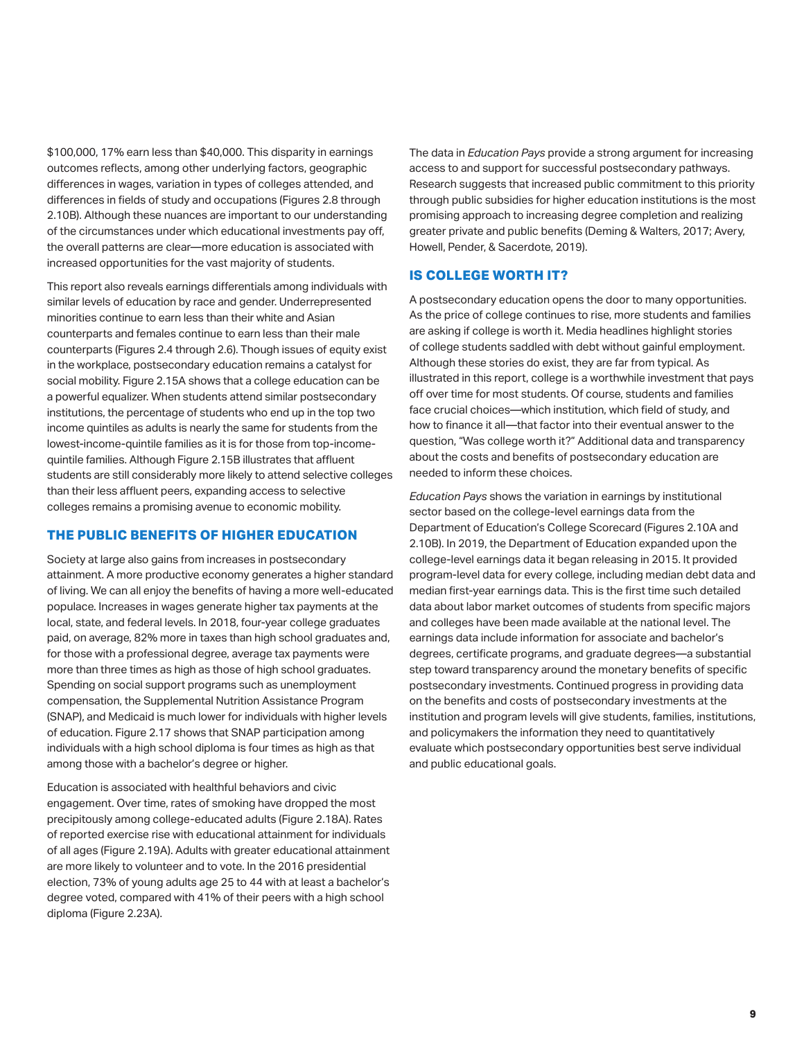$100,000, 17% earn less than $40,000. This disparity in earnings outcomes reflects, among other underlying factors, geographic differences in wages, variation in types of colleges attended, and differences in fields of study and occupations (Figures 2.8 through 2.10B). Although these nuances are important to our understanding of the circumstances under which educational investments pay off, the overall patterns are clear—more education is associated with increased opportunities for the vast majority of students.

This report also reveals earnings differentials among individuals with similar levels of education by race and gender. Underrepresented minorities continue to earn less than their white and Asian counterparts and females continue to earn less than their male counterparts (Figures 2.4 through 2.6). Though issues of equity exist in the workplace, postsecondary education remains a catalyst for social mobility. Figure 2.15A shows that a college education can be a powerful equalizer. When students attend similar postsecondary institutions, the percentage of students who end up in the top two income quintiles as adults is nearly the same for students from the lowest-income-quintile families as it is for those from top-income-quintile families. Although Figure 2.15B illustrates that affluent students are still considerably more likely to attend selective colleges than their less affluent peers, expanding access to selective colleges remains a promising avenue to economic mobility.

## THE PUBLIC BENEFITS OF HIGHER EDUCATION

Society at large also gains from increases in postsecondary attainment. A more productive economy generates a higher standard of living. We can all enjoy the benefits of having a more well-educated populace. Increases in wages generate higher tax payments at the local, state, and federal levels. In 2018, four-year college graduates paid, on average, 82% more in taxes than high school graduates and, for those with a professional degree, average tax payments were more than three times as high as those of high school graduates. Spending on social support programs such as unemployment compensation, the Supplemental Nutrition Assistance Program (SNAP), and Medicaid is much lower for individuals with higher levels of education. Figure 2.17 shows that SNAP participation among individuals with a high school diploma is four times as high as that among those with a bachelor's degree or higher.

Education is associated with healthful behaviors and civic engagement. Over time, rates of smoking have dropped the most precipitously among college-educated adults (Figure 2.18A). Rates of reported exercise rise with educational attainment for individuals of all ages (Figure 2.19A). Adults with greater educational attainment are more likely to volunteer and to vote. In the 2016 presidential election, 73% of young adults age 25 to 44 with at least a bachelor's degree voted, compared with 41% of their peers with a high school diploma (Figure 2.23A).

The data in *Education Pays* provide a strong argument for increasing access to and support for successful postsecondary pathways. Research suggests that increased public commitment to this priority through public subsidies for higher education institutions is the most promising approach to increasing degree completion and realizing greater private and public benefits (Deming & Walters, 2017; Avery, Howell, Pender, & Sacerdote, 2019).

## IS COLLEGE WORTH IT?

A postsecondary education opens the door to many opportunities. As the price of college continues to rise, more students and families are asking if college is worth it. Media headlines highlight stories of college students saddled with debt without gainful employment. Although these stories do exist, they are far from typical. As illustrated in this report, college is a worthwhile investment that pays off over time for most students. Of course, students and families face crucial choices—which institution, which field of study, and how to finance it all—that factor into their eventual answer to the question, "Was college worth it?" Additional data and transparency about the costs and benefits of postsecondary education are needed to inform these choices.

*Education Pays* shows the variation in earnings by institutional sector based on the college-level earnings data from the Department of Education's College Scorecard (Figures 2.10A and 2.10B). In 2019, the Department of Education expanded upon the college-level earnings data it began releasing in 2015. It provided program-level data for every college, including median debt data and median first-year earnings data. This is the first time such detailed data about labor market outcomes of students from specific majors and colleges have been made available at the national level. The earnings data include information for associate and bachelor's degrees, certificate programs, and graduate degrees—a substantial step toward transparency around the monetary benefits of specific postsecondary investments. Continued progress in providing data on the benefits and costs of postsecondary investments at the institution and program levels will give students, families, institutions, and policymakers the information they need to quantitatively evaluate which postsecondary opportunities best serve individual and public educational goals.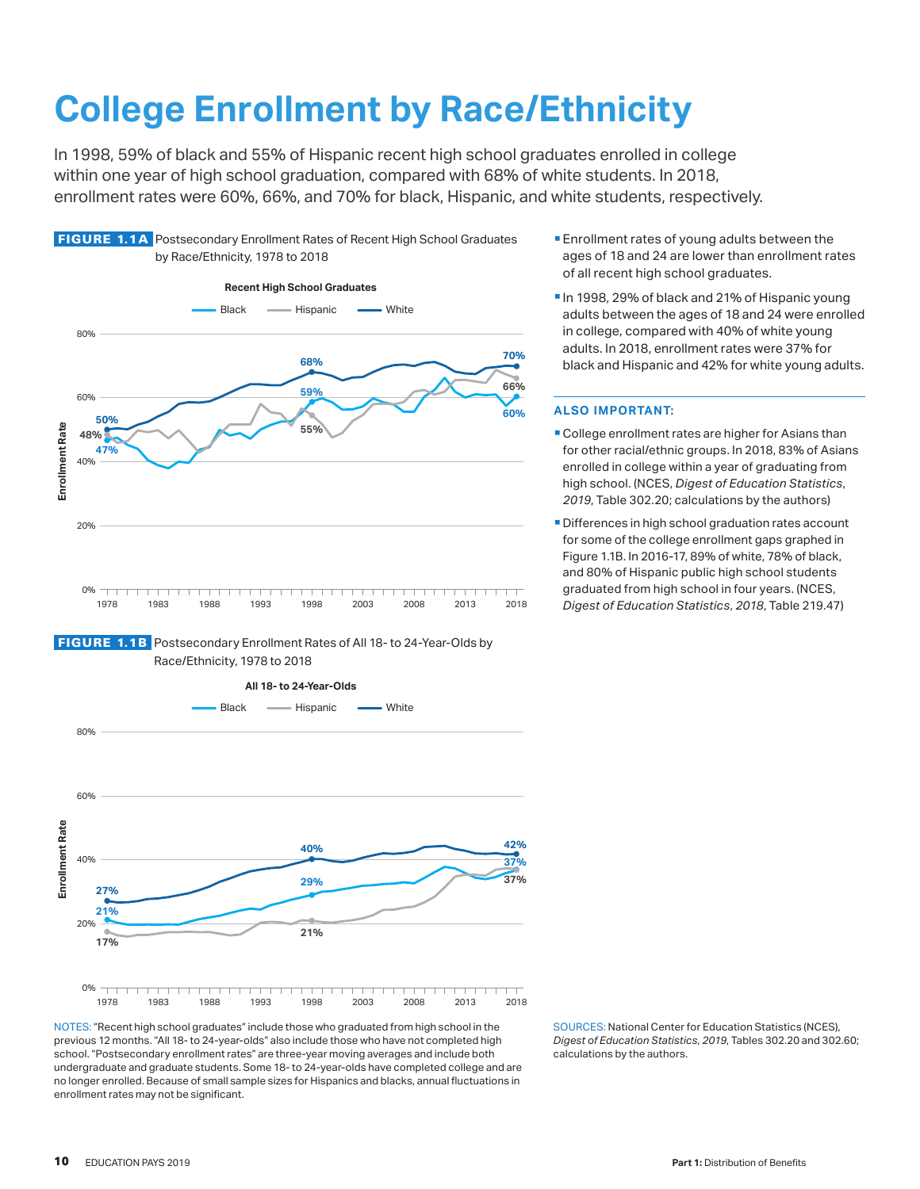# College Enrollment by Race/Ethnicity

In 1998, 59% of black and 55% of Hispanic recent high school graduates enrolled in college within one year of high school graduation, compared with 68% of white students. In 2018, enrollment rates were 60%, 66%, and 70% for black, Hispanic, and white students, respectively.

**FIGURE 1.1A** Postsecondary Enrollment Rates of Recent High School Graduates by Race/Ethnicity, 1978 to 2018

**FIGURE 1.1B** Postsecondary Enrollment Rates of All 18- to 24-Year-Olds by Race/Ethnicity, 1978 to 2018

NOTES: "Recent high school graduates" include those who graduated from high school in the previous 12 months. "All 18- to 24-year-olds" also include those who have not completed high school. "Postsecondary enrollment rates" are three-year moving averages and include both undergraduate and graduate students. Some 18- to 24-year-olds have completed college and are no longer enrolled. Because of small sample sizes for Hispanics and blacks, annual fluctuations in enrollment rates may not be significant.

- Enrollment rates of young adults between the ages of 18 and 24 are lower than enrollment rates of all recent high school graduates.
- In 1998, 29% of black and 21% of Hispanic young adults between the ages of 18 and 24 were enrolled in college, compared with 40% of white young adults. In 2018, enrollment rates were 37% for black and Hispanic and 42% for white young adults.

### ALSO IMPORTANT:

- College enrollment rates are higher for Asians than for other racial/ethnic groups. In 2018, 83% of Asians enrolled in college within a year of graduating from high school. (NCES, *Digest of Education Statistics*, *2019*, Table 302.20; calculations by the authors)
- Differences in high school graduation rates account for some of the college enrollment gaps graphed in Figure 1.1B. In 2016-17, 89% of white, 78% of black, and 80% of Hispanic public high school students graduated from high school in four years. (NCES, *Digest of Education Statistics*, *2018*, Table 219.47)

SOURCES: National Center for Education Statistics (NCES), *Digest of Education Statistics, 2019*, Tables 302.20 and 302.60; calculations by the authors.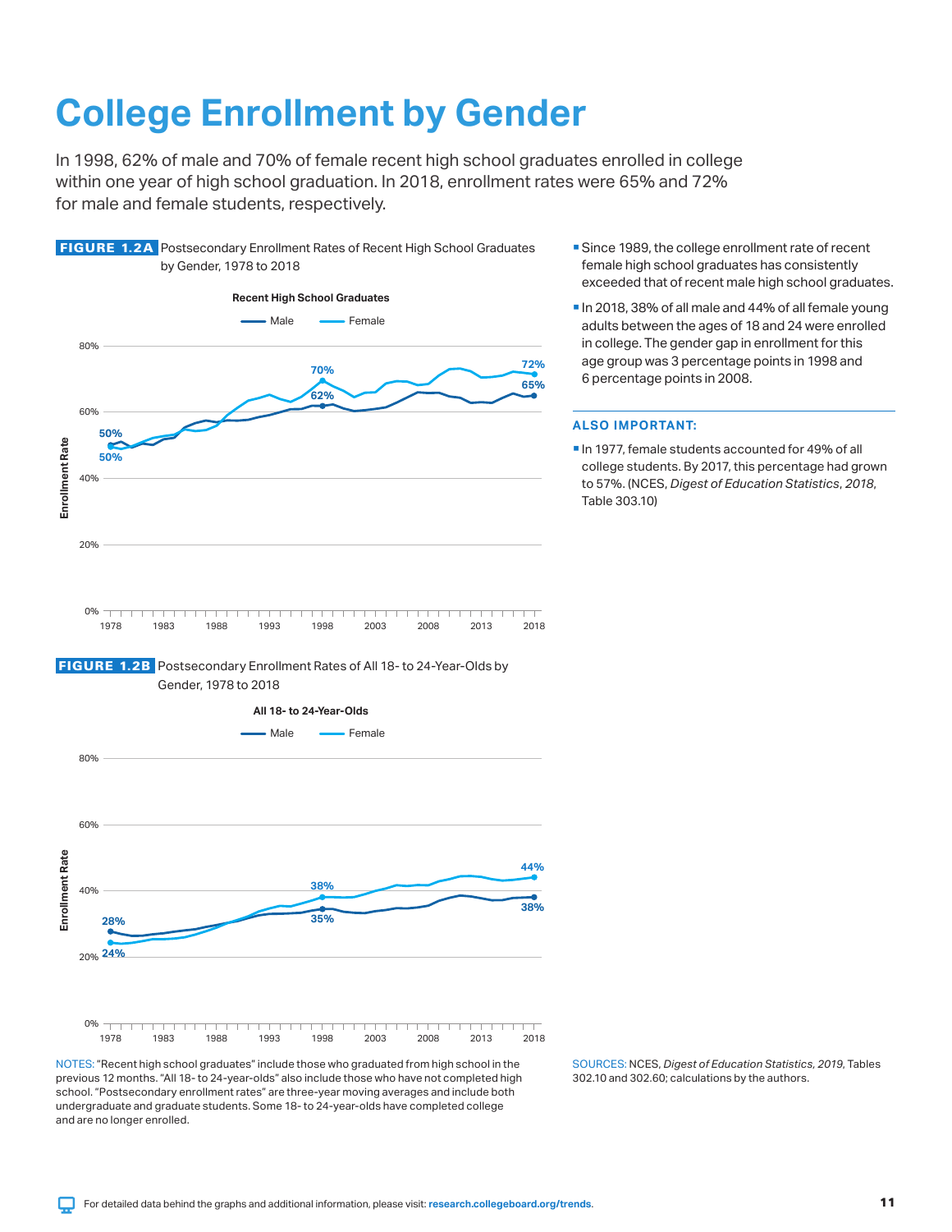# College Enrollment by Gender

In 1998, 62% of male and 70% of female recent high school graduates enrolled in college within one year of high school graduation. In 2018, enrollment rates were 65% and 72% for male and female students, respectively.

**FIGURE 1.2A** Postsecondary Enrollment Rates of Recent High School Graduates by Gender, 1978 to 2018

Recent High School Graduates

Male — Female

80% 60% 40% 20% 0%

Enrollment Rate

50% 50% 70% 62% 72% 65%

1978 1983 1988 1993 1998 2003 2008 2013 2018

**FIGURE 1.2B** Postsecondary Enrollment Rates of All 18- to 24-Year-Olds by Gender, 1978 to 2018

All 18- to 24-Year-Olds

Male — Female

80% 60% 40% 20% 0%

Enrollment Rate

28% 24% 38% 35% 44% 38%

1978 1983 1988 1993 1998 2003 2008 2013 2018

NOTES: "Recent high school graduates" include those who graduated from high school in the previous 12 months. "All 18- to 24-year-olds" also include those who have not completed high school. "Postsecondary enrollment rates" are three-year moving averages and include both undergraduate and graduate students. Some 18- to 24-year-olds have completed college and are no longer enrolled.

- Since 1989, the college enrollment rate of recent female high school graduates has consistently exceeded that of recent male high school graduates.
- In 2018, 38% of all male and 44% of all female young adults between the ages of 18 and 24 were enrolled in college. The gender gap in enrollment for this age group was 3 percentage points in 1998 and 6 percentage points in 2008.

### ALSO IMPORTANT:

- In 1977, female students accounted for 49% of all college students. By 2017, this percentage had grown to 57%. (NCES, *Digest of Education Statistics*, *2018*, Table 303.10)

SOURCES: NCES, *Digest of Education Statistics, 2019*, Tables 302.10 and 302.60; calculations by the authors.

For detailed data behind the graphs and additional information, please visit: research.collegeboard.org/trends.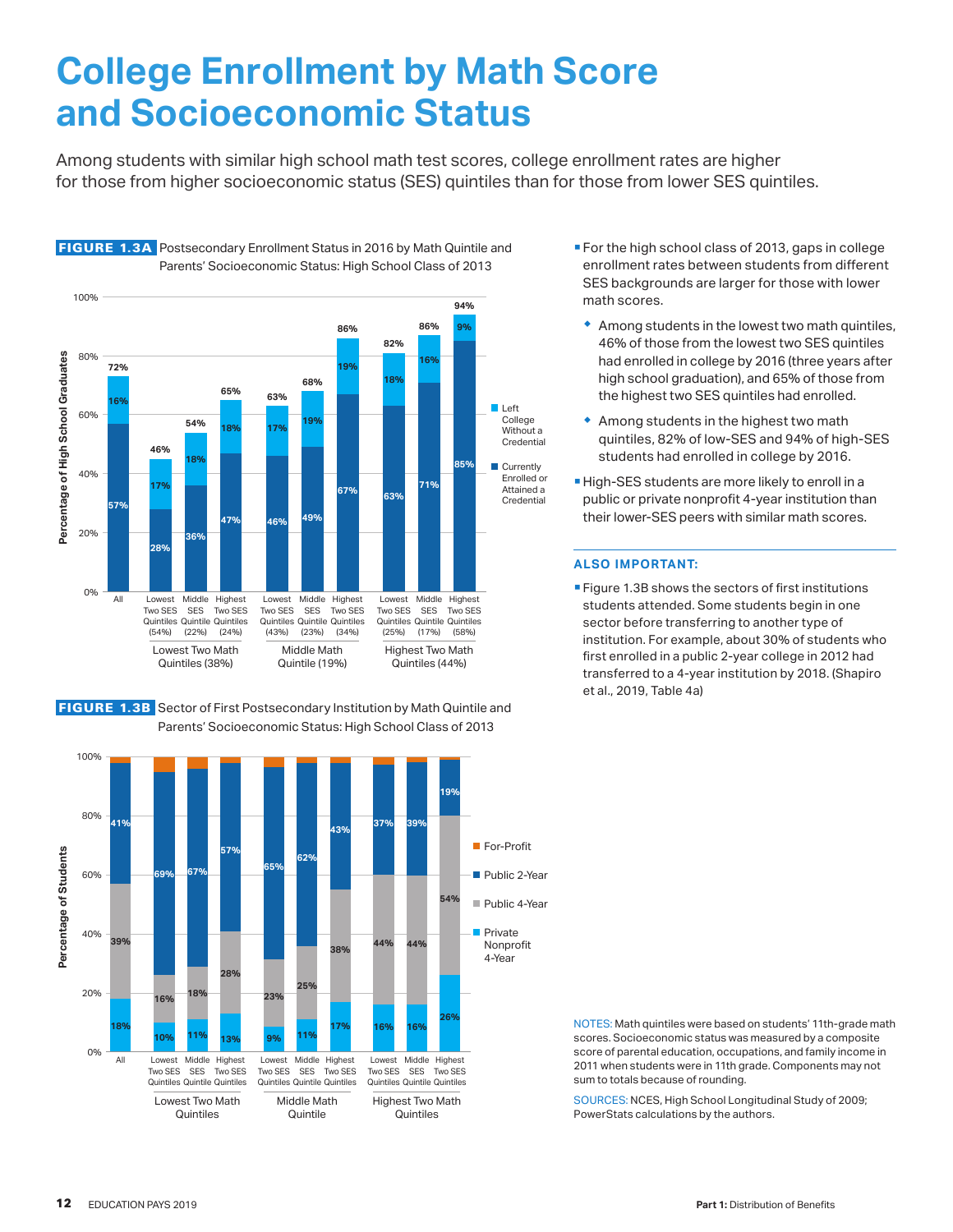# College Enrollment by Math Score and Socioeconomic Status

Among students with similar high school math test scores, college enrollment rates are higher for those from higher socioeconomic status (SES) quintiles than for those from lower SES quintiles.

**FIGURE 1.3A** Postsecondary Enrollment Status in 2016 by Math Quintile and Parents' Socioeconomic Status: High School Class of 2013

| Math Quintile | SES Group | Currently Enrolled or Attained a Credential | Left College Without a Credential | Total |
|---|---|---|---|---|
| All | | 57% | 16% | 72% |
| Lowest Two Math Quintiles (38%) | Lowest Two SES Quintiles (54%) | 28% | 17% | 46% |
| | Middle SES Quintile (22%) | 36% | 18% | 54% |
| | Highest Two SES Quintiles (24%) | 47% | 18% | 65% |
| Middle Math Quintile (19%) | Lowest Two SES Quintiles (43%) | 46% | 17% | 63% |
| | Middle SES Quintile (23%) | 49% | 19% | 68% |
| | Highest Two SES Quintiles (34%) | 67% | 19% | 86% |
| Highest Two Math Quintiles (44%) | Lowest Two SES Quintiles (25%) | 63% | 18% | 82% |
| | Middle SES Quintile (17%) | 71% | 16% | 86% |
| | Highest Two SES Quintiles (58%) | 85% | 9% | 94% |

**FIGURE 1.3B** Sector of First Postsecondary Institution by Math Quintile and Parents' Socioeconomic Status: High School Class of 2013

| Math Quintile | SES Group | Private Nonprofit 4-Year | Public 4-Year | Public 2-Year |
|---|---|---|---|---|
| All | | 18% | 39% | 41% |
| Lowest Two Math Quintiles | Lowest Two SES Quintiles | 10% | 16% | 69% |
| | Middle SES Quintile | 11% | 18% | 67% |
| | Highest Two SES Quintiles | 13% | 28% | 57% |
| Middle Math Quintile | Lowest Two SES Quintiles | 9% | 23% | 65% |
| | Middle SES Quintile | 11% | 25% | 62% |
| | Highest Two SES Quintiles | 17% | 38% | 43% |
| Highest Two Math Quintiles | Lowest Two SES Quintiles | 16% | 44% | 37% |
| | Middle SES Quintile | 16% | 44% | 39% |
| | Highest Two SES Quintiles | 26% | 54% | 19% |

- For the high school class of 2013, gaps in college enrollment rates between students from different SES backgrounds are larger for those with lower math scores.
  - Among students in the lowest two math quintiles, 46% of those from the lowest two SES quintiles had enrolled in college by 2016 (three years after high school graduation), and 65% of those from the highest two SES quintiles had enrolled.
  - Among students in the highest two math quintiles, 82% of low-SES and 94% of high-SES students had enrolled in college by 2016.
- High-SES students are more likely to enroll in a public or private nonprofit 4-year institution than their lower-SES peers with similar math scores.

**ALSO IMPORTANT:**

- Figure 1.3B shows the sectors of first institutions students attended. Some students begin in one sector before transferring to another type of institution. For example, about 30% of students who first enrolled in a public 2-year college in 2012 had transferred to a 4-year institution by 2018. (Shapiro et al., 2019, Table 4a)

NOTES: Math quintiles were based on students' 11th-grade math scores. Socioeconomic status was measured by a composite score of parental education, occupations, and family income in 2011 when students were in 11th grade. Components may not sum to totals because of rounding.

SOURCES: NCES, High School Longitudinal Study of 2009; PowerStats calculations by the authors.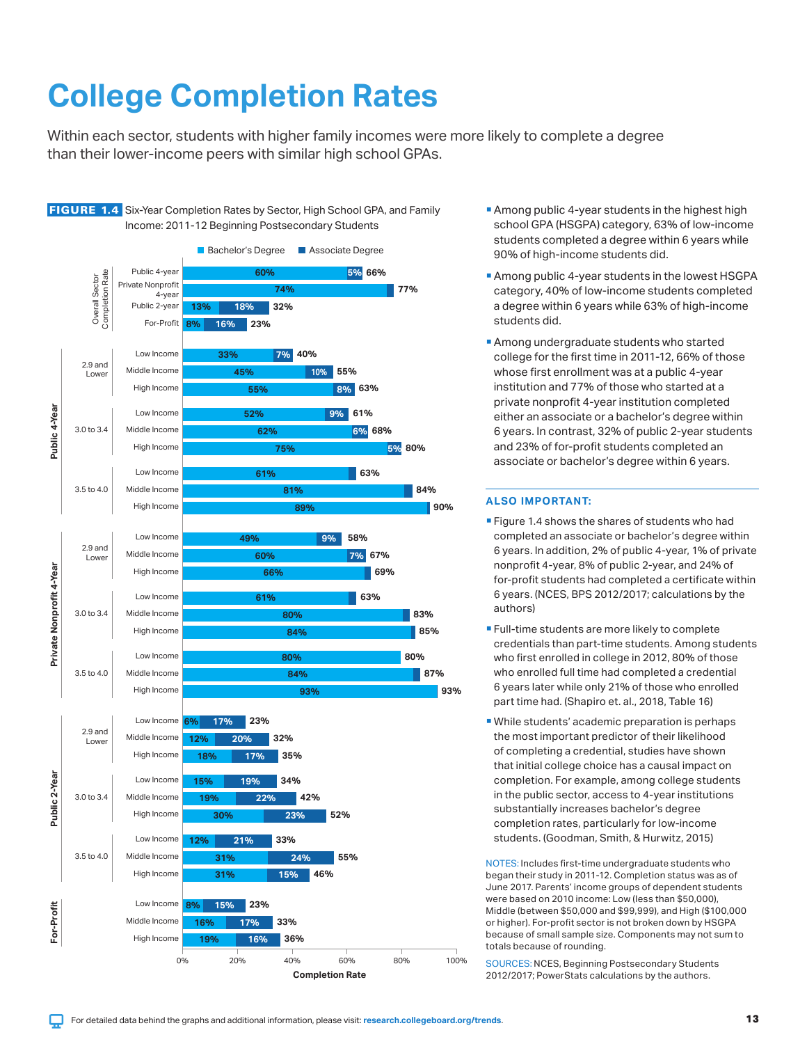# College Completion Rates

Within each sector, students with higher family incomes were more likely to complete a degree than their lower-income peers with similar high school GPAs.

**FIGURE 1.4** Six-Year Completion Rates by Sector, High School GPA, and Family Income: 2011-12 Beginning Postsecondary Students

| Sector | HSGPA | Income | Bachelor's Degree | Associate Degree | Total |
|---|---|---|---|---|---|
| Overall Sector Completion Rate | | Public 4-year | 60% | 5% | 66% |
| | | Private Nonprofit 4-year | 74% | | 77% |
| | | Public 2-year | 13% | 18% | 32% |
| | | For-Profit | 8% | 16% | 23% |
| Public 4-Year | 2.9 and Lower | Low Income | 33% | 7% | 40% |
| | | Middle Income | 45% | 10% | 55% |
| | | High Income | 55% | 8% | 63% |
| | 3.0 to 3.4 | Low Income | 52% | 9% | 61% |
| | | Middle Income | 62% | 6% | 68% |
| | | High Income | 75% | 5% | 80% |
| | 3.5 to 4.0 | Low Income | 61% | | 63% |
| | | Middle Income | 81% | | 84% |
| | | High Income | 89% | | 90% |
| Private Nonprofit 4-Year | 2.9 and Lower | Low Income | 49% | 9% | 58% |
| | | Middle Income | 60% | 7% | 67% |
| | | High Income | 66% | | 69% |
| | 3.0 to 3.4 | Low Income | 61% | | 63% |
| | | Middle Income | 80% | | 83% |
| | | High Income | 84% | | 85% |
| | 3.5 to 4.0 | Low Income | 80% | | 80% |
| | | Middle Income | 84% | | 87% |
| | | High Income | 93% | | 93% |
| Public 2-Year | 2.9 and Lower | Low Income | 6% | 17% | 23% |
| | | Middle Income | 12% | 20% | 32% |
| | | High Income | 18% | 17% | 35% |
| | 3.0 to 3.4 | Low Income | 15% | 19% | 34% |
| | | Middle Income | 19% | 22% | 42% |
| | | High Income | 30% | 23% | 52% |
| | 3.5 to 4.0 | Low Income | 12% | 21% | 33% |
| | | Middle Income | 31% | 24% | 55% |
| | | High Income | 31% | 15% | 46% |
| For-Profit | | Low Income | 8% | 15% | 23% |
| | | Middle Income | 16% | 17% | 33% |
| | | High Income | 19% | 16% | 36% |

Completion Rate (0%–100%)

- Among public 4-year students in the highest high school GPA (HSGPA) category, 63% of low-income students completed a degree within 6 years while 90% of high-income students did.
- Among public 4-year students in the lowest HSGPA category, 40% of low-income students completed a degree within 6 years while 63% of high-income students did.
- Among undergraduate students who started college for the first time in 2011-12, 66% of those whose first enrollment was at a public 4-year institution and 77% of those who started at a private nonprofit 4-year institution completed either an associate or a bachelor's degree within 6 years. In contrast, 32% of public 2-year students and 23% of for-profit students completed an associate or bachelor's degree within 6 years.

## ALSO IMPORTANT:

- Figure 1.4 shows the shares of students who had completed an associate or bachelor's degree within 6 years. In addition, 2% of public 4-year, 1% of private nonprofit 4-year, 8% of public 2-year, and 24% of for-profit students had completed a certificate within 6 years. (NCES, BPS 2012/2017; calculations by the authors)
- Full-time students are more likely to complete credentials than part-time students. Among students who first enrolled in college in 2012, 80% of those who enrolled full time had completed a credential 6 years later while only 21% of those who enrolled part time had. (Shapiro et. al., 2018, Table 16)
- While students' academic preparation is perhaps the most important predictor of their likelihood of completing a credential, studies have shown that initial college choice has a causal impact on completion. For example, among college students in the public sector, access to 4-year institutions substantially increases bachelor's degree completion rates, particularly for low-income students. (Goodman, Smith, & Hurwitz, 2015)

NOTES: Includes first-time undergraduate students who began their study in 2011-12. Completion status was as of June 2017. Parents' income groups of dependent students were based on 2010 income: Low (less than $50,000), Middle (between $50,000 and $99,999), and High ($100,000 or higher). For-profit sector is not broken down by HSGPA because of small sample size. Components may not sum to totals because of rounding.

SOURCES: NCES, Beginning Postsecondary Students 2012/2017; PowerStats calculations by the authors.

For detailed data behind the graphs and additional information, please visit: research.collegeboard.org/trends.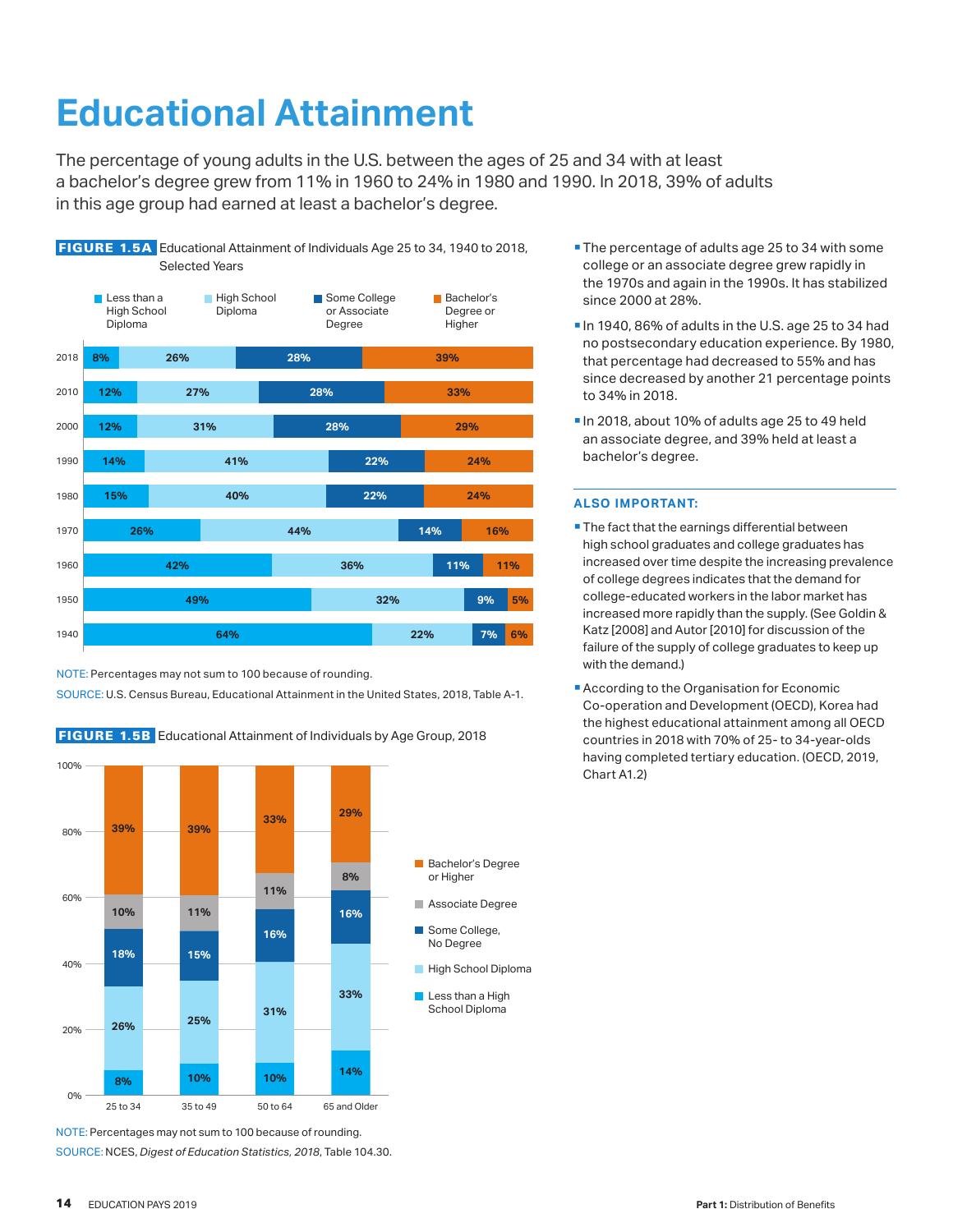# Educational Attainment

The percentage of young adults in the U.S. between the ages of 25 and 34 with at least a bachelor's degree grew from 11% in 1960 to 24% in 1980 and 1990. In 2018, 39% of adults in this age group had earned at least a bachelor's degree.

**FIGURE 1.5A** Educational Attainment of Individuals Age 25 to 34, 1940 to 2018, Selected Years

| Year | Less than a High School Diploma | High School Diploma | Some College or Associate Degree | Bachelor's Degree or Higher |
|---|---|---|---|---|
| 2018 | 8% | 26% | 28% | 39% |
| 2010 | 12% | 27% | 28% | 33% |
| 2000 | 12% | 31% | 28% | 29% |
| 1990 | 14% | 41% | 22% | 24% |
| 1980 | 15% | 40% | 22% | 24% |
| 1970 | 26% | 44% | 14% | 16% |
| 1960 | 42% | 36% | 11% | 11% |
| 1950 | 49% | 32% | 9% | 5% |
| 1940 | 64% | 22% | 7% | 6% |

NOTE: Percentages may not sum to 100 because of rounding.

SOURCE: U.S. Census Bureau, Educational Attainment in the United States, 2018, Table A-1.

**FIGURE 1.5B** Educational Attainment of Individuals by Age Group, 2018

| Age Group | Less than a High School Diploma | High School Diploma | Some College, No Degree | Associate Degree | Bachelor's Degree or Higher |
|---|---|---|---|---|---|
| 25 to 34 | 8% | 26% | 18% | 10% | 39% |
| 35 to 49 | 10% | 25% | 15% | 11% | 39% |
| 50 to 64 | 10% | 31% | 16% | 11% | 33% |
| 65 and Older | 14% | 33% | 16% | 8% | 29% |

NOTE: Percentages may not sum to 100 because of rounding.

SOURCE: NCES, *Digest of Education Statistics, 2018*, Table 104.30.

- The percentage of adults age 25 to 34 with some college or an associate degree grew rapidly in the 1970s and again in the 1990s. It has stabilized since 2000 at 28%.
- In 1940, 86% of adults in the U.S. age 25 to 34 had no postsecondary education experience. By 1980, that percentage had decreased to 55% and has since decreased by another 21 percentage points to 34% in 2018.
- In 2018, about 10% of adults age 25 to 49 held an associate degree, and 39% held at least a bachelor's degree.

**ALSO IMPORTANT:**

- The fact that the earnings differential between high school graduates and college graduates has increased over time despite the increasing prevalence of college degrees indicates that the demand for college-educated workers in the labor market has increased more rapidly than the supply. (See Goldin & Katz [2008] and Autor [2010] for discussion of the failure of the supply of college graduates to keep up with the demand.)
- According to the Organisation for Economic Co-operation and Development (OECD), Korea had the highest educational attainment among all OECD countries in 2018 with 70% of 25- to 34-year-olds having completed tertiary education. (OECD, 2019, Chart A1.2)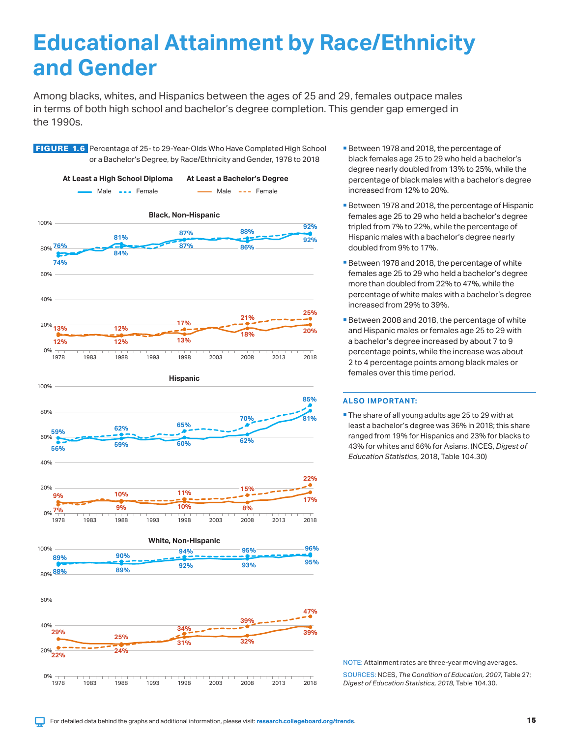# Educational Attainment by Race/Ethnicity and Gender

Among blacks, whites, and Hispanics between the ages of 25 and 29, females outpace males in terms of both high school and bachelor's degree completion. This gender gap emerged in the 1990s.

**FIGURE 1.6** Percentage of 25- to 29-Year-Olds Who Have Completed High School or a Bachelor's Degree, by Race/Ethnicity and Gender, 1978 to 2018

- Between 1978 and 2018, the percentage of black females age 25 to 29 who held a bachelor's degree nearly doubled from 13% to 25%, while the percentage of black males with a bachelor's degree increased from 12% to 20%.
- Between 1978 and 2018, the percentage of Hispanic females age 25 to 29 who held a bachelor's degree tripled from 7% to 22%, while the percentage of Hispanic males with a bachelor's degree nearly doubled from 9% to 17%.
- Between 1978 and 2018, the percentage of white females age 25 to 29 who held a bachelor's degree more than doubled from 22% to 47%, while the percentage of white males with a bachelor's degree increased from 29% to 39%.
- Between 2008 and 2018, the percentage of white and Hispanic males or females age 25 to 29 with a bachelor's degree increased by about 7 to 9 percentage points, while the increase was about 2 to 4 percentage points among black males or females over this time period.

### ALSO IMPORTANT:

- The share of all young adults age 25 to 29 with at least a bachelor's degree was 36% in 2018; this share ranged from 19% for Hispanics and 23% for blacks to 43% for whites and 66% for Asians. (NCES, *Digest of Education Statistics*, 2018, Table 104.30)

NOTE: Attainment rates are three-year moving averages.

SOURCES: NCES, *The Condition of Education, 2007*, Table 27; *Digest of Education Statistics, 2018*, Table 104.30.

For detailed data behind the graphs and additional information, please visit: research.collegeboard.org/trends.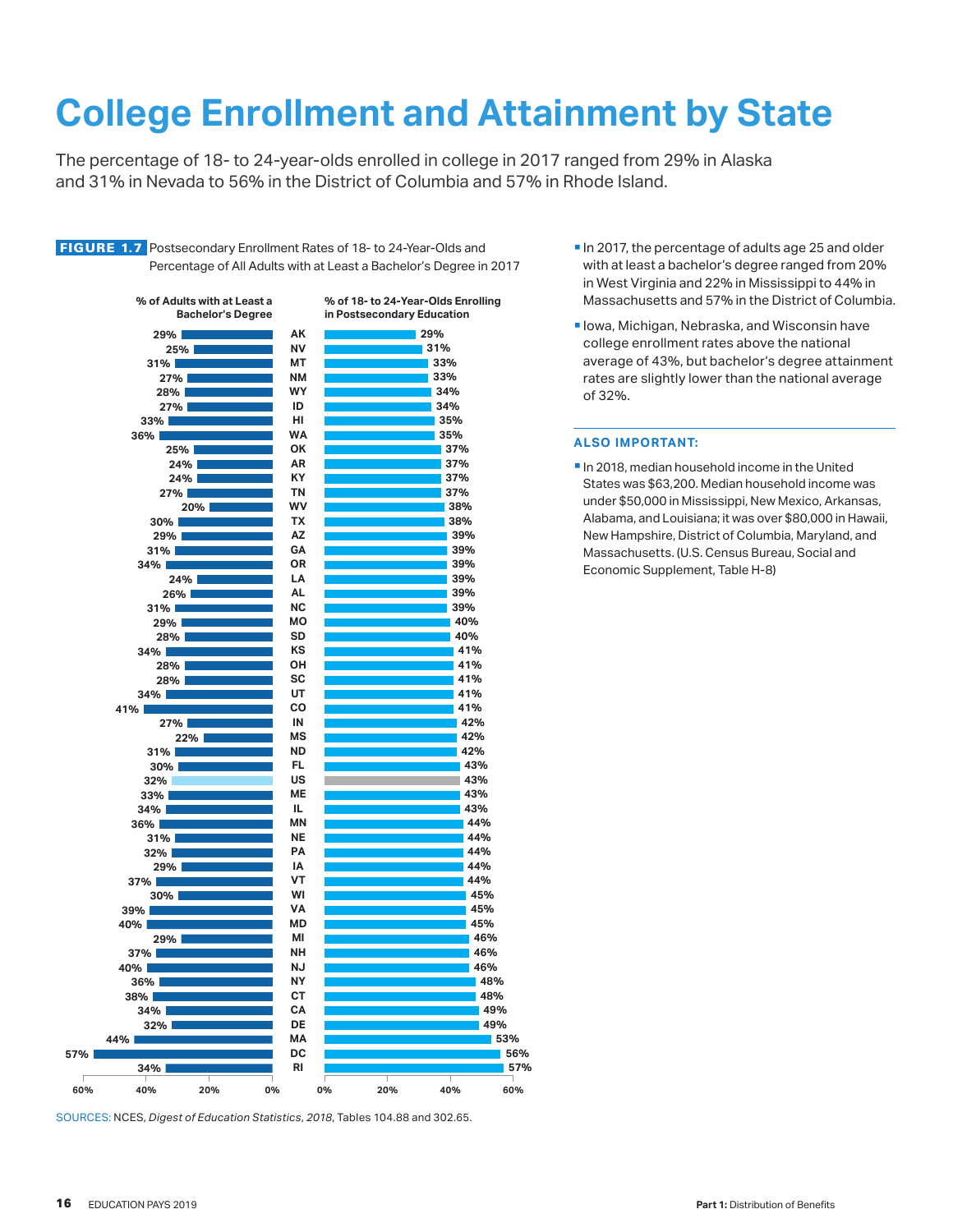# College Enrollment and Attainment by State

The percentage of 18- to 24-year-olds enrolled in college in 2017 ranged from 29% in Alaska and 31% in Nevada to 56% in the District of Columbia and 57% in Rhode Island.

**FIGURE 1.7** Postsecondary Enrollment Rates of 18- to 24-Year-Olds and Percentage of All Adults with at Least a Bachelor's Degree in 2017

| % of Adults with at Least a Bachelor's Degree | State | % of 18- to 24-Year-Olds Enrolling in Postsecondary Education |
|---|---|---|
| 29% | AK | 29% |
| 25% | NV | 31% |
| 31% | MT | 33% |
| 27% | NM | 33% |
| 28% | WY | 34% |
| 27% | ID | 34% |
| 33% | HI | 35% |
| 36% | WA | 35% |
| 25% | OK | 37% |
| 24% | AR | 37% |
| 24% | KY | 37% |
| 27% | TN | 37% |
| 20% | WV | 38% |
| 30% | TX | 38% |
| 29% | AZ | 39% |
| 31% | GA | 39% |
| 34% | OR | 39% |
| 24% | LA | 39% |
| 26% | AL | 39% |
| 31% | NC | 39% |
| 29% | MO | 40% |
| 28% | SD | 40% |
| 34% | KS | 41% |
| 28% | OH | 41% |
| 28% | SC | 41% |
| 34% | UT | 41% |
| 41% | CO | 41% |
| 27% | IN | 42% |
| 22% | MS | 42% |
| 31% | ND | 42% |
| 30% | FL | 43% |
| 32% | US | 43% |
| 33% | ME | 43% |
| 34% | IL | 43% |
| 36% | MN | 44% |
| 31% | NE | 44% |
| 32% | PA | 44% |
| 29% | IA | 44% |
| 37% | VT | 44% |
| 30% | WI | 45% |
| 39% | VA | 45% |
| 40% | MD | 45% |
| 29% | MI | 46% |
| 37% | NH | 46% |
| 40% | NJ | 46% |
| 36% | NY | 48% |
| 38% | CT | 48% |
| 34% | CA | 49% |
| 32% | DE | 49% |
| 44% | MA | 53% |
| 57% | DC | 56% |
| 34% | RI | 57% |

SOURCES: NCES, *Digest of Education Statistics, 2018*, Tables 104.88 and 302.65.

- In 2017, the percentage of adults age 25 and older with at least a bachelor's degree ranged from 20% in West Virginia and 22% in Mississippi to 44% in Massachusetts and 57% in the District of Columbia.
- Iowa, Michigan, Nebraska, and Wisconsin have college enrollment rates above the national average of 43%, but bachelor's degree attainment rates are slightly lower than the national average of 32%.

**ALSO IMPORTANT:**

- In 2018, median household income in the United States was $63,200. Median household income was under $50,000 in Mississippi, New Mexico, Arkansas, Alabama, and Louisiana; it was over $80,000 in Hawaii, New Hampshire, District of Columbia, Maryland, and Massachusetts. (U.S. Census Bureau, Social and Economic Supplement, Table H-8)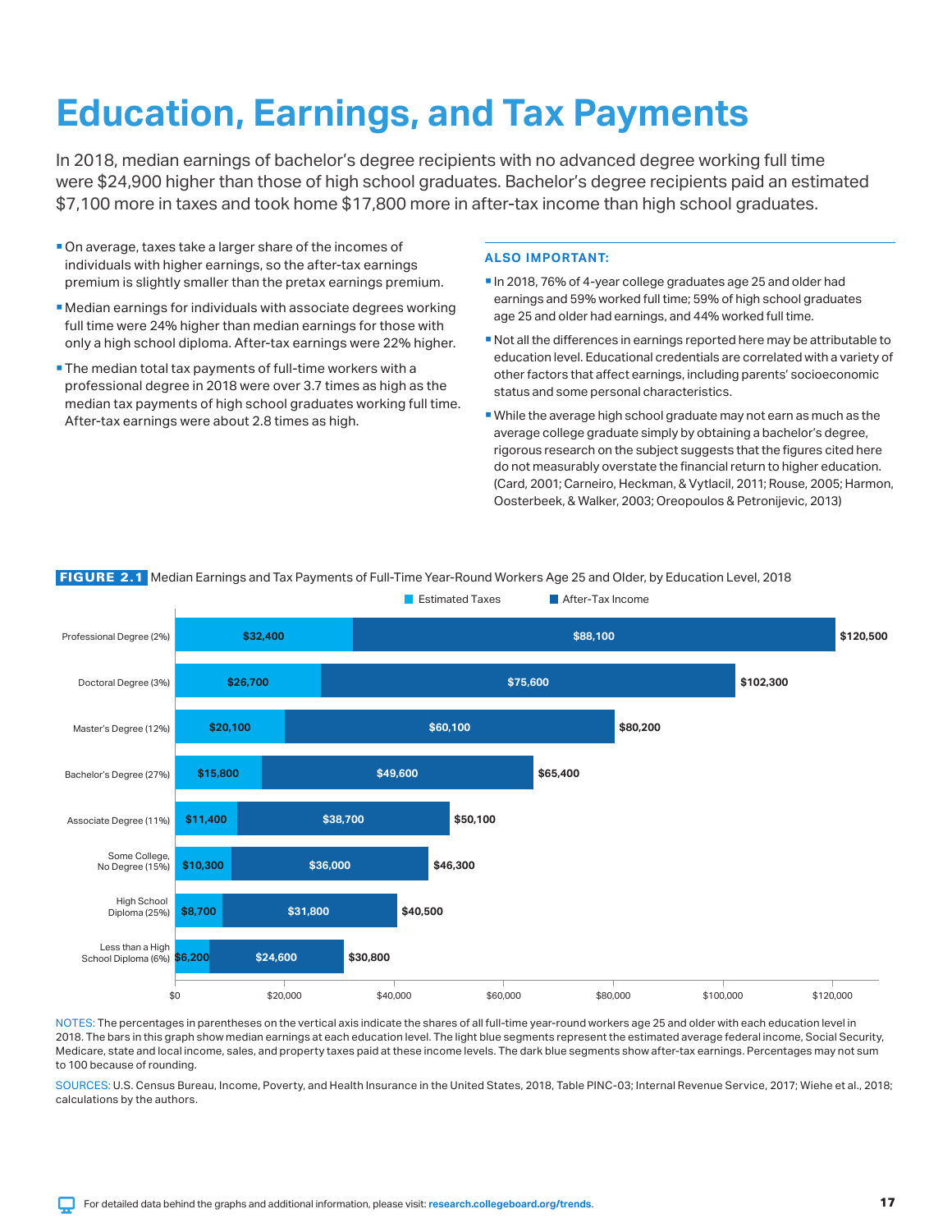# Education, Earnings, and Tax Payments

In 2018, median earnings of bachelor's degree recipients with no advanced degree working full time were $24,900 higher than those of high school graduates. Bachelor's degree recipients paid an estimated $7,100 more in taxes and took home $17,800 more in after-tax income than high school graduates.

- On average, taxes take a larger share of the incomes of individuals with higher earnings, so the after-tax earnings premium is slightly smaller than the pretax earnings premium.
- Median earnings for individuals with associate degrees working full time were 24% higher than median earnings for those with only a high school diploma. After-tax earnings were 22% higher.
- The median total tax payments of full-time workers with a professional degree in 2018 were over 3.7 times as high as the median tax payments of high school graduates working full time. After-tax earnings were about 2.8 times as high.

### ALSO IMPORTANT:

- In 2018, 76% of 4-year college graduates age 25 and older had earnings and 59% worked full time; 59% of high school graduates age 25 and older had earnings, and 44% worked full time.
- Not all the differences in earnings reported here may be attributable to education level. Educational credentials are correlated with a variety of other factors that affect earnings, including parents' socioeconomic status and some personal characteristics.
- While the average high school graduate may not earn as much as the average college graduate simply by obtaining a bachelor's degree, rigorous research on the subject suggests that the figures cited here do not measurably overstate the financial return to higher education. (Card, 2001; Carneiro, Heckman, & Vytlacil, 2011; Rouse, 2005; Harmon, Oosterbeek, & Walker, 2003; Oreopoulos & Petronijevic, 2013)

**FIGURE 2.1** Median Earnings and Tax Payments of Full-Time Year-Round Workers Age 25 and Older, by Education Level, 2018

| Education Level | Estimated Taxes | After-Tax Income | Total |
|---|---|---|---|
| Professional Degree (2%) | $32,400 | $88,100 | $120,500 |
| Doctoral Degree (3%) | $26,700 | $75,600 | $102,300 |
| Master's Degree (12%) | $20,100 | $60,100 | $80,200 |
| Bachelor's Degree (27%) | $15,800 | $49,600 | $65,400 |
| Associate Degree (11%) | $11,400 | $38,700 | $50,100 |
| Some College, No Degree (15%) | $10,300 | $36,000 | $46,300 |
| High School Diploma (25%) | $8,700 | $31,800 | $40,500 |
| Less than a High School Diploma (6%) | $6,200 | $24,600 | $30,800 |

NOTES: The percentages in parentheses on the vertical axis indicate the shares of all full-time year-round workers age 25 and older with each education level in 2018. The bars in this graph show median earnings at each education level. The light blue segments represent the estimated average federal income, Social Security, Medicare, state and local income, sales, and property taxes paid at these income levels. The dark blue segments show after-tax earnings. Percentages may not sum to 100 because of rounding.

SOURCES: U.S. Census Bureau, Income, Poverty, and Health Insurance in the United States, 2018, Table PINC-03; Internal Revenue Service, 2017; Wiehe et al., 2018; calculations by the authors.

For detailed data behind the graphs and additional information, please visit: research.collegeboard.org/trends.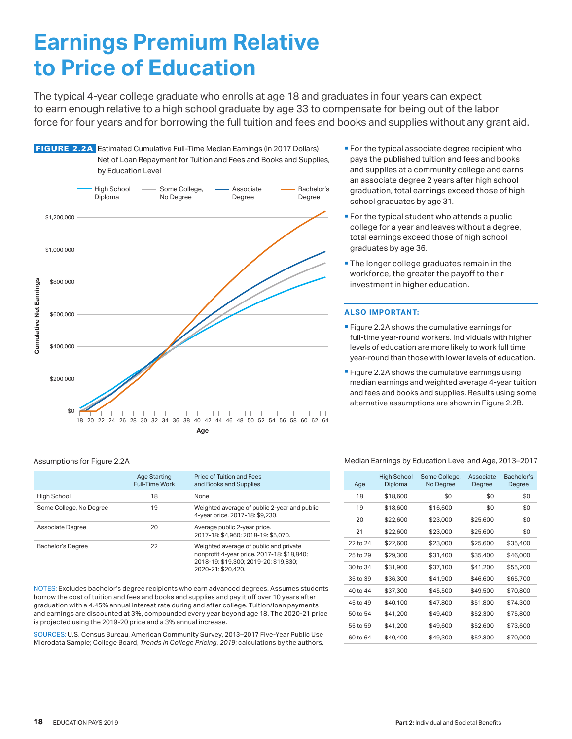# Earnings Premium Relative to Price of Education

The typical 4-year college graduate who enrolls at age 18 and graduates in four years can expect to earn enough relative to a high school graduate by age 33 to compensate for being out of the labor force for four years and for borrowing the full tuition and fees and books and supplies without any grant aid.

**FIGURE 2.2A** Estimated Cumulative Full-Time Median Earnings (in 2017 Dollars) Net of Loan Repayment for Tuition and Fees and Books and Supplies, by Education Level

- For the typical associate degree recipient who pays the published tuition and fees and books and supplies at a community college and earns an associate degree 2 years after high school graduation, total earnings exceed those of high school graduates by age 31.
- For the typical student who attends a public college for a year and leaves without a degree, total earnings exceed those of high school graduates by age 36.
- The longer college graduates remain in the workforce, the greater the payoff to their investment in higher education.

**ALSO IMPORTANT:**

- Figure 2.2A shows the cumulative earnings for full-time year-round workers. Individuals with higher levels of education are more likely to work full time year-round than those with lower levels of education.
- Figure 2.2A shows the cumulative earnings using median earnings and weighted average 4-year tuition and fees and books and supplies. Results using some alternative assumptions are shown in Figure 2.2B.

Assumptions for Figure 2.2A

| | Age Starting Full-Time Work | Price of Tuition and Fees and Books and Supplies |
|---|---|---|
| High School | 18 | None |
| Some College, No Degree | 19 | Weighted average of public 2-year and public 4-year price. 2017-18: $9,230. |
| Associate Degree | 20 | Average public 2-year price. 2017-18: $4,960; 2018-19: $5,070. |
| Bachelor's Degree | 22 | Weighted average of public and private nonprofit 4-year price. 2017-18: $18,840; 2018-19: $19,300; 2019-20: $19,830; 2020-21: $20,420. |

NOTES: Excludes bachelor's degree recipients who earn advanced degrees. Assumes students borrow the cost of tuition and fees and books and supplies and pay it off over 10 years after graduation with a 4.45% annual interest rate during and after college. Tuition/loan payments and earnings are discounted at 3%, compounded every year beyond age 18. The 2020-21 price is projected using the 2019-20 price and a 3% annual increase.

SOURCES: U.S. Census Bureau, American Community Survey, 2013–2017 Five-Year Public Use Microdata Sample; College Board, *Trends in College Pricing, 2019*; calculations by the authors.

Median Earnings by Education Level and Age, 2013–2017

| Age | High School Diploma | Some College, No Degree | Associate Degree | Bachelor's Degree |
|---|---|---|---|---|
| 18 | $18,600 | $0 | $0 | $0 |
| 19 | $18,600 | $16,600 | $0 | $0 |
| 20 | $22,600 | $23,000 | $25,600 | $0 |
| 21 | $22,600 | $23,000 | $25,600 | $0 |
| 22 to 24 | $22,600 | $23,000 | $25,600 | $35,400 |
| 25 to 29 | $29,300 | $31,400 | $35,400 | $46,000 |
| 30 to 34 | $31,900 | $37,100 | $41,200 | $55,200 |
| 35 to 39 | $36,300 | $41,900 | $46,600 | $65,700 |
| 40 to 44 | $37,300 | $45,500 | $49,500 | $70,800 |
| 45 to 49 | $40,100 | $47,800 | $51,800 | $74,300 |
| 50 to 54 | $41,200 | $49,400 | $52,300 | $75,800 |
| 55 to 59 | $41,200 | $49,600 | $52,600 | $73,600 |
| 60 to 64 | $40,400 | $49,300 | $52,300 | $70,000 |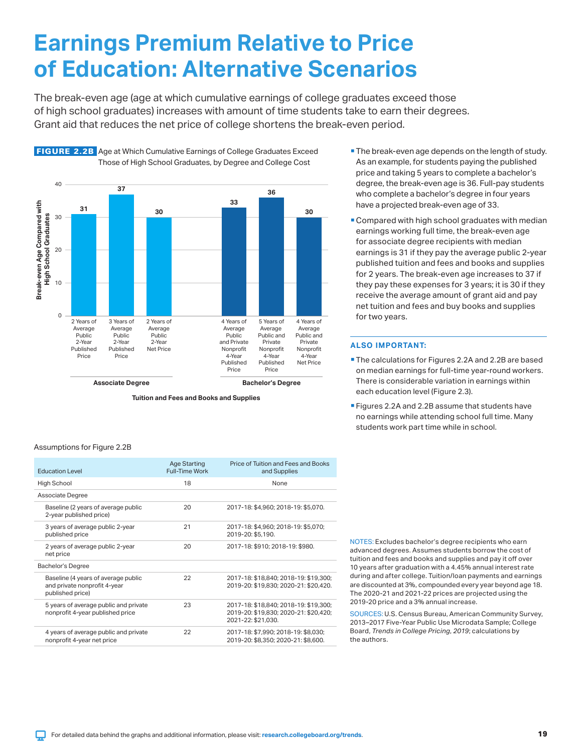# Earnings Premium Relative to Price of Education: Alternative Scenarios

The break-even age (age at which cumulative earnings of college graduates exceed those of high school graduates) increases with amount of time students take to earn their degrees. Grant aid that reduces the net price of college shortens the break-even period.

**FIGURE 2.2B** Age at Which Cumulative Earnings of College Graduates Exceed Those of High School Graduates, by Degree and College Cost

| Degree | Scenario (Tuition and Fees and Books and Supplies) | Break-even Age Compared with High School Graduates |
|---|---|---|
| Associate Degree | 2 Years of Average Public 2-Year Published Price | 31 |
| Associate Degree | 3 Years of Average Public 2-Year Published Price | 37 |
| Associate Degree | 2 Years of Average Public 2-Year Net Price | 30 |
| Bachelor's Degree | 4 Years of Average Public and Private Nonprofit 4-Year Published Price | 33 |
| Bachelor's Degree | 5 Years of Average Public and Private Nonprofit 4-Year Published Price | 36 |
| Bachelor's Degree | 4 Years of Average Public and Private Nonprofit 4-Year Net Price | 30 |

- The break-even age depends on the length of study. As an example, for students paying the published price and taking 5 years to complete a bachelor's degree, the break-even age is 36. Full-pay students who complete a bachelor's degree in four years have a projected break-even age of 33.
- Compared with high school graduates with median earnings working full time, the break-even age for associate degree recipients with median earnings is 31 if they pay the average public 2-year published tuition and fees and books and supplies for 2 years. The break-even age increases to 37 if they pay these expenses for 3 years; it is 30 if they receive the average amount of grant aid and pay net tuition and fees and buy books and supplies for two years.

### ALSO IMPORTANT:

- The calculations for Figures 2.2A and 2.2B are based on median earnings for full-time year-round workers. There is considerable variation in earnings within each education level (Figure 2.3).
- Figures 2.2A and 2.2B assume that students have no earnings while attending school full time. Many students work part time while in school.

Assumptions for Figure 2.2B

| Education Level | Age Starting Full-Time Work | Price of Tuition and Fees and Books and Supplies |
|---|---|---|
| High School | 18 | None |
| Associate Degree | | |
| Baseline (2 years of average public 2-year published price) | 20 | 2017-18: $4,960; 2018-19: $5,070. |
| 3 years of average public 2-year published price | 21 | 2017-18: $4,960; 2018-19: $5,070; 2019-20: $5,190. |
| 2 years of average public 2-year net price | 20 | 2017-18: $910; 2018-19: $980. |
| Bachelor's Degree | | |
| Baseline (4 years of average public and private nonprofit 4-year published price) | 22 | 2017-18: $18,840; 2018-19: $19,300; 2019-20: $19,830; 2020-21: $20,420. |
| 5 years of average public and private nonprofit 4-year published price | 23 | 2017-18: $18,840; 2018-19: $19,300; 2019-20: $19,830; 2020-21: $20,420; 2021-22: $21,030. |
| 4 years of average public and private nonprofit 4-year net price | 22 | 2017-18: $7,990; 2018-19: $8,030; 2019-20: $8,350; 2020-21: $8,600. |

NOTES: Excludes bachelor's degree recipients who earn advanced degrees. Assumes students borrow the cost of tuition and fees and books and supplies and pay it off over 10 years after graduation with a 4.45% annual interest rate during and after college. Tuition/loan payments and earnings are discounted at 3%, compounded every year beyond age 18. The 2020-21 and 2021-22 prices are projected using the 2019-20 price and a 3% annual increase.

SOURCES: U.S. Census Bureau, American Community Survey, 2013–2017 Five-Year Public Use Microdata Sample; College Board, *Trends in College Pricing, 2019*; calculations by the authors.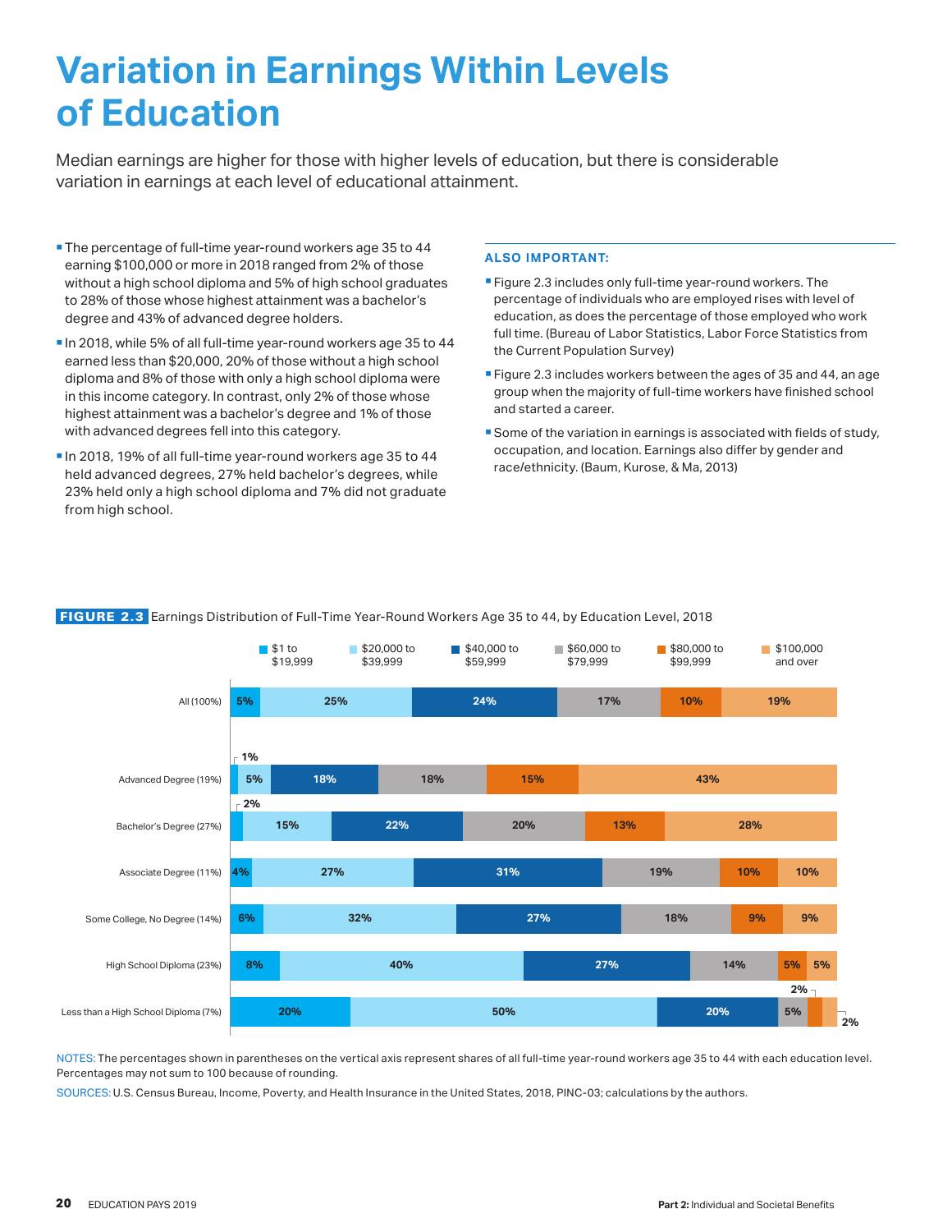# Variation in Earnings Within Levels of Education

Median earnings are higher for those with higher levels of education, but there is considerable variation in earnings at each level of educational attainment.

- The percentage of full-time year-round workers age 35 to 44 earning $100,000 or more in 2018 ranged from 2% of those without a high school diploma and 5% of high school graduates to 28% of those whose highest attainment was a bachelor's degree and 43% of advanced degree holders.
- In 2018, while 5% of all full-time year-round workers age 35 to 44 earned less than $20,000, 20% of those without a high school diploma and 8% of those with only a high school diploma were in this income category. In contrast, only 2% of those whose highest attainment was a bachelor's degree and 1% of those with advanced degrees fell into this category.
- In 2018, 19% of all full-time year-round workers age 35 to 44 held advanced degrees, 27% held bachelor's degrees, while 23% held only a high school diploma and 7% did not graduate from high school.

**ALSO IMPORTANT:**

- Figure 2.3 includes only full-time year-round workers. The percentage of individuals who are employed rises with level of education, as does the percentage of those employed who work full time. (Bureau of Labor Statistics, Labor Force Statistics from the Current Population Survey)
- Figure 2.3 includes workers between the ages of 35 and 44, an age group when the majority of full-time workers have finished school and started a career.
- Some of the variation in earnings is associated with fields of study, occupation, and location. Earnings also differ by gender and race/ethnicity. (Baum, Kurose, & Ma, 2013)

**FIGURE 2.3** Earnings Distribution of Full-Time Year-Round Workers Age 35 to 44, by Education Level, 2018

| | $1 to $19,999 | $20,000 to $39,999 | $40,000 to $59,999 | $60,000 to $79,999 | $80,000 to $99,999 | $100,000 and over |
|---|---|---|---|---|---|---|
| All (100%) | 5% | 25% | 24% | 17% | 10% | 19% |
| Advanced Degree (19%) | 1% | 5% | 18% | 18% | 15% | 43% |
| Bachelor's Degree (27%) | 2% | 15% | 22% | 20% | 13% | 28% |
| Associate Degree (11%) | 4% | 27% | 31% | 19% | 10% | 10% |
| Some College, No Degree (14%) | 6% | 32% | 27% | 18% | 9% | 9% |
| High School Diploma (23%) | 8% | 40% | 27% | 14% | 5% | 5% |
| Less than a High School Diploma (7%) | 20% | 50% | 20% | 5% | 2% | 2% |

NOTES: The percentages shown in parentheses on the vertical axis represent shares of all full-time year-round workers age 35 to 44 with each education level. Percentages may not sum to 100 because of rounding.

SOURCES: U.S. Census Bureau, Income, Poverty, and Health Insurance in the United States, 2018, PINC-03; calculations by the authors.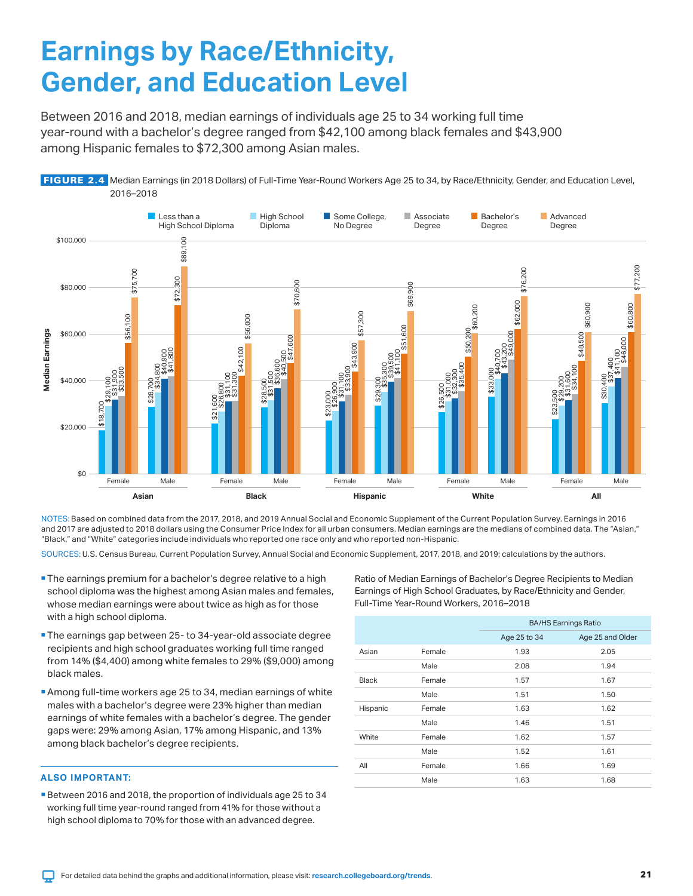# Earnings by Race/Ethnicity, Gender, and Education Level

Between 2016 and 2018, median earnings of individuals age 25 to 34 working full time year-round with a bachelor's degree ranged from $42,100 among black females and $43,900 among Hispanic females to $72,300 among Asian males.

**FIGURE 2.4** Median Earnings (in 2018 Dollars) of Full-Time Year-Round Workers Age 25 to 34, by Race/Ethnicity, Gender, and Education Level, 2016–2018

| | | Less than a High School Diploma | High School Diploma | Some College, No Degree | Associate Degree | Bachelor's Degree | Advanced Degree |
|---|---|---|---|---|---|---|---|
| Asian | Female | $18,700 | $29,100 | $31,900 | $33,500 | $56,100 | $75,700 |
| | Male | $29,700 | $34,800 | $40,900 | $41,800 | $72,300 | $89,100 |
| Black | Female | $21,600 | $26,800 | $31,100 | $31,300 | $42,100 | $56,000 |
| | Male | $28,500 | $31,500 | $36,600 | $40,500 | $47,600 | $70,600 |
| Hispanic | Female | $23,000 | $26,900 | $31,100 | $33,900 | $43,900 | $57,300 |
| | Male | $29,300 | $35,300 | $39,500 | $41,100 | $51,600 | $69,900 |
| White | Female | $26,500 | $31,000 | $32,300 | $35,400 | $50,200 | $60,200 |
| | Male | $33,000 | $40,700 | $43,200 | $49,000 | $62,000 | $76,200 |
| All | Female | $23,500 | $29,200 | $31,600 | $34,100 | $48,500 | $60,900 |
| | Male | $30,400 | $37,400 | $41,100 | $46,000 | $60,800 | $77,200 |

NOTES: Based on combined data from the 2017, 2018, and 2019 Annual Social and Economic Supplement of the Current Population Survey. Earnings in 2016 and 2017 are adjusted to 2018 dollars using the Consumer Price Index for all urban consumers. Median earnings are the medians of combined data. The "Asian," "Black," and "White" categories include individuals who reported one race only and who reported non-Hispanic.

SOURCES: U.S. Census Bureau, Current Population Survey, Annual Social and Economic Supplement, 2017, 2018, and 2019; calculations by the authors.

- The earnings premium for a bachelor's degree relative to a high school diploma was the highest among Asian males and females, whose median earnings were about twice as high as for those with a high school diploma.
- The earnings gap between 25- to 34-year-old associate degree recipients and high school graduates working full time ranged from 14% ($4,400) among white females to 29% ($9,000) among black males.
- Among full-time workers age 25 to 34, median earnings of white males with a bachelor's degree were 23% higher than median earnings of white females with a bachelor's degree. The gender gaps were: 29% among Asian, 17% among Hispanic, and 13% among black bachelor's degree recipients.

### ALSO IMPORTANT:

- Between 2016 and 2018, the proportion of individuals age 25 to 34 working full time year-round ranged from 41% for those without a high school diploma to 70% for those with an advanced degree.

Ratio of Median Earnings of Bachelor's Degree Recipients to Median Earnings of High School Graduates, by Race/Ethnicity and Gender, Full-Time Year-Round Workers, 2016–2018

| | | BA/HS Earnings Ratio | |
|---|---|---|---|
| | | Age 25 to 34 | Age 25 and Older |
| Asian | Female | 1.93 | 2.05 |
| | Male | 2.08 | 1.94 |
| Black | Female | 1.57 | 1.67 |
| | Male | 1.51 | 1.50 |
| Hispanic | Female | 1.63 | 1.62 |
| | Male | 1.46 | 1.51 |
| White | Female | 1.62 | 1.57 |
| | Male | 1.52 | 1.61 |
| All | Female | 1.66 | 1.69 |
| | Male | 1.63 | 1.68 |

For detailed data behind the graphs and additional information, please visit: research.collegeboard.org/trends.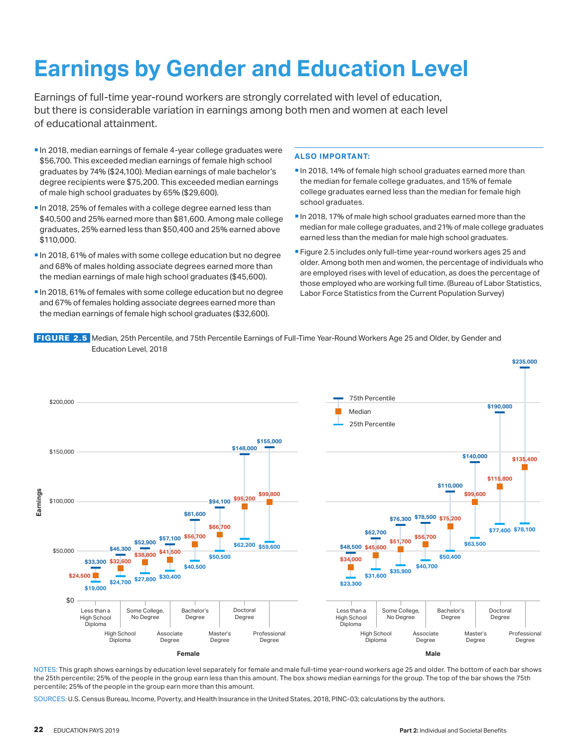# Earnings by Gender and Education Level

Earnings of full-time year-round workers are strongly correlated with level of education, but there is considerable variation in earnings among both men and women at each level of educational attainment.

- In 2018, median earnings of female 4-year college graduates were $56,700. This exceeded median earnings of female high school graduates by 74% ($24,100). Median earnings of male bachelor's degree recipients were $75,200. This exceeded median earnings of male high school graduates by 65% ($29,600).
- In 2018, 25% of females with a college degree earned less than $40,500 and 25% earned more than $81,600. Among male college graduates, 25% earned less than $50,400 and 25% earned above $110,000.
- In 2018, 61% of males with some college education but no degree and 68% of males holding associate degrees earned more than the median earnings of male high school graduates ($45,600).
- In 2018, 61% of females with some college education but no degree and 67% of females holding associate degrees earned more than the median earnings of female high school graduates ($32,600).

### ALSO IMPORTANT:

- In 2018, 14% of female high school graduates earned more than the median for female college graduates, and 15% of female college graduates earned less than the median for female high school graduates.
- In 2018, 17% of male high school graduates earned more than the median for male college graduates, and 21% of male college graduates earned less than the median for male high school graduates.
- Figure 2.5 includes only full-time year-round workers ages 25 and older. Among both men and women, the percentage of individuals who are employed rises with level of education, as does the percentage of those employed who are working full time. (Bureau of Labor Statistics, Labor Force Statistics from the Current Population Survey)

**FIGURE 2.5** Median, 25th Percentile, and 75th Percentile Earnings of Full-Time Year-Round Workers Age 25 and Older, by Gender and Education Level, 2018

| Gender | Education Level | 25th Percentile | Median | 75th Percentile |
|---|---|---|---|---|
| Female | Less than a High School Diploma | $19,000 | $24,500 | $33,300 |
| Female | High School Diploma | $24,700 | $32,600 | $46,300 |
| Female | Some College, No Degree | $27,800 | $38,800 | $52,900 |
| Female | Associate Degree | $30,400 | $41,500 | $57,100 |
| Female | Bachelor's Degree | $40,500 | $56,700 | $81,600 |
| Female | Master's Degree | $50,500 | $66,700 | $94,100 |
| Female | Doctoral Degree | $62,200 | $95,200 | $148,000 |
| Female | Professional Degree | $59,600 | $99,800 | $155,000 |
| Male | Less than a High School Diploma | $23,300 | $34,000 | $48,500 |
| Male | High School Diploma | $31,600 | $45,600 | $62,700 |
| Male | Some College, No Degree | $35,900 | $51,700 | $76,300 |
| Male | Associate Degree | $40,700 | $56,700 | $78,500 |
| Male | Bachelor's Degree | $50,400 | $75,200 | $110,000 |
| Male | Master's Degree | $63,500 | $99,600 | $140,000 |
| Male | Doctoral Degree | $77,400 | $115,800 | $190,000 |
| Male | Professional Degree | $78,100 | $135,400 | $235,000 |

NOTES: This graph shows earnings by education level separately for female and male full-time year-round workers age 25 and older. The bottom of each bar shows the 25th percentile; 25% of the people in the group earn less than this amount. The box shows median earnings for the group. The top of the bar shows the 75th percentile; 25% of the people in the group earn more than this amount.

SOURCES: U.S. Census Bureau, Income, Poverty, and Health Insurance in the United States, 2018, PINC-03; calculations by the authors.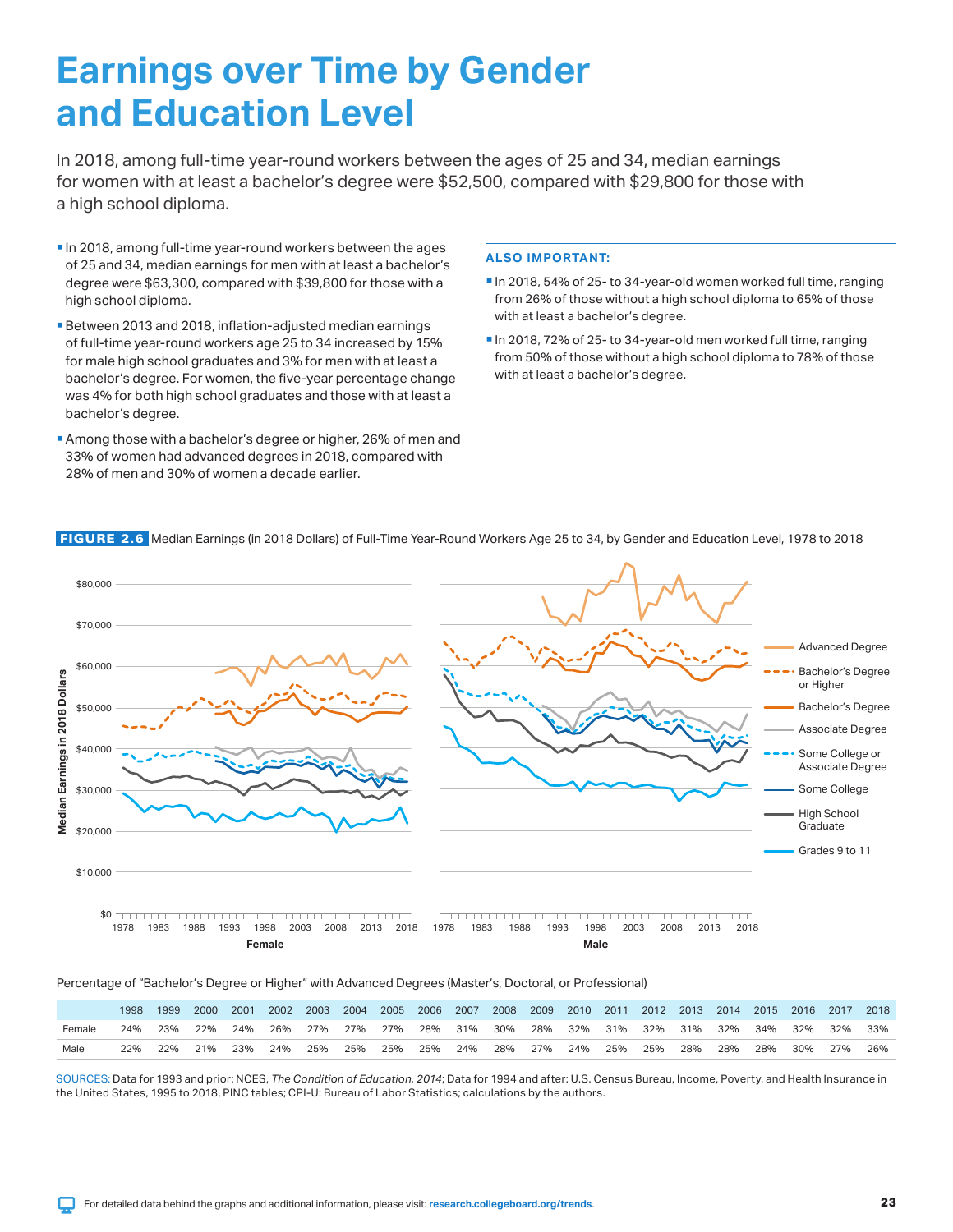# Earnings over Time by Gender and Education Level

In 2018, among full-time year-round workers between the ages of 25 and 34, median earnings for women with at least a bachelor's degree were $52,500, compared with $29,800 for those with a high school diploma.

- In 2018, among full-time year-round workers between the ages of 25 and 34, median earnings for men with at least a bachelor's degree were $63,300, compared with $39,800 for those with a high school diploma.
- Between 2013 and 2018, inflation-adjusted median earnings of full-time year-round workers age 25 to 34 increased by 15% for male high school graduates and 3% for men with at least a bachelor's degree. For women, the five-year percentage change was 4% for both high school graduates and those with at least a bachelor's degree.
- Among those with a bachelor's degree or higher, 26% of men and 33% of women had advanced degrees in 2018, compared with 28% of men and 30% of women a decade earlier.

### ALSO IMPORTANT:

- In 2018, 54% of 25- to 34-year-old women worked full time, ranging from 26% of those without a high school diploma to 65% of those with at least a bachelor's degree.
- In 2018, 72% of 25- to 34-year-old men worked full time, ranging from 50% of those without a high school diploma to 78% of those with at least a bachelor's degree.

**FIGURE 2.6** Median Earnings (in 2018 Dollars) of Full-Time Year-Round Workers Age 25 to 34, by Gender and Education Level, 1978 to 2018

Percentage of "Bachelor's Degree or Higher" with Advanced Degrees (Master's, Doctoral, or Professional)

| | 1998 | 1999 | 2000 | 2001 | 2002 | 2003 | 2004 | 2005 | 2006 | 2007 | 2008 | 2009 | 2010 | 2011 | 2012 | 2013 | 2014 | 2015 | 2016 | 2017 | 2018 |
|---|---|---|---|---|---|---|---|---|---|---|---|---|---|---|---|---|---|---|---|---|---|
| Female | 24% | 23% | 22% | 24% | 26% | 27% | 27% | 27% | 28% | 31% | 30% | 28% | 32% | 31% | 32% | 31% | 32% | 34% | 32% | 32% | 33% |
| Male | 22% | 22% | 21% | 23% | 24% | 25% | 25% | 25% | 25% | 24% | 28% | 27% | 24% | 25% | 25% | 28% | 28% | 28% | 30% | 27% | 26% |

SOURCES: Data for 1993 and prior: NCES, *The Condition of Education, 2014*; Data for 1994 and after: U.S. Census Bureau, Income, Poverty, and Health Insurance in the United States, 1995 to 2018, PINC tables; CPI-U: Bureau of Labor Statistics; calculations by the authors.

For detailed data behind the graphs and additional information, please visit: research.collegeboard.org/trends.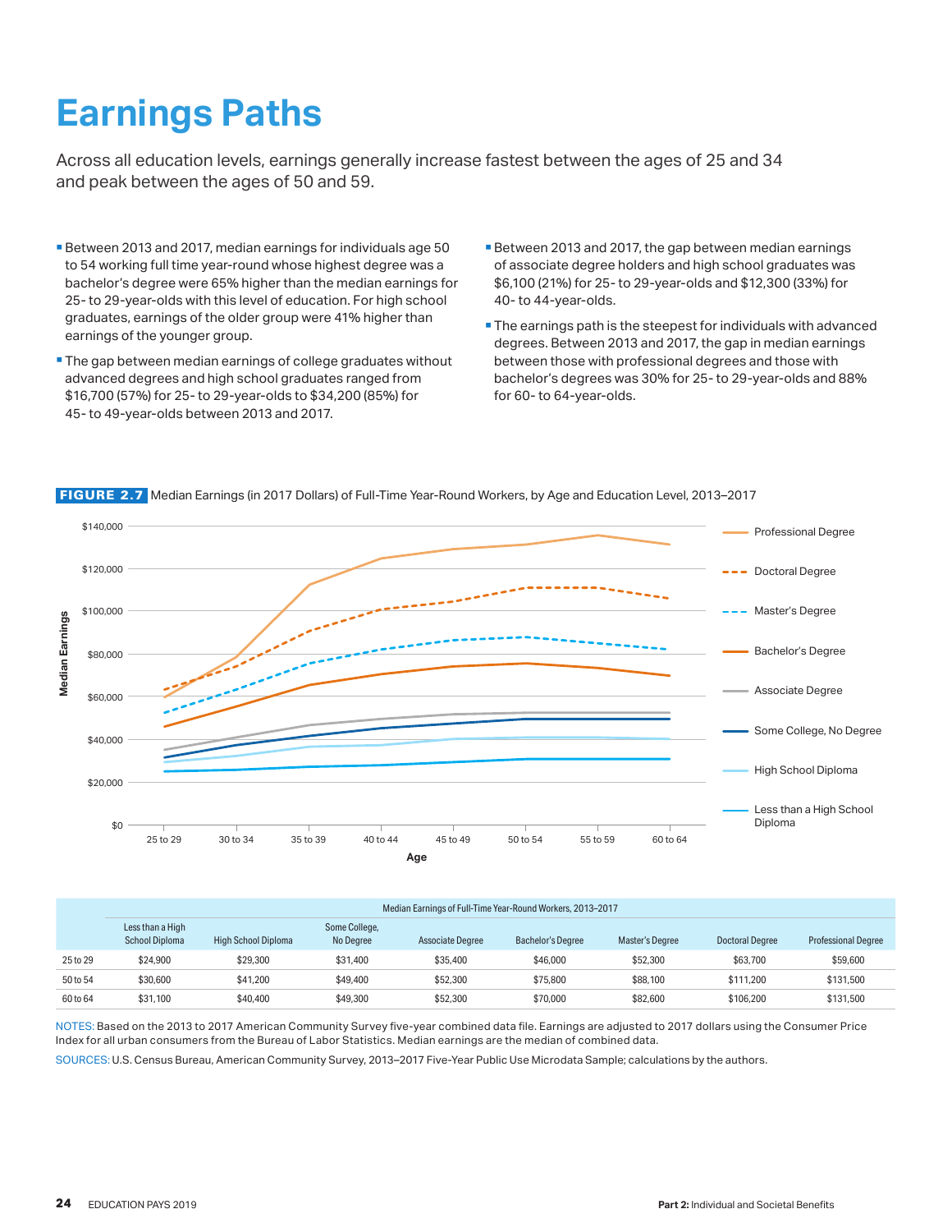# Earnings Paths

Across all education levels, earnings generally increase fastest between the ages of 25 and 34 and peak between the ages of 50 and 59.

- Between 2013 and 2017, median earnings for individuals age 50 to 54 working full time year-round whose highest degree was a bachelor's degree were 65% higher than the median earnings for 25- to 29-year-olds with this level of education. For high school graduates, earnings of the older group were 41% higher than earnings of the younger group.
- The gap between median earnings of college graduates without advanced degrees and high school graduates ranged from $16,700 (57%) for 25- to 29-year-olds to $34,200 (85%) for 45- to 49-year-olds between 2013 and 2017.
- Between 2013 and 2017, the gap between median earnings of associate degree holders and high school graduates was $6,100 (21%) for 25- to 29-year-olds and $12,300 (33%) for 40- to 44-year-olds.
- The earnings path is the steepest for individuals with advanced degrees. Between 2013 and 2017, the gap in median earnings between those with professional degrees and those with bachelor's degrees was 30% for 25- to 29-year-olds and 88% for 60- to 64-year-olds.

**FIGURE 2.7** Median Earnings (in 2017 Dollars) of Full-Time Year-Round Workers, by Age and Education Level, 2013–2017

| | Median Earnings of Full-Time Year-Round Workers, 2013–2017 | | | | | | | |
|---|---|---|---|---|---|---|---|---|
| | Less than a High School Diploma | High School Diploma | Some College, No Degree | Associate Degree | Bachelor's Degree | Master's Degree | Doctoral Degree | Professional Degree |
| 25 to 29 | $24,900 | $29,300 | $31,400 | $35,400 | $46,000 | $52,300 | $63,700 | $59,600 |
| 50 to 54 | $30,600 | $41,200 | $49,400 | $52,300 | $75,800 | $88,100 | $111,200 | $131,500 |
| 60 to 64 | $31,100 | $40,400 | $49,300 | $52,300 | $70,000 | $82,600 | $106,200 | $131,500 |

NOTES: Based on the 2013 to 2017 American Community Survey five-year combined data file. Earnings are adjusted to 2017 dollars using the Consumer Price Index for all urban consumers from the Bureau of Labor Statistics. Median earnings are the median of combined data.

SOURCES: U.S. Census Bureau, American Community Survey, 2013–2017 Five-Year Public Use Microdata Sample; calculations by the authors.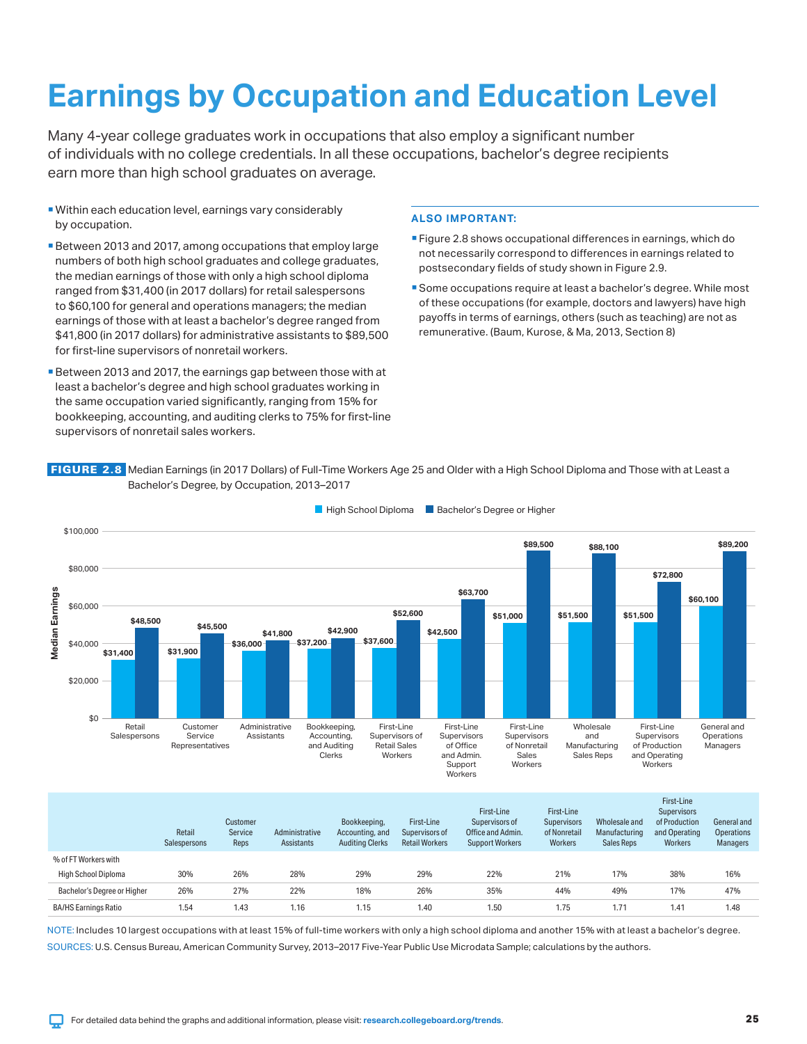# Earnings by Occupation and Education Level

Many 4-year college graduates work in occupations that also employ a significant number of individuals with no college credentials. In all these occupations, bachelor's degree recipients earn more than high school graduates on average.

- Within each education level, earnings vary considerably by occupation.
- Between 2013 and 2017, among occupations that employ large numbers of both high school graduates and college graduates, the median earnings of those with only a high school diploma ranged from $31,400 (in 2017 dollars) for retail salespersons to $60,100 for general and operations managers; the median earnings of those with at least a bachelor's degree ranged from $41,800 (in 2017 dollars) for administrative assistants to $89,500 for first-line supervisors of nonretail workers.
- Between 2013 and 2017, the earnings gap between those with at least a bachelor's degree and high school graduates working in the same occupation varied significantly, ranging from 15% for bookkeeping, accounting, and auditing clerks to 75% for first-line supervisors of nonretail sales workers.

**ALSO IMPORTANT:**

- Figure 2.8 shows occupational differences in earnings, which do not necessarily correspond to differences in earnings related to postsecondary fields of study shown in Figure 2.9.
- Some occupations require at least a bachelor's degree. While most of these occupations (for example, doctors and lawyers) have high payoffs in terms of earnings, others (such as teaching) are not as remunerative. (Baum, Kurose, & Ma, 2013, Section 8)

**FIGURE 2.8** Median Earnings (in 2017 Dollars) of Full-Time Workers Age 25 and Older with a High School Diploma and Those with at Least a Bachelor's Degree, by Occupation, 2013–2017

| Occupation | High School Diploma | Bachelor's Degree or Higher |
|---|---|---|
| Retail Salespersons | $31,400 | $48,500 |
| Customer Service Representatives | $31,900 | $45,500 |
| Administrative Assistants | $36,000 | $41,800 |
| Bookkeeping, Accounting, and Auditing Clerks | $37,200 | $42,900 |
| First-Line Supervisors of Retail Sales Workers | $37,600 | $52,600 |
| First-Line Supervisors of Office and Admin. Support Workers | $42,500 | $63,700 |
| First-Line Supervisors of Nonretail Sales Workers | $51,000 | $89,500 |
| Wholesale and Manufacturing Sales Reps | $51,500 | $88,100 |
| First-Line Supervisors of Production and Operating Workers | $51,500 | $72,800 |
| General and Operations Managers | $60,100 | $89,200 |

| | Retail Salespersons | Customer Service Reps | Administrative Assistants | Bookkeeping, Accounting, and Auditing Clerks | First-Line Supervisors of Retail Workers | First-Line Supervisors of Office and Admin. Support Workers | First-Line Supervisors of Nonretail Workers | Wholesale and Manufacturing Sales Reps | First-Line Supervisors of Production and Operating Workers | General and Operations Managers |
|---|---|---|---|---|---|---|---|---|---|---|
| % of FT Workers with | | | | | | | | | | |
| High School Diploma | 30% | 26% | 28% | 29% | 29% | 22% | 21% | 17% | 38% | 16% |
| Bachelor's Degree or Higher | 26% | 27% | 22% | 18% | 26% | 35% | 44% | 49% | 17% | 47% |
| BA/HS Earnings Ratio | 1.54 | 1.43 | 1.16 | 1.15 | 1.40 | 1.50 | 1.75 | 1.71 | 1.41 | 1.48 |

NOTE: Includes 10 largest occupations with at least 15% of full-time workers with only a high school diploma and another 15% with at least a bachelor's degree.

SOURCES: U.S. Census Bureau, American Community Survey, 2013–2017 Five-Year Public Use Microdata Sample; calculations by the authors.

For detailed data behind the graphs and additional information, please visit: research.collegeboard.org/trends.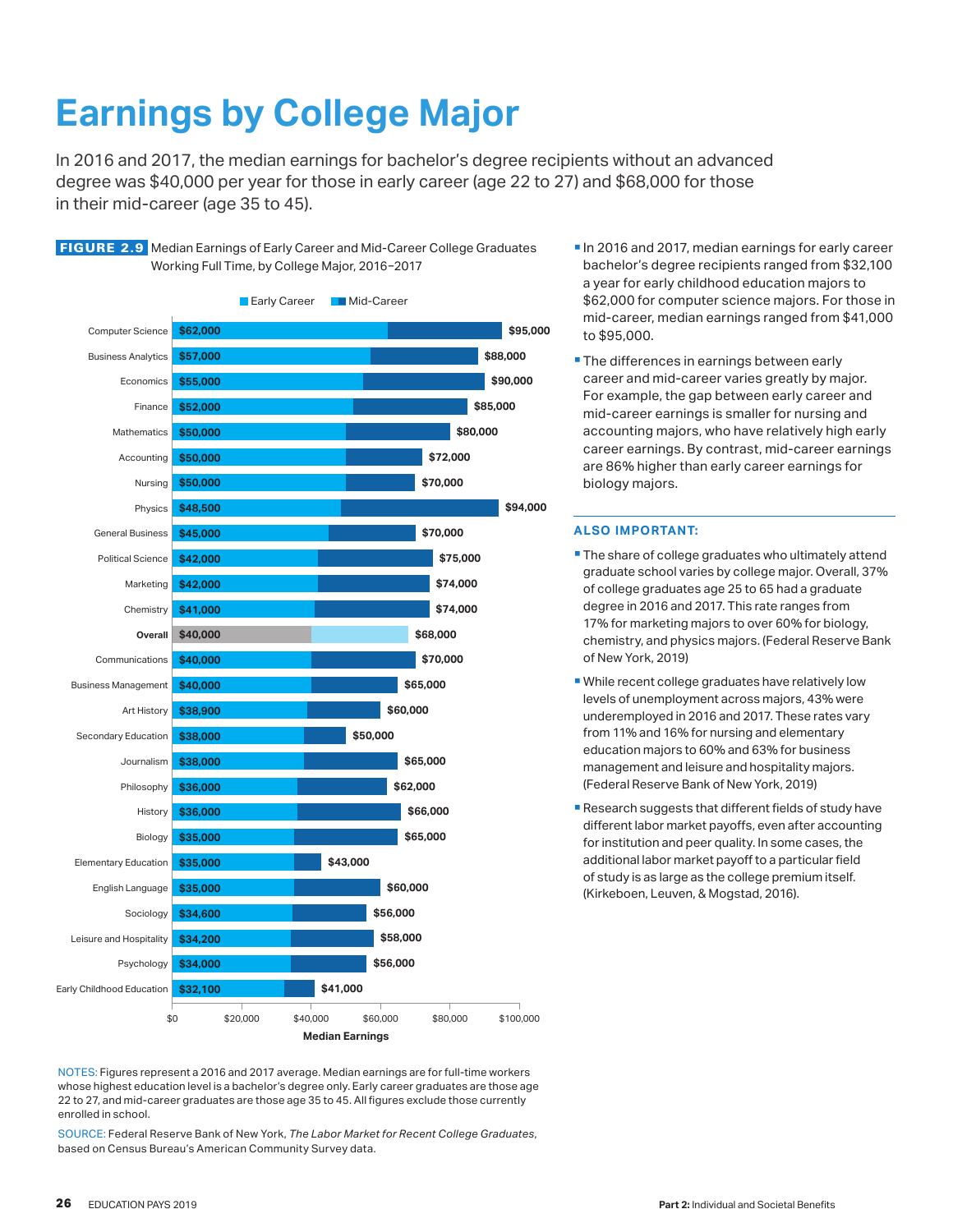# Earnings by College Major

In 2016 and 2017, the median earnings for bachelor's degree recipients without an advanced degree was $40,000 per year for those in early career (age 22 to 27) and $68,000 for those in their mid-career (age 35 to 45).

**FIGURE 2.9** Median Earnings of Early Career and Mid-Career College Graduates Working Full Time, by College Major, 2016–2017

| College Major | Early Career | Mid-Career |
|---|---|---|
| Computer Science | $62,000 | $95,000 |
| Business Analytics | $57,000 | $88,000 |
| Economics | $55,000 | $90,000 |
| Finance | $52,000 | $85,000 |
| Mathematics | $50,000 | $80,000 |
| Accounting | $50,000 | $72,000 |
| Nursing | $50,000 | $70,000 |
| Physics | $48,500 | $94,000 |
| General Business | $45,000 | $70,000 |
| Political Science | $42,000 | $75,000 |
| Marketing | $42,000 | $74,000 |
| Chemistry | $41,000 | $74,000 |
| **Overall** | $40,000 | $68,000 |
| Communications | $40,000 | $70,000 |
| Business Management | $40,000 | $65,000 |
| Art History | $38,900 | $60,000 |
| Secondary Education | $38,000 | $50,000 |
| Journalism | $38,000 | $65,000 |
| Philosophy | $36,000 | $62,000 |
| History | $36,000 | $66,000 |
| Biology | $35,000 | $65,000 |
| Elementary Education | $35,000 | $43,000 |
| English Language | $35,000 | $60,000 |
| Sociology | $34,600 | $56,000 |
| Leisure and Hospitality | $34,200 | $58,000 |
| Psychology | $34,000 | $56,000 |
| Early Childhood Education | $32,100 | $41,000 |

Median Earnings

NOTES: Figures represent a 2016 and 2017 average. Median earnings are for full-time workers whose highest education level is a bachelor's degree only. Early career graduates are those age 22 to 27, and mid-career graduates are those age 35 to 45. All figures exclude those currently enrolled in school.

SOURCE: Federal Reserve Bank of New York, *The Labor Market for Recent College Graduates*, based on Census Bureau's American Community Survey data.

- In 2016 and 2017, median earnings for early career bachelor's degree recipients ranged from $32,100 a year for early childhood education majors to $62,000 for computer science majors. For those in mid-career, median earnings ranged from $41,000 to $95,000.
- The differences in earnings between early career and mid-career varies greatly by major. For example, the gap between early career and mid-career earnings is smaller for nursing and accounting majors, who have relatively high early career earnings. By contrast, mid-career earnings are 86% higher than early career earnings for biology majors.

### ALSO IMPORTANT:

- The share of college graduates who ultimately attend graduate school varies by college major. Overall, 37% of college graduates age 25 to 65 had a graduate degree in 2016 and 2017. This rate ranges from 17% for marketing majors to over 60% for biology, chemistry, and physics majors. (Federal Reserve Bank of New York, 2019)
- While recent college graduates have relatively low levels of unemployment across majors, 43% were underemployed in 2016 and 2017. These rates vary from 11% and 16% for nursing and elementary education majors to 60% and 63% for business management and leisure and hospitality majors. (Federal Reserve Bank of New York, 2019)
- Research suggests that different fields of study have different labor market payoffs, even after accounting for institution and peer quality. In some cases, the additional labor market payoff to a particular field of study is as large as the college premium itself. (Kirkeboen, Leuven, & Mogstad, 2016).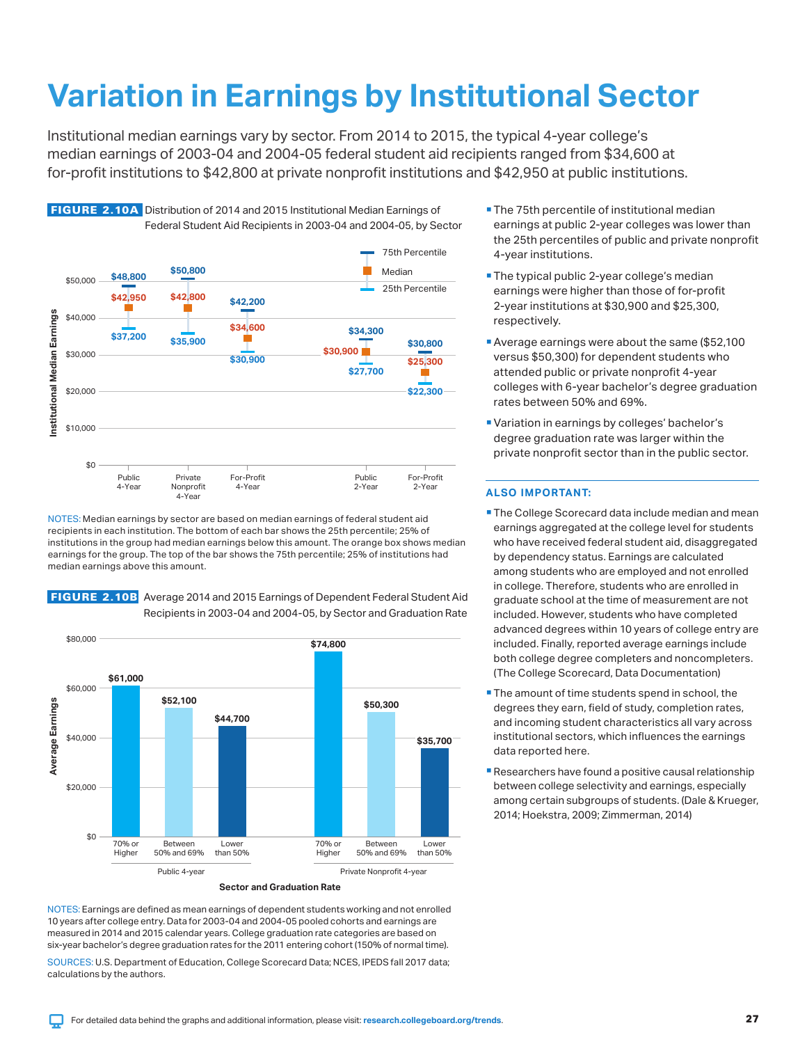# Variation in Earnings by Institutional Sector

Institutional median earnings vary by sector. From 2014 to 2015, the typical 4-year college's median earnings of 2003-04 and 2004-05 federal student aid recipients ranged from $34,600 at for-profit institutions to $42,800 at private nonprofit institutions and $42,950 at public institutions.

**FIGURE 2.10A** Distribution of 2014 and 2015 Institutional Median Earnings of Federal Student Aid Recipients in 2003-04 and 2004-05, by Sector

| Sector | 25th Percentile | Median | 75th Percentile |
|---|---|---|---|
| Public 4-Year | $37,200 | $42,950 | $48,800 |
| Private Nonprofit 4-Year | $35,900 | $42,800 | $50,800 |
| For-Profit 4-Year | $30,900 | $34,600 | $42,200 |
| Public 2-Year | $27,700 | $30,900 | $34,300 |
| For-Profit 2-Year | $22,300 | $25,300 | $30,800 |

NOTES: Median earnings by sector are based on median earnings of federal student aid recipients in each institution. The bottom of each bar shows the 25th percentile; 25% of institutions in the group had median earnings below this amount. The orange box shows median earnings for the group. The top of the bar shows the 75th percentile; 25% of institutions had median earnings above this amount.

**FIGURE 2.10B** Average 2014 and 2015 Earnings of Dependent Federal Student Aid Recipients in 2003-04 and 2004-05, by Sector and Graduation Rate

| Sector | 70% or Higher | Between 50% and 69% | Lower than 50% |
|---|---|---|---|
| Public 4-year | $61,000 | $52,100 | $44,700 |
| Private Nonprofit 4-year | $74,800 | $50,300 | $35,700 |

NOTES: Earnings are defined as mean earnings of dependent students working and not enrolled 10 years after college entry. Data for 2003-04 and 2004-05 pooled cohorts and earnings are measured in 2014 and 2015 calendar years. College graduation rate categories are based on six-year bachelor's degree graduation rates for the 2011 entering cohort (150% of normal time).

SOURCES: U.S. Department of Education, College Scorecard Data; NCES, IPEDS fall 2017 data; calculations by the authors.

- The 75th percentile of institutional median earnings at public 2-year colleges was lower than the 25th percentiles of public and private nonprofit 4-year institutions.
- The typical public 2-year college's median earnings were higher than those of for-profit 2-year institutions at $30,900 and $25,300, respectively.
- Average earnings were about the same ($52,100 versus $50,300) for dependent students who attended public or private nonprofit 4-year colleges with 6-year bachelor's degree graduation rates between 50% and 69%.
- Variation in earnings by colleges' bachelor's degree graduation rate was larger within the private nonprofit sector than in the public sector.

### ALSO IMPORTANT:

- The College Scorecard data include median and mean earnings aggregated at the college level for students who have received federal student aid, disaggregated by dependency status. Earnings are calculated among students who are employed and not enrolled in college. Therefore, students who are enrolled in graduate school at the time of measurement are not included. However, students who have completed advanced degrees within 10 years of college entry are included. Finally, reported average earnings include both college degree completers and noncompleters. (The College Scorecard, Data Documentation)
- The amount of time students spend in school, the degrees they earn, field of study, completion rates, and incoming student characteristics all vary across institutional sectors, which influences the earnings data reported here.
- Researchers have found a positive causal relationship between college selectivity and earnings, especially among certain subgroups of students. (Dale & Krueger, 2014; Hoekstra, 2009; Zimmerman, 2014)

For detailed data behind the graphs and additional information, please visit: research.collegeboard.org/trends.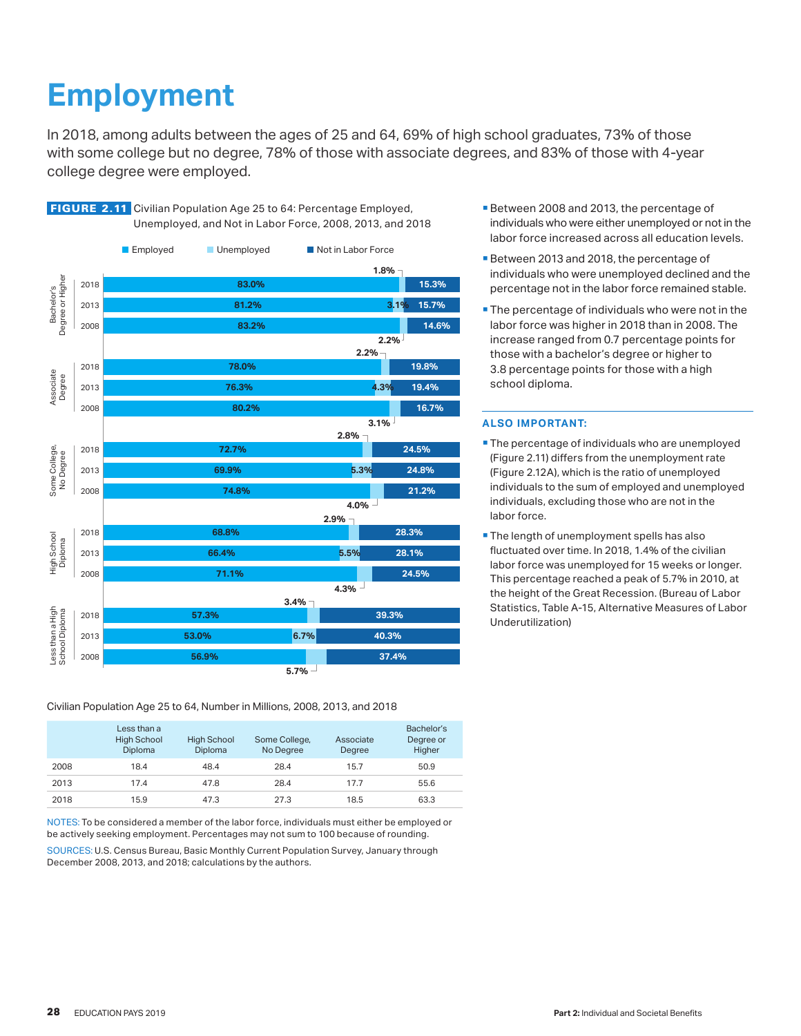# Employment

In 2018, among adults between the ages of 25 and 64, 69% of high school graduates, 73% of those with some college but no degree, 78% of those with associate degrees, and 83% of those with 4-year college degree were employed.

**FIGURE 2.11** Civilian Population Age 25 to 64: Percentage Employed, Unemployed, and Not in Labor Force, 2008, 2013, and 2018

| Education Level | Year | Employed | Unemployed | Not in Labor Force |
|---|---|---|---|---|
| Bachelor's Degree or Higher | 2018 | 83.0% | 1.8% | 15.3% |
| | 2013 | 81.2% | 3.1% | 15.7% |
| | 2008 | 83.2% | 2.2% | 14.6% |
| Associate Degree | 2018 | 78.0% | 2.2% | 19.8% |
| | 2013 | 76.3% | 4.3% | 19.4% |
| | 2008 | 80.2% | 3.1% | 16.7% |
| Some College, No Degree | 2018 | 72.7% | 2.8% | 24.5% |
| | 2013 | 69.9% | 5.3% | 24.8% |
| | 2008 | 74.8% | 4.0% | 21.2% |
| High School Diploma | 2018 | 68.8% | 2.9% | 28.3% |
| | 2013 | 66.4% | 5.5% | 28.1% |
| | 2008 | 71.1% | 4.3% | 24.5% |
| Less than a High School Diploma | 2018 | 57.3% | 3.4% | 39.3% |
| | 2013 | 53.0% | 6.7% | 40.3% |
| | 2008 | 56.9% | 5.7% | 37.4% |

Civilian Population Age 25 to 64, Number in Millions, 2008, 2013, and 2018

| | Less than a High School Diploma | High School Diploma | Some College, No Degree | Associate Degree | Bachelor's Degree or Higher |
|---|---|---|---|---|---|
| 2008 | 18.4 | 48.4 | 28.4 | 15.7 | 50.9 |
| 2013 | 17.4 | 47.8 | 28.4 | 17.7 | 55.6 |
| 2018 | 15.9 | 47.3 | 27.3 | 18.5 | 63.3 |

NOTES: To be considered a member of the labor force, individuals must either be employed or be actively seeking employment. Percentages may not sum to 100 because of rounding.

SOURCES: U.S. Census Bureau, Basic Monthly Current Population Survey, January through December 2008, 2013, and 2018; calculations by the authors.

- Between 2008 and 2013, the percentage of individuals who were either unemployed or not in the labor force increased across all education levels.
- Between 2013 and 2018, the percentage of individuals who were unemployed declined and the percentage not in the labor force remained stable.
- The percentage of individuals who were not in the labor force was higher in 2018 than in 2008. The increase ranged from 0.7 percentage points for those with a bachelor's degree or higher to 3.8 percentage points for those with a high school diploma.

### ALSO IMPORTANT:

- The percentage of individuals who are unemployed (Figure 2.11) differs from the unemployment rate (Figure 2.12A), which is the ratio of unemployed individuals to the sum of employed and unemployed individuals, excluding those who are not in the labor force.
- The length of unemployment spells has also fluctuated over time. In 2018, 1.4% of the civilian labor force was unemployed for 15 weeks or longer. This percentage reached a peak of 5.7% in 2010, at the height of the Great Recession. (Bureau of Labor Statistics, Table A-15, Alternative Measures of Labor Underutilization)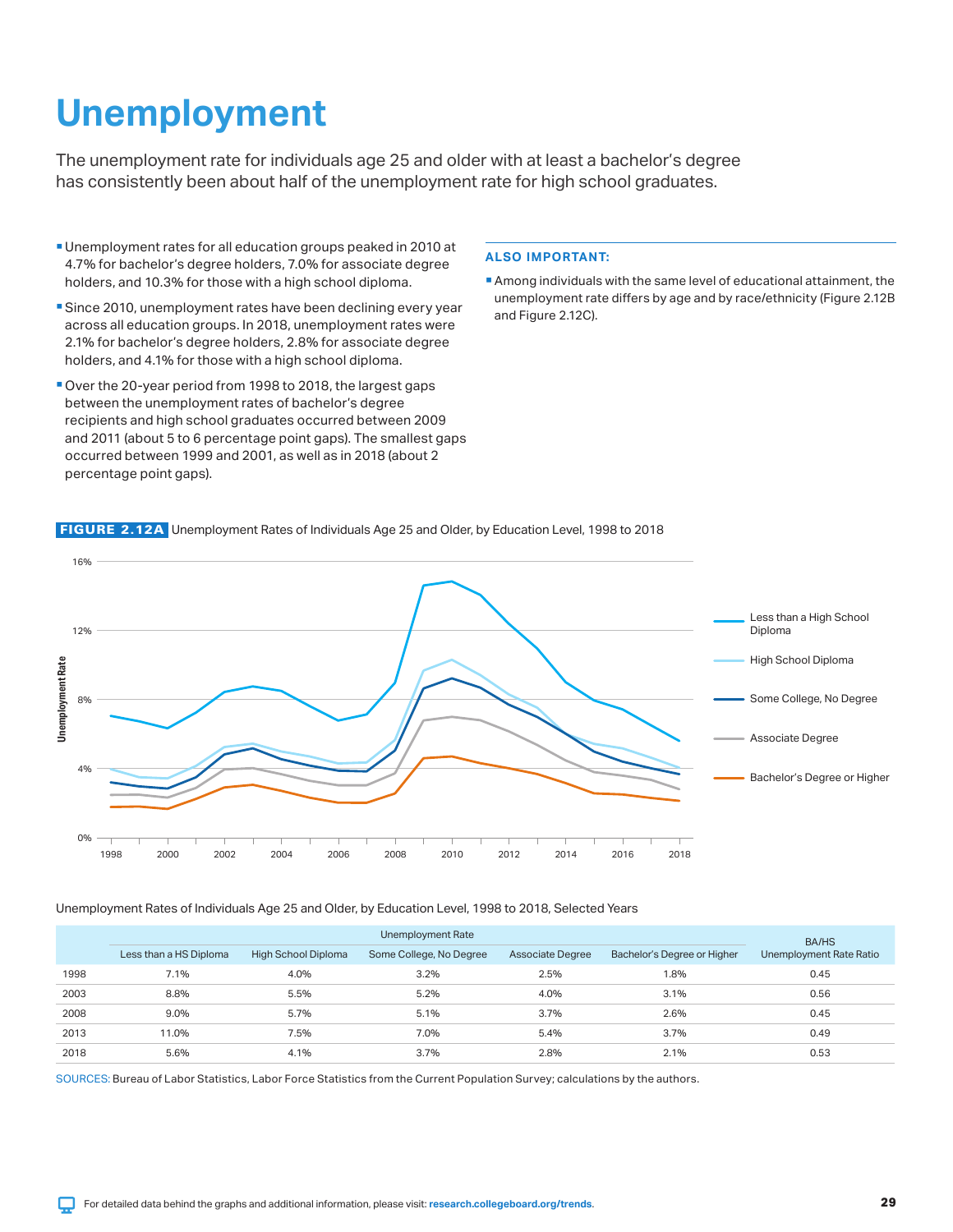# Unemployment

The unemployment rate for individuals age 25 and older with at least a bachelor's degree has consistently been about half of the unemployment rate for high school graduates.

- Unemployment rates for all education groups peaked in 2010 at 4.7% for bachelor's degree holders, 7.0% for associate degree holders, and 10.3% for those with a high school diploma.
- Since 2010, unemployment rates have been declining every year across all education groups. In 2018, unemployment rates were 2.1% for bachelor's degree holders, 2.8% for associate degree holders, and 4.1% for those with a high school diploma.
- Over the 20-year period from 1998 to 2018, the largest gaps between the unemployment rates of bachelor's degree recipients and high school graduates occurred between 2009 and 2011 (about 5 to 6 percentage point gaps). The smallest gaps occurred between 1999 and 2001, as well as in 2018 (about 2 percentage point gaps).

**ALSO IMPORTANT:**

- Among individuals with the same level of educational attainment, the unemployment rate differs by age and by race/ethnicity (Figure 2.12B and Figure 2.12C).

**FIGURE 2.12A** Unemployment Rates of Individuals Age 25 and Older, by Education Level, 1998 to 2018

Unemployment Rates of Individuals Age 25 and Older, by Education Level, 1998 to 2018, Selected Years

| | Unemployment Rate | | | | | BA/HS Unemployment Rate Ratio |
|---|---|---|---|---|---|---|
| | Less than a HS Diploma | High School Diploma | Some College, No Degree | Associate Degree | Bachelor's Degree or Higher | |
| 1998 | 7.1% | 4.0% | 3.2% | 2.5% | 1.8% | 0.45 |
| 2003 | 8.8% | 5.5% | 5.2% | 4.0% | 3.1% | 0.56 |
| 2008 | 9.0% | 5.7% | 5.1% | 3.7% | 2.6% | 0.45 |
| 2013 | 11.0% | 7.5% | 7.0% | 5.4% | 3.7% | 0.49 |
| 2018 | 5.6% | 4.1% | 3.7% | 2.8% | 2.1% | 0.53 |

SOURCES: Bureau of Labor Statistics, Labor Force Statistics from the Current Population Survey; calculations by the authors.

For detailed data behind the graphs and additional information, please visit: research.collegeboard.org/trends.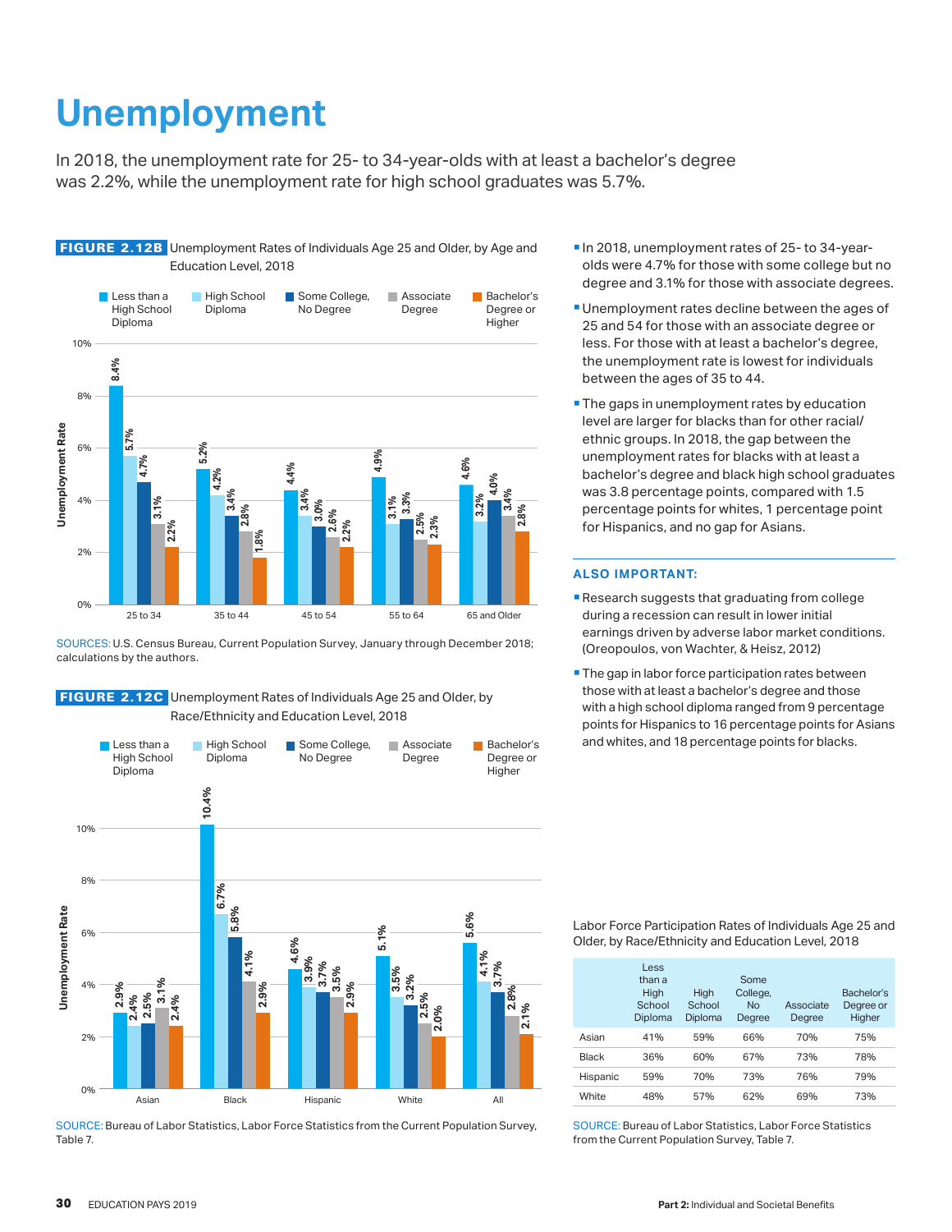# Unemployment

In 2018, the unemployment rate for 25- to 34-year-olds with at least a bachelor's degree was 2.2%, while the unemployment rate for high school graduates was 5.7%.

**FIGURE 2.12B** Unemployment Rates of Individuals Age 25 and Older, by Age and Education Level, 2018

| Age | Less than a High School Diploma | High School Diploma | Some College, No Degree | Associate Degree | Bachelor's Degree or Higher |
|---|---|---|---|---|---|
| 25 to 34 | 8.4% | 5.7% | 4.7% | 3.1% | 2.2% |
| 35 to 44 | 5.2% | 4.2% | 3.4% | 2.8% | 1.8% |
| 45 to 54 | 4.4% | 3.4% | 3.0% | 2.6% | 2.2% |
| 55 to 64 | 4.9% | 3.1% | 3.3% | 2.5% | 2.3% |
| 65 and Older | 4.6% | 3.2% | 4.0% | 3.4% | 2.8% |

SOURCES: U.S. Census Bureau, Current Population Survey, January through December 2018; calculations by the authors.

**FIGURE 2.12C** Unemployment Rates of Individuals Age 25 and Older, by Race/Ethnicity and Education Level, 2018

| Race/Ethnicity | Less than a High School Diploma | High School Diploma | Some College, No Degree | Associate Degree | Bachelor's Degree or Higher |
|---|---|---|---|---|---|
| Asian | 2.9% | 2.4% | 2.5% | 3.1% | 2.4% |
| Black | 10.4% | 6.7% | 5.8% | 4.1% | 2.9% |
| Hispanic | 4.6% | 3.9% | 3.7% | 3.5% | 2.9% |
| White | 5.1% | 3.5% | 3.2% | 2.5% | 2.0% |
| All | 5.6% | 4.1% | 3.7% | 2.8% | 2.1% |

SOURCE: Bureau of Labor Statistics, Labor Force Statistics from the Current Population Survey, Table 7.

- In 2018, unemployment rates of 25- to 34-year-olds were 4.7% for those with some college but no degree and 3.1% for those with associate degrees.
- Unemployment rates decline between the ages of 25 and 54 for those with an associate degree or less. For those with at least a bachelor's degree, the unemployment rate is lowest for individuals between the ages of 35 to 44.
- The gaps in unemployment rates by education level are larger for blacks than for other racial/ethnic groups. In 2018, the gap between the unemployment rates for blacks with at least a bachelor's degree and black high school graduates was 3.8 percentage points, compared with 1.5 percentage points for whites, 1 percentage point for Hispanics, and no gap for Asians.

### ALSO IMPORTANT:

- Research suggests that graduating from college during a recession can result in lower initial earnings driven by adverse labor market conditions. (Oreopoulos, von Wachter, & Heisz, 2012)
- The gap in labor force participation rates between those with at least a bachelor's degree and those with a high school diploma ranged from 9 percentage points for Hispanics to 16 percentage points for Asians and whites, and 18 percentage points for blacks.

Labor Force Participation Rates of Individuals Age 25 and Older, by Race/Ethnicity and Education Level, 2018

| | Less than a High School Diploma | High School Diploma | Some College, No Degree | Associate Degree | Bachelor's Degree or Higher |
|---|---|---|---|---|---|
| Asian | 41% | 59% | 66% | 70% | 75% |
| Black | 36% | 60% | 67% | 73% | 78% |
| Hispanic | 59% | 70% | 73% | 76% | 79% |
| White | 48% | 57% | 62% | 69% | 73% |

SOURCE: Bureau of Labor Statistics, Labor Force Statistics from the Current Population Survey, Table 7.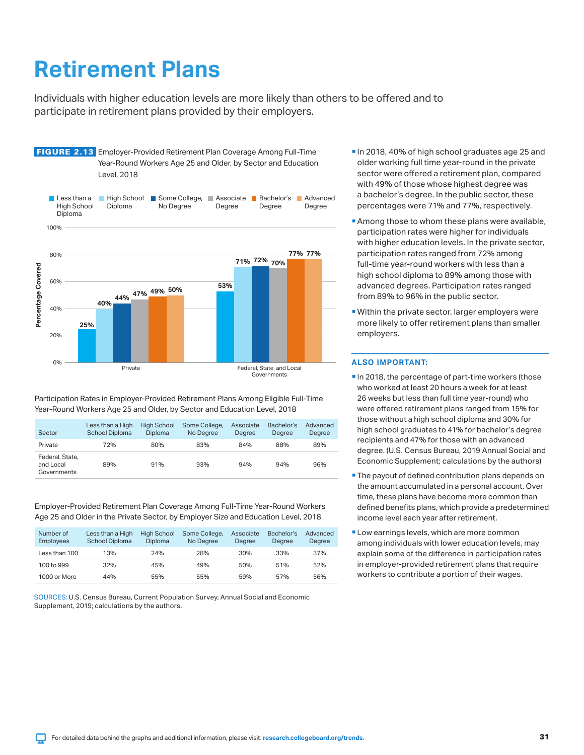# Retirement Plans

Individuals with higher education levels are more likely than others to be offered and to participate in retirement plans provided by their employers.

**FIGURE 2.13** Employer-Provided Retirement Plan Coverage Among Full-Time Year-Round Workers Age 25 and Older, by Sector and Education Level, 2018

| Sector | Less than a High School Diploma | High School Diploma | Some College, No Degree | Associate Degree | Bachelor's Degree | Advanced Degree |
|---|---|---|---|---|---|---|
| Private | 25% | 40% | 44% | 47% | 49% | 50% |
| Federal, State, and Local Governments | 53% | 71% | 72% | 70% | 77% | 77% |

Participation Rates in Employer-Provided Retirement Plans Among Eligible Full-Time Year-Round Workers Age 25 and Older, by Sector and Education Level, 2018

| Sector | Less than a High School Diploma | High School Diploma | Some College, No Degree | Associate Degree | Bachelor's Degree | Advanced Degree |
|---|---|---|---|---|---|---|
| Private | 72% | 80% | 83% | 84% | 88% | 89% |
| Federal, State, and Local Governments | 89% | 91% | 93% | 94% | 94% | 96% |

Employer-Provided Retirement Plan Coverage Among Full-Time Year-Round Workers Age 25 and Older in the Private Sector, by Employer Size and Education Level, 2018

| Number of Employees | Less than a High School Diploma | High School Diploma | Some College, No Degree | Associate Degree | Bachelor's Degree | Advanced Degree |
|---|---|---|---|---|---|---|
| Less than 100 | 13% | 24% | 28% | 30% | 33% | 37% |
| 100 to 999 | 32% | 45% | 49% | 50% | 51% | 52% |
| 1000 or More | 44% | 55% | 55% | 59% | 57% | 56% |

SOURCES: U.S. Census Bureau, Current Population Survey, Annual Social and Economic Supplement, 2019; calculations by the authors.

- In 2018, 40% of high school graduates age 25 and older working full time year-round in the private sector were offered a retirement plan, compared with 49% of those whose highest degree was a bachelor's degree. In the public sector, these percentages were 71% and 77%, respectively.
- Among those to whom these plans were available, participation rates were higher for individuals with higher education levels. In the private sector, participation rates ranged from 72% among full-time year-round workers with less than a high school diploma to 89% among those with advanced degrees. Participation rates ranged from 89% to 96% in the public sector.
- Within the private sector, larger employers were more likely to offer retirement plans than smaller employers.

### ALSO IMPORTANT:

- In 2018, the percentage of part-time workers (those who worked at least 20 hours a week for at least 26 weeks but less than full time year-round) who were offered retirement plans ranged from 15% for those without a high school diploma and 30% for high school graduates to 41% for bachelor's degree recipients and 47% for those with an advanced degree. (U.S. Census Bureau, 2019 Annual Social and Economic Supplement; calculations by the authors)
- The payout of defined contribution plans depends on the amount accumulated in a personal account. Over time, these plans have become more common than defined benefits plans, which provide a predetermined income level each year after retirement.
- Low earnings levels, which are more common among individuals with lower education levels, may explain some of the difference in participation rates in employer-provided retirement plans that require workers to contribute a portion of their wages.

For detailed data behind the graphs and additional information, please visit: research.collegeboard.org/trends.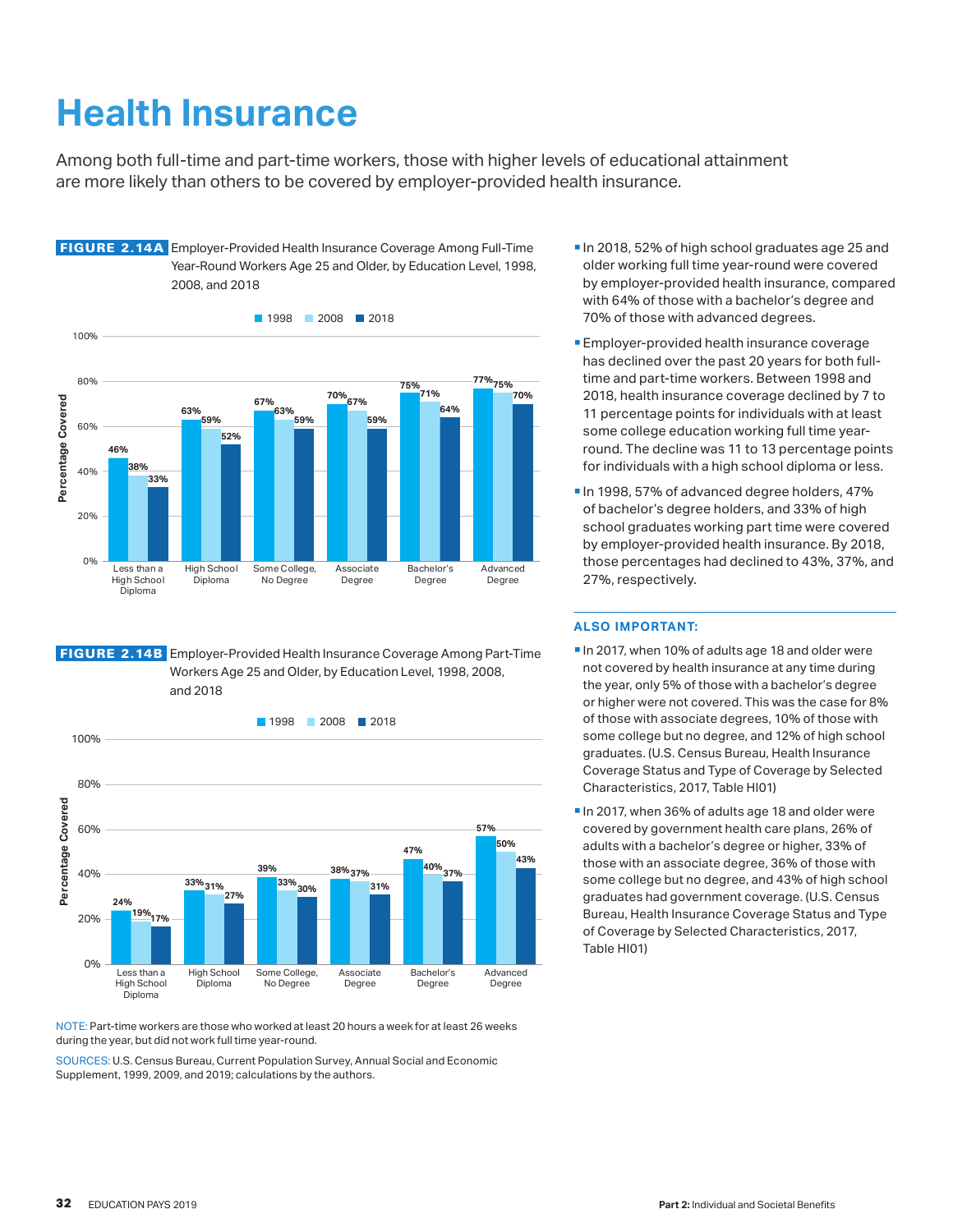# Health Insurance

Among both full-time and part-time workers, those with higher levels of educational attainment are more likely than others to be covered by employer-provided health insurance.

**FIGURE 2.14A** Employer-Provided Health Insurance Coverage Among Full-Time Year-Round Workers Age 25 and Older, by Education Level, 1998, 2008, and 2018

| Education Level | 1998 | 2008 | 2018 |
|---|---|---|---|
| Less than a High School Diploma | 46% | 38% | 33% |
| High School Diploma | 63% | 59% | 52% |
| Some College, No Degree | 67% | 63% | 59% |
| Associate Degree | 70% | 67% | 59% |
| Bachelor's Degree | 75% | 71% | 64% |
| Advanced Degree | 77% | 75% | 70% |

**FIGURE 2.14B** Employer-Provided Health Insurance Coverage Among Part-Time Workers Age 25 and Older, by Education Level, 1998, 2008, and 2018

| Education Level | 1998 | 2008 | 2018 |
|---|---|---|---|
| Less than a High School Diploma | 24% | 19% | 17% |
| High School Diploma | 33% | 31% | 27% |
| Some College, No Degree | 39% | 33% | 30% |
| Associate Degree | 38% | 37% | 31% |
| Bachelor's Degree | 47% | 40% | 37% |
| Advanced Degree | 57% | 50% | 43% |

NOTE: Part-time workers are those who worked at least 20 hours a week for at least 26 weeks during the year, but did not work full time year-round.

SOURCES: U.S. Census Bureau, Current Population Survey, Annual Social and Economic Supplement, 1999, 2009, and 2019; calculations by the authors.

- In 2018, 52% of high school graduates age 25 and older working full time year-round were covered by employer-provided health insurance, compared with 64% of those with a bachelor's degree and 70% of those with advanced degrees.
- Employer-provided health insurance coverage has declined over the past 20 years for both full-time and part-time workers. Between 1998 and 2018, health insurance coverage declined by 7 to 11 percentage points for individuals with at least some college education working full time year-round. The decline was 11 to 13 percentage points for individuals with a high school diploma or less.
- In 1998, 57% of advanced degree holders, 47% of bachelor's degree holders, and 33% of high school graduates working part time were covered by employer-provided health insurance. By 2018, those percentages had declined to 43%, 37%, and 27%, respectively.

### ALSO IMPORTANT:

- In 2017, when 10% of adults age 18 and older were not covered by health insurance at any time during the year, only 5% of those with a bachelor's degree or higher were not covered. This was the case for 8% of those with associate degrees, 10% of those with some college but no degree, and 12% of high school graduates. (U.S. Census Bureau, Health Insurance Coverage Status and Type of Coverage by Selected Characteristics, 2017, Table HI01)
- In 2017, when 36% of adults age 18 and older were covered by government health care plans, 26% of adults with a bachelor's degree or higher, 33% of those with an associate degree, 36% of those with some college but no degree, and 43% of high school graduates had government coverage. (U.S. Census Bureau, Health Insurance Coverage Status and Type of Coverage by Selected Characteristics, 2017, Table HI01)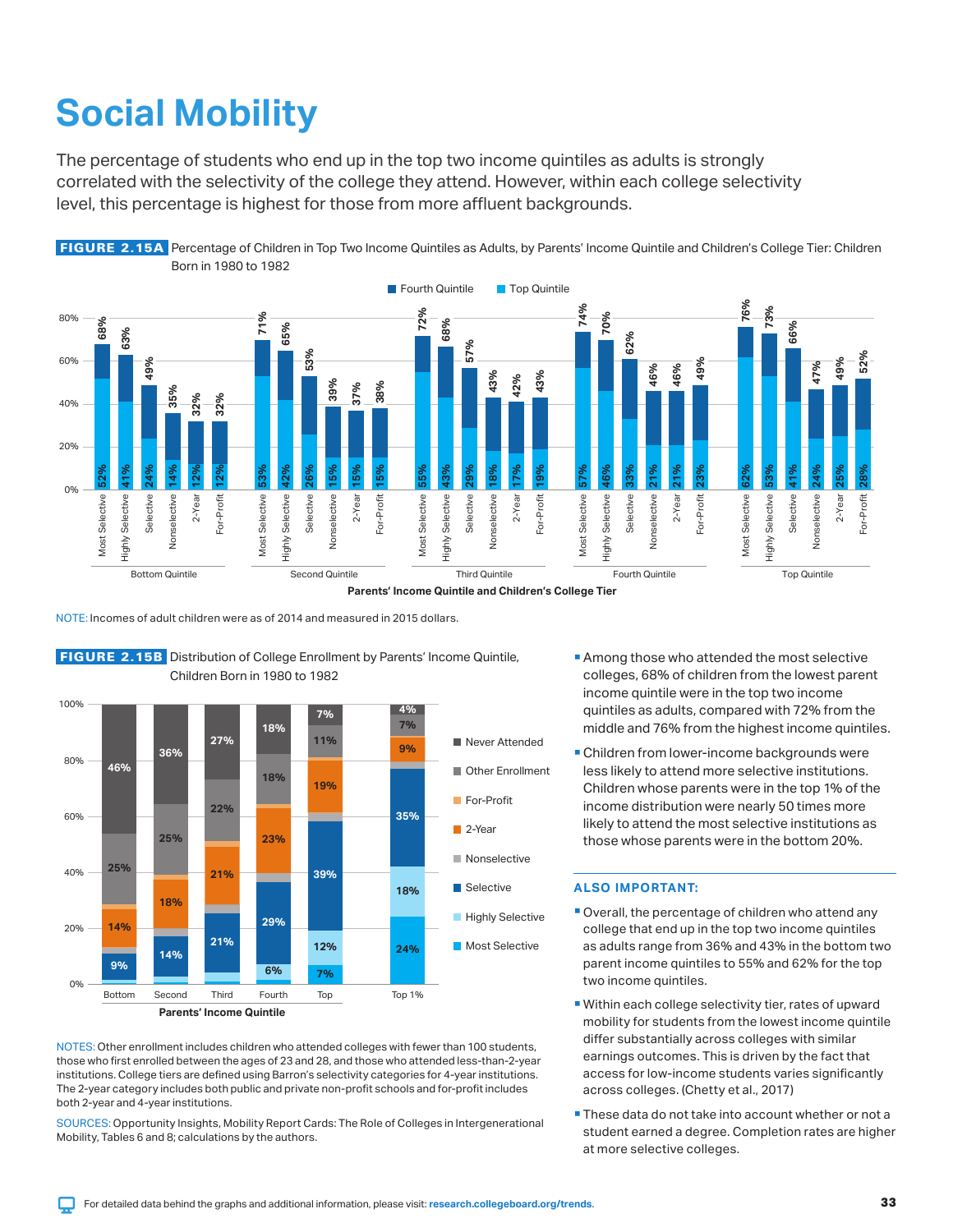# Social Mobility

The percentage of students who end up in the top two income quintiles as adults is strongly correlated with the selectivity of the college they attend. However, within each college selectivity level, this percentage is highest for those from more affluent backgrounds.

**FIGURE 2.15A** Percentage of Children in Top Two Income Quintiles as Adults, by Parents' Income Quintile and Children's College Tier: Children Born in 1980 to 1982

| Parents' Income Quintile | College Tier | Top Quintile | Fourth + Top Quintile (Total) |
|---|---|---|---|
| Bottom Quintile | Most Selective | 52% | 68% |
| | Highly Selective | 41% | 63% |
| | Selective | 24% | 49% |
| | Nonselective | 14% | 35% |
| | 2-Year | 12% | 32% |
| | For-Profit | 12% | 32% |
| Second Quintile | Most Selective | 53% | 71% |
| | Highly Selective | 42% | 65% |
| | Selective | 26% | 53% |
| | Nonselective | 15% | 39% |
| | 2-Year | 15% | 37% |
| | For-Profit | 15% | 38% |
| Third Quintile | Most Selective | 55% | 72% |
| | Highly Selective | 43% | 68% |
| | Selective | 29% | 57% |
| | Nonselective | 18% | 43% |
| | 2-Year | 17% | 42% |
| | For-Profit | 19% | 43% |
| Fourth Quintile | Most Selective | 57% | 74% |
| | Highly Selective | 46% | 70% |
| | Selective | 33% | 62% |
| | Nonselective | 21% | 46% |
| | 2-Year | 21% | 46% |
| | For-Profit | 23% | 49% |
| Top Quintile | Most Selective | 62% | 76% |
| | Highly Selective | 53% | 73% |
| | Selective | 41% | 66% |
| | Nonselective | 24% | 47% |
| | 2-Year | 25% | 49% |
| | For-Profit | 28% | 52% |

Parents' Income Quintile and Children's College Tier

NOTE: Incomes of adult children were as of 2014 and measured in 2015 dollars.

**FIGURE 2.15B** Distribution of College Enrollment by Parents' Income Quintile, Children Born in 1980 to 1982

| Parents' Income Quintile | Most Selective | Highly Selective | Selective | Nonselective | 2-Year | For-Profit | Other Enrollment | Never Attended |
|---|---|---|---|---|---|---|---|---|
| Bottom | | | 9% | | 14% | | 25% | 46% |
| Second | | | 14% | | 18% | | 25% | 36% |
| Third | | | 21% | | 21% | | 22% | 27% |
| Fourth | | 6% | 29% | | 23% | | 18% | 18% |
| Top | 7% | 12% | 39% | | 19% | | 11% | 7% |
| Top 1% | 24% | 18% | 35% | | 9% | | 7% | 4% |

Parents' Income Quintile

NOTES: Other enrollment includes children who attended colleges with fewer than 100 students, those who first enrolled between the ages of 23 and 28, and those who attended less-than-2-year institutions. College tiers are defined using Barron's selectivity categories for 4-year institutions. The 2-year category includes both public and private non-profit schools and for-profit includes both 2-year and 4-year institutions.

SOURCES: Opportunity Insights, Mobility Report Cards: The Role of Colleges in Intergenerational Mobility, Tables 6 and 8; calculations by the authors.

- Among those who attended the most selective colleges, 68% of children from the lowest parent income quintile were in the top two income quintiles as adults, compared with 72% from the middle and 76% from the highest income quintiles.
- Children from lower-income backgrounds were less likely to attend more selective institutions. Children whose parents were in the top 1% of the income distribution were nearly 50 times more likely to attend the most selective institutions as those whose parents were in the bottom 20%.

### ALSO IMPORTANT:

- Overall, the percentage of children who attend any college that end up in the top two income quintiles as adults range from 36% and 43% in the bottom two parent income quintiles to 55% and 62% for the top two income quintiles.
- Within each college selectivity tier, rates of upward mobility for students from the lowest income quintile differ substantially across colleges with similar earnings outcomes. This is driven by the fact that access for low-income students varies significantly across colleges. (Chetty et al., 2017)
- These data do not take into account whether or not a student earned a degree. Completion rates are higher at more selective colleges.

For detailed data behind the graphs and additional information, please visit: research.collegeboard.org/trends.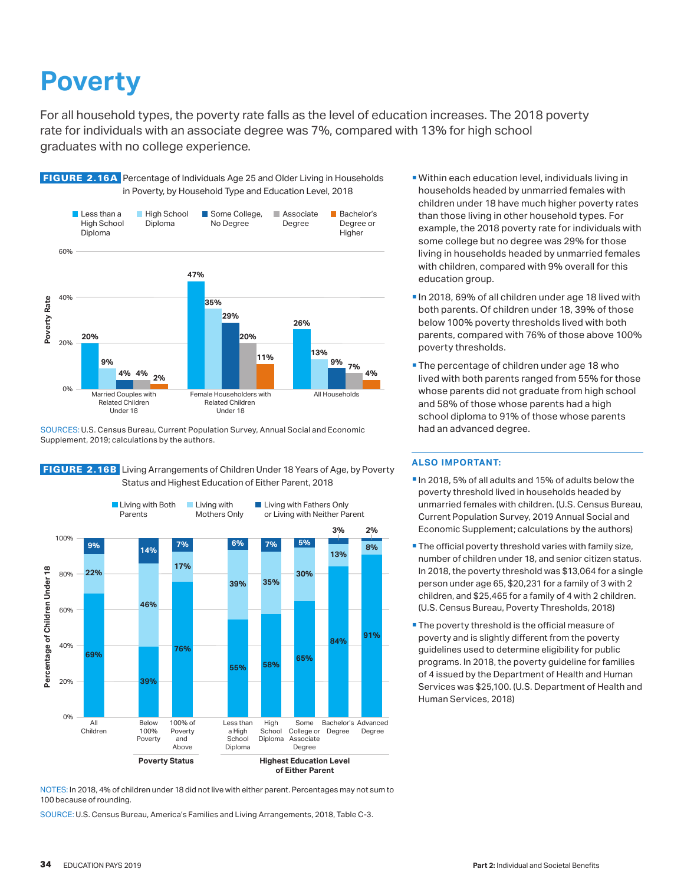# Poverty

For all household types, the poverty rate falls as the level of education increases. The 2018 poverty rate for individuals with an associate degree was 7%, compared with 13% for high school graduates with no college experience.

**FIGURE 2.16A** Percentage of Individuals Age 25 and Older Living in Households in Poverty, by Household Type and Education Level, 2018

| Household Type | Less than a High School Diploma | High School Diploma | Some College, No Degree | Associate Degree | Bachelor's Degree or Higher |
|---|---|---|---|---|---|
| Married Couples with Related Children Under 18 | 20% | 9% | 4% | 4% | 2% |
| Female Householders with Related Children Under 18 | 47% | 35% | 29% | 20% | 11% |
| All Households | 26% | 13% | 9% | 7% | 4% |

SOURCES: U.S. Census Bureau, Current Population Survey, Annual Social and Economic Supplement, 2019; calculations by the authors.

**FIGURE 2.16B** Living Arrangements of Children Under 18 Years of Age, by Poverty Status and Highest Education of Either Parent, 2018

| | Living with Both Parents | Living with Mothers Only | Living with Fathers Only or Living with Neither Parent |
|---|---|---|---|
| All Children | 69% | 22% | 9% |
| **Poverty Status** | | | |
| Below 100% Poverty | 39% | 46% | 14% |
| 100% of Poverty and Above | 76% | 17% | 7% |
| **Highest Education Level of Either Parent** | | | |
| Less than a High School Diploma | 55% | 39% | 6% |
| High School Diploma | 58% | 35% | 7% |
| Some College or Associate Degree | 65% | 30% | 5% |
| Bachelor's Degree | 84% | 13% | 3% |
| Advanced Degree | 91% | 8% | 2% |

NOTES: In 2018, 4% of children under 18 did not live with either parent. Percentages may not sum to 100 because of rounding.

SOURCE: U.S. Census Bureau, America's Families and Living Arrangements, 2018, Table C-3.

- Within each education level, individuals living in households headed by unmarried females with children under 18 have much higher poverty rates than those living in other household types. For example, the 2018 poverty rate for individuals with some college but no degree was 29% for those living in households headed by unmarried females with children, compared with 9% overall for this education group.
- In 2018, 69% of all children under age 18 lived with both parents. Of children under 18, 39% of those below 100% poverty thresholds lived with both parents, compared with 76% of those above 100% poverty thresholds.
- The percentage of children under age 18 who lived with both parents ranged from 55% for those whose parents did not graduate from high school and 58% of those whose parents had a high school diploma to 91% of those whose parents had an advanced degree.

### ALSO IMPORTANT:

- In 2018, 5% of all adults and 15% of adults below the poverty threshold lived in households headed by unmarried females with children. (U.S. Census Bureau, Current Population Survey, 2019 Annual Social and Economic Supplement; calculations by the authors)
- The official poverty threshold varies with family size, number of children under 18, and senior citizen status. In 2018, the poverty threshold was $13,064 for a single person under age 65, $20,231 for a family of 3 with 2 children, and $25,465 for a family of 4 with 2 children. (U.S. Census Bureau, Poverty Thresholds, 2018)
- The poverty threshold is the official measure of poverty and is slightly different from the poverty guidelines used to determine eligibility for public programs. In 2018, the poverty guideline for families of 4 issued by the Department of Health and Human Services was $25,100. (U.S. Department of Health and Human Services, 2018)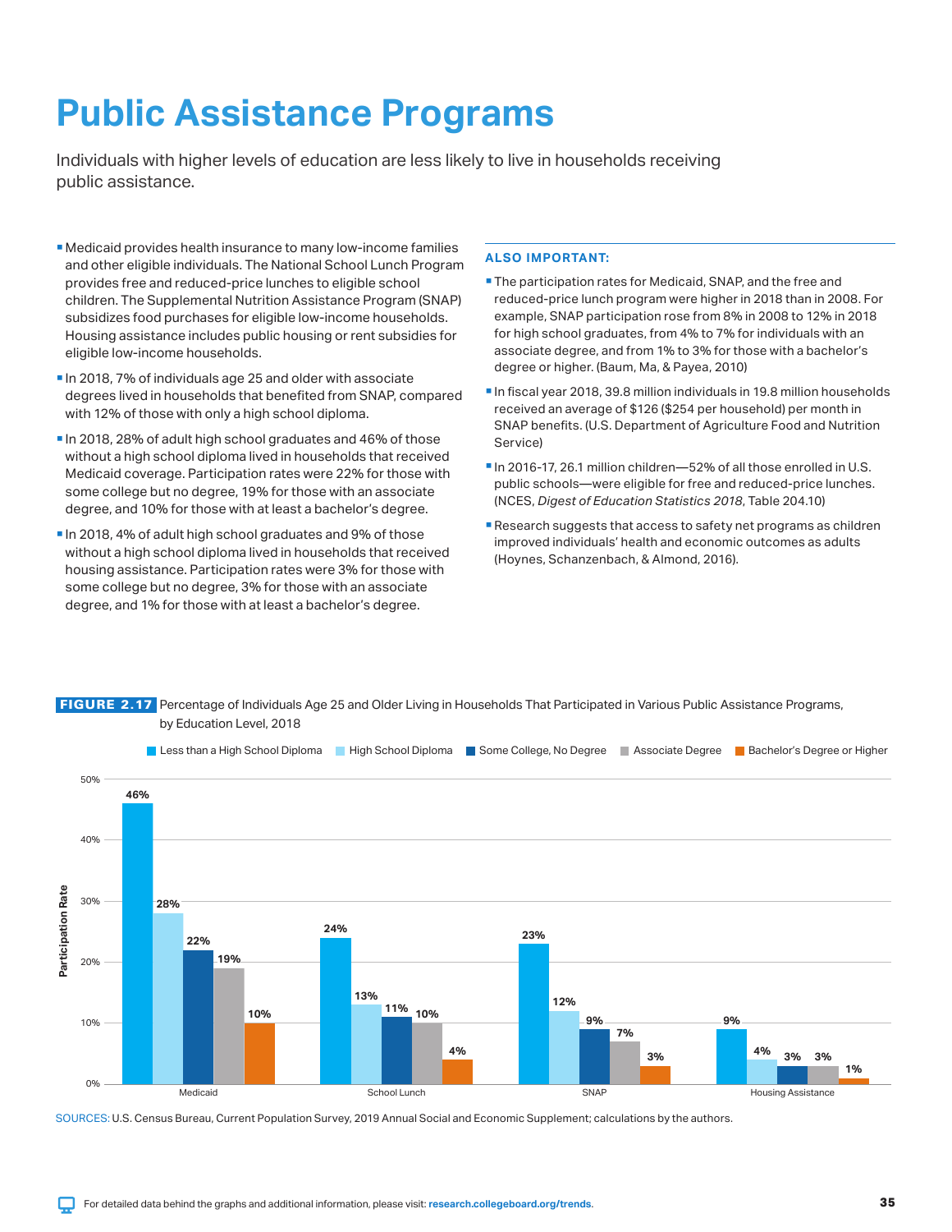# Public Assistance Programs

Individuals with higher levels of education are less likely to live in households receiving public assistance.

- Medicaid provides health insurance to many low-income families and other eligible individuals. The National School Lunch Program provides free and reduced-price lunches to eligible school children. The Supplemental Nutrition Assistance Program (SNAP) subsidizes food purchases for eligible low-income households. Housing assistance includes public housing or rent subsidies for eligible low-income households.
- In 2018, 7% of individuals age 25 and older with associate degrees lived in households that benefited from SNAP, compared with 12% of those with only a high school diploma.
- In 2018, 28% of adult high school graduates and 46% of those without a high school diploma lived in households that received Medicaid coverage. Participation rates were 22% for those with some college but no degree, 19% for those with an associate degree, and 10% for those with at least a bachelor's degree.
- In 2018, 4% of adult high school graduates and 9% of those without a high school diploma lived in households that received housing assistance. Participation rates were 3% for those with some college but no degree, 3% for those with an associate degree, and 1% for those with at least a bachelor's degree.

### ALSO IMPORTANT:

- The participation rates for Medicaid, SNAP, and the free and reduced-price lunch program were higher in 2018 than in 2008. For example, SNAP participation rose from 8% in 2008 to 12% in 2018 for high school graduates, from 4% to 7% for individuals with an associate degree, and from 1% to 3% for those with a bachelor's degree or higher. (Baum, Ma, & Payea, 2010)
- In fiscal year 2018, 39.8 million individuals in 19.8 million households received an average of $126 ($254 per household) per month in SNAP benefits. (U.S. Department of Agriculture Food and Nutrition Service)
- In 2016-17, 26.1 million children—52% of all those enrolled in U.S. public schools—were eligible for free and reduced-price lunches. (NCES, *Digest of Education Statistics 2018*, Table 204.10)
- Research suggests that access to safety net programs as children improved individuals' health and economic outcomes as adults (Hoynes, Schanzenbach, & Almond, 2016).

**FIGURE 2.17** Percentage of Individuals Age 25 and Older Living in Households That Participated in Various Public Assistance Programs, by Education Level, 2018

| Participation Rate | Medicaid | School Lunch | SNAP | Housing Assistance |
|---|---|---|---|---|
| Less than a High School Diploma | 46% | 24% | 23% | 9% |
| High School Diploma | 28% | 13% | 12% | 4% |
| Some College, No Degree | 22% | 11% | 9% | 3% |
| Associate Degree | 19% | 10% | 7% | 3% |
| Bachelor's Degree or Higher | 10% | 4% | 3% | 1% |

SOURCES: U.S. Census Bureau, Current Population Survey, 2019 Annual Social and Economic Supplement; calculations by the authors.

For detailed data behind the graphs and additional information, please visit: research.collegeboard.org/trends.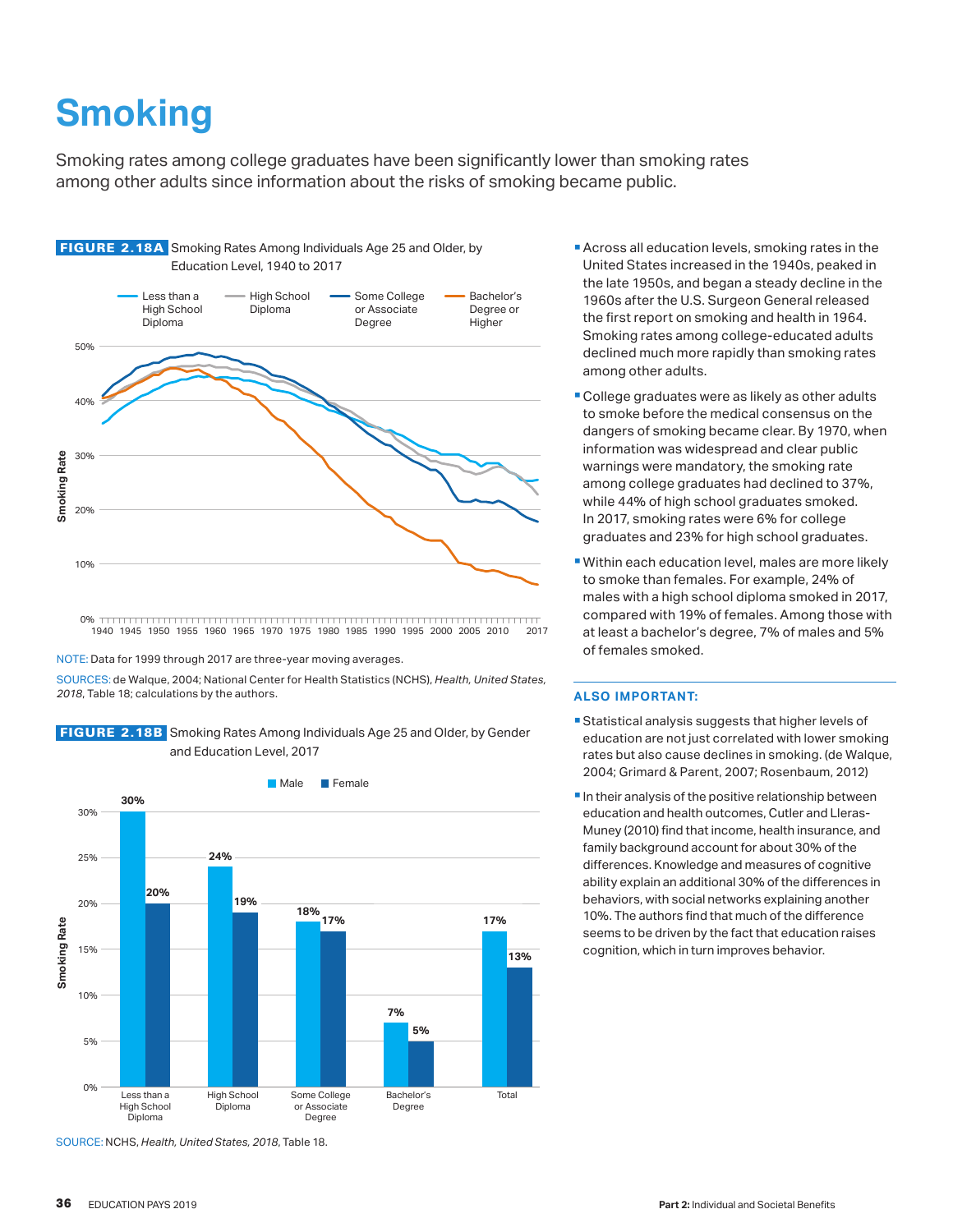# Smoking

Smoking rates among college graduates have been significantly lower than smoking rates among other adults since information about the risks of smoking became public.

**FIGURE 2.18A** Smoking Rates Among Individuals Age 25 and Older, by Education Level, 1940 to 2017

NOTE: Data for 1999 through 2017 are three-year moving averages.

SOURCES: de Walque, 2004; National Center for Health Statistics (NCHS), *Health, United States, 2018*, Table 18; calculations by the authors.

**FIGURE 2.18B** Smoking Rates Among Individuals Age 25 and Older, by Gender and Education Level, 2017

| | Male | Female |
|---|---|---|
| Less than a High School Diploma | 30% | 20% |
| High School Diploma | 24% | 19% |
| Some College or Associate Degree | 18% | 17% |
| Bachelor's Degree | 7% | 5% |
| Total | 17% | 13% |

SOURCE: NCHS, *Health, United States, 2018*, Table 18.

- Across all education levels, smoking rates in the United States increased in the 1940s, peaked in the late 1950s, and began a steady decline in the 1960s after the U.S. Surgeon General released the first report on smoking and health in 1964. Smoking rates among college-educated adults declined much more rapidly than smoking rates among other adults.
- College graduates were as likely as other adults to smoke before the medical consensus on the dangers of smoking became clear. By 1970, when information was widespread and clear public warnings were mandatory, the smoking rate among college graduates had declined to 37%, while 44% of high school graduates smoked. In 2017, smoking rates were 6% for college graduates and 23% for high school graduates.
- Within each education level, males are more likely to smoke than females. For example, 24% of males with a high school diploma smoked in 2017, compared with 19% of females. Among those with at least a bachelor's degree, 7% of males and 5% of females smoked.

### ALSO IMPORTANT:

- Statistical analysis suggests that higher levels of education are not just correlated with lower smoking rates but also cause declines in smoking. (de Walque, 2004; Grimard & Parent, 2007; Rosenbaum, 2012)
- In their analysis of the positive relationship between education and health outcomes, Cutler and Lleras-Muney (2010) find that income, health insurance, and family background account for about 30% of the differences. Knowledge and measures of cognitive ability explain an additional 30% of the differences in behaviors, with social networks explaining another 10%. The authors find that much of the difference seems to be driven by the fact that education raises cognition, which in turn improves behavior.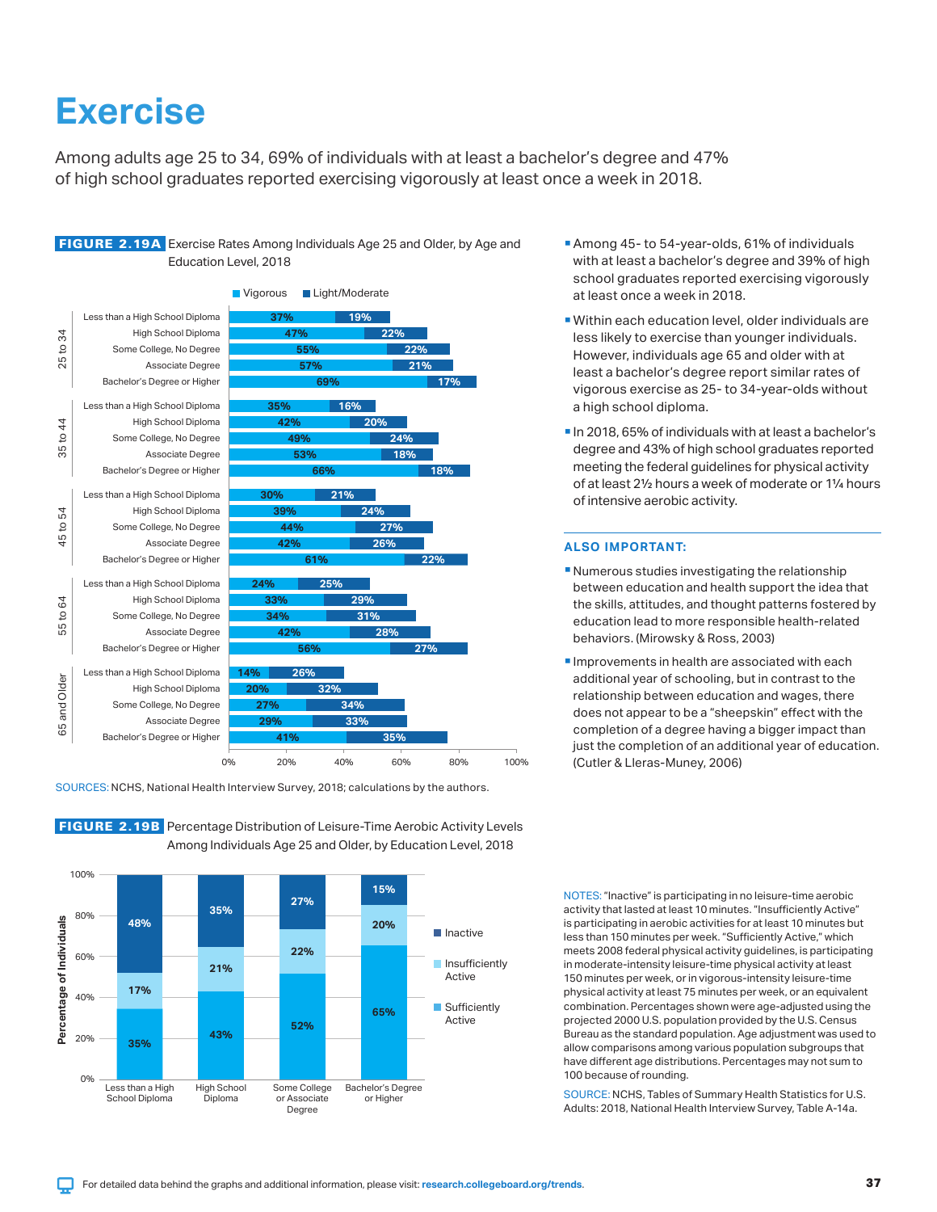# Exercise

Among adults age 25 to 34, 69% of individuals with at least a bachelor's degree and 47% of high school graduates reported exercising vigorously at least once a week in 2018.

**FIGURE 2.19A** Exercise Rates Among Individuals Age 25 and Older, by Age and Education Level, 2018

| Age | Education Level | Vigorous | Light/Moderate |
|---|---|---|---|
| 25 to 34 | Less than a High School Diploma | 37% | 19% |
| | High School Diploma | 47% | 22% |
| | Some College, No Degree | 55% | 22% |
| | Associate Degree | 57% | 21% |
| | Bachelor's Degree or Higher | 69% | 17% |
| 35 to 44 | Less than a High School Diploma | 35% | 16% |
| | High School Diploma | 42% | 20% |
| | Some College, No Degree | 49% | 24% |
| | Associate Degree | 53% | 18% |
| | Bachelor's Degree or Higher | 66% | 18% |
| 45 to 54 | Less than a High School Diploma | 30% | 21% |
| | High School Diploma | 39% | 24% |
| | Some College, No Degree | 44% | 27% |
| | Associate Degree | 42% | 26% |
| | Bachelor's Degree or Higher | 61% | 22% |
| 55 to 64 | Less than a High School Diploma | 24% | 25% |
| | High School Diploma | 33% | 29% |
| | Some College, No Degree | 34% | 31% |
| | Associate Degree | 42% | 28% |
| | Bachelor's Degree or Higher | 56% | 27% |
| 65 and Older | Less than a High School Diploma | 14% | 26% |
| | High School Diploma | 20% | 32% |
| | Some College, No Degree | 27% | 34% |
| | Associate Degree | 29% | 33% |
| | Bachelor's Degree or Higher | 41% | 35% |

SOURCES: NCHS, National Health Interview Survey, 2018; calculations by the authors.

- Among 45- to 54-year-olds, 61% of individuals with at least a bachelor's degree and 39% of high school graduates reported exercising vigorously at least once a week in 2018.
- Within each education level, older individuals are less likely to exercise than younger individuals. However, individuals age 65 and older with at least a bachelor's degree report similar rates of vigorous exercise as 25- to 34-year-olds without a high school diploma.
- In 2018, 65% of individuals with at least a bachelor's degree and 43% of high school graduates reported meeting the federal guidelines for physical activity of at least 2½ hours a week of moderate or 1¼ hours of intensive aerobic activity.

**FIGURE 2.19B** Percentage Distribution of Leisure-Time Aerobic Activity Levels Among Individuals Age 25 and Older, by Education Level, 2018

| Percentage of Individuals | Less than a High School Diploma | High School Diploma | Some College or Associate Degree | Bachelor's Degree or Higher |
|---|---|---|---|---|
| Inactive | 48% | 35% | 27% | 15% |
| Insufficiently Active | 17% | 21% | 22% | 20% |
| Sufficiently Active | 35% | 43% | 52% | 65% |

NOTES: "Inactive" is participating in no leisure-time aerobic activity that lasted at least 10 minutes. "Insufficiently Active" is participating in aerobic activities for at least 10 minutes but less than 150 minutes per week. "Sufficiently Active," which meets 2008 federal physical activity guidelines, is participating in moderate-intensity leisure-time physical activity at least 150 minutes per week, or in vigorous-intensity leisure-time physical activity at least 75 minutes per week, or an equivalent combination. Percentages shown were age-adjusted using the projected 2000 U.S. population provided by the U.S. Census Bureau as the standard population. Age adjustment was used to allow comparisons among various population subgroups that have different age distributions. Percentages may not sum to 100 because of rounding.

SOURCE: NCHS, Tables of Summary Health Statistics for U.S. Adults: 2018, National Health Interview Survey, Table A-14a.

## ALSO IMPORTANT:

- Numerous studies investigating the relationship between education and health support the idea that the skills, attitudes, and thought patterns fostered by education lead to more responsible health-related behaviors. (Mirowsky & Ross, 2003)
- Improvements in health are associated with each additional year of schooling, but in contrast to the relationship between education and wages, there does not appear to be a "sheepskin" effect with the completion of a degree having a bigger impact than just the completion of an additional year of education. (Cutler & Lleras-Muney, 2006)

For detailed data behind the graphs and additional information, please visit: research.collegeboard.org/trends.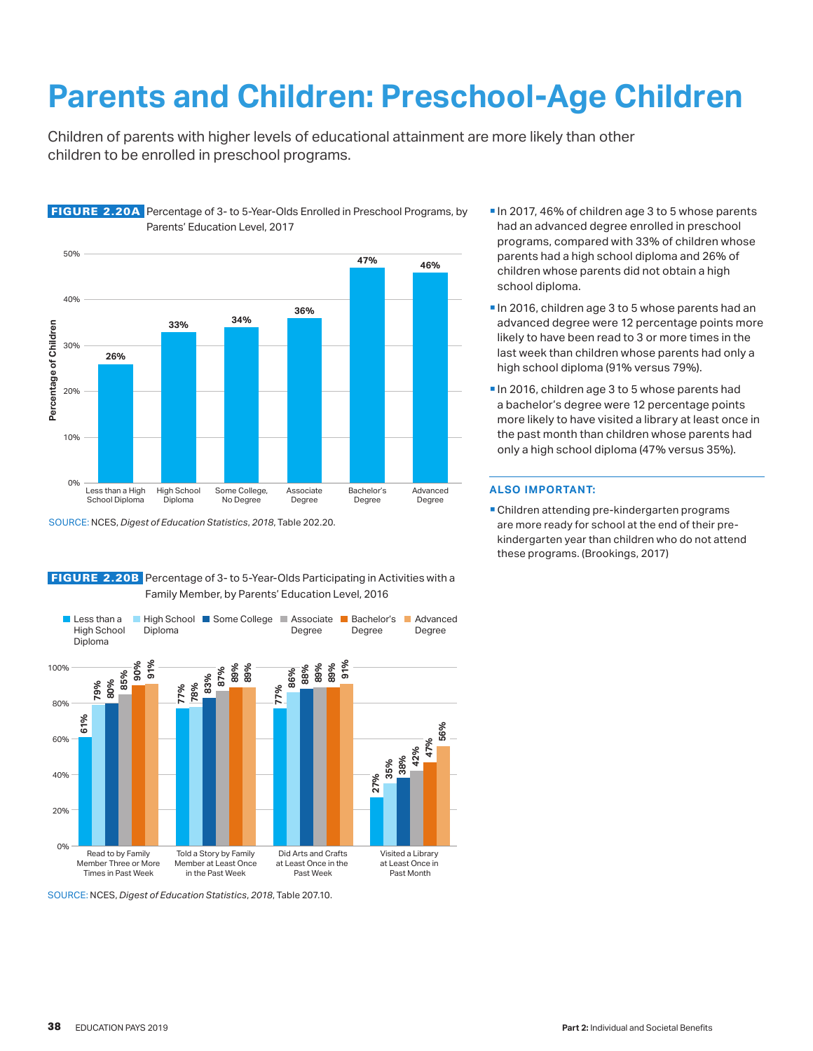# Parents and Children: Preschool-Age Children

Children of parents with higher levels of educational attainment are more likely than other children to be enrolled in preschool programs.

**FIGURE 2.20A** Percentage of 3- to 5-Year-Olds Enrolled in Preschool Programs, by Parents' Education Level, 2017

| Parents' Education Level | Percentage of Children |
|---|---|
| Less than a High School Diploma | 26% |
| High School Diploma | 33% |
| Some College, No Degree | 34% |
| Associate Degree | 36% |
| Bachelor's Degree | 47% |
| Advanced Degree | 46% |

SOURCE: NCES, *Digest of Education Statistics, 2018*, Table 202.20.

**FIGURE 2.20B** Percentage of 3- to 5-Year-Olds Participating in Activities with a Family Member, by Parents' Education Level, 2016

| Activity | Less than a High School Diploma | High School Diploma | Some College | Associate Degree | Bachelor's Degree | Advanced Degree |
|---|---|---|---|---|---|---|
| Read to by Family Member Three or More Times in Past Week | 61% | 79% | 80% | 85% | 90% | 91% |
| Told a Story by Family Member at Least Once in the Past Week | 77% | 78% | 83% | 87% | 89% | 89% |
| Did Arts and Crafts at Least Once in the Past Week | 77% | 86% | 88% | 89% | 89% | 91% |
| Visited a Library at Least Once in Past Month | 27% | 35% | 38% | 42% | 47% | 56% |

SOURCE: NCES, *Digest of Education Statistics, 2018*, Table 207.10.

- In 2017, 46% of children age 3 to 5 whose parents had an advanced degree enrolled in preschool programs, compared with 33% of children whose parents had a high school diploma and 26% of children whose parents did not obtain a high school diploma.
- In 2016, children age 3 to 5 whose parents had an advanced degree were 12 percentage points more likely to have been read to 3 or more times in the last week than children whose parents had only a high school diploma (91% versus 79%).
- In 2016, children age 3 to 5 whose parents had a bachelor's degree were 12 percentage points more likely to have visited a library at least once in the past month than children whose parents had only a high school diploma (47% versus 35%).

### ALSO IMPORTANT:

- Children attending pre-kindergarten programs are more ready for school at the end of their pre-kindergarten year than children who do not attend these programs. (Brookings, 2017)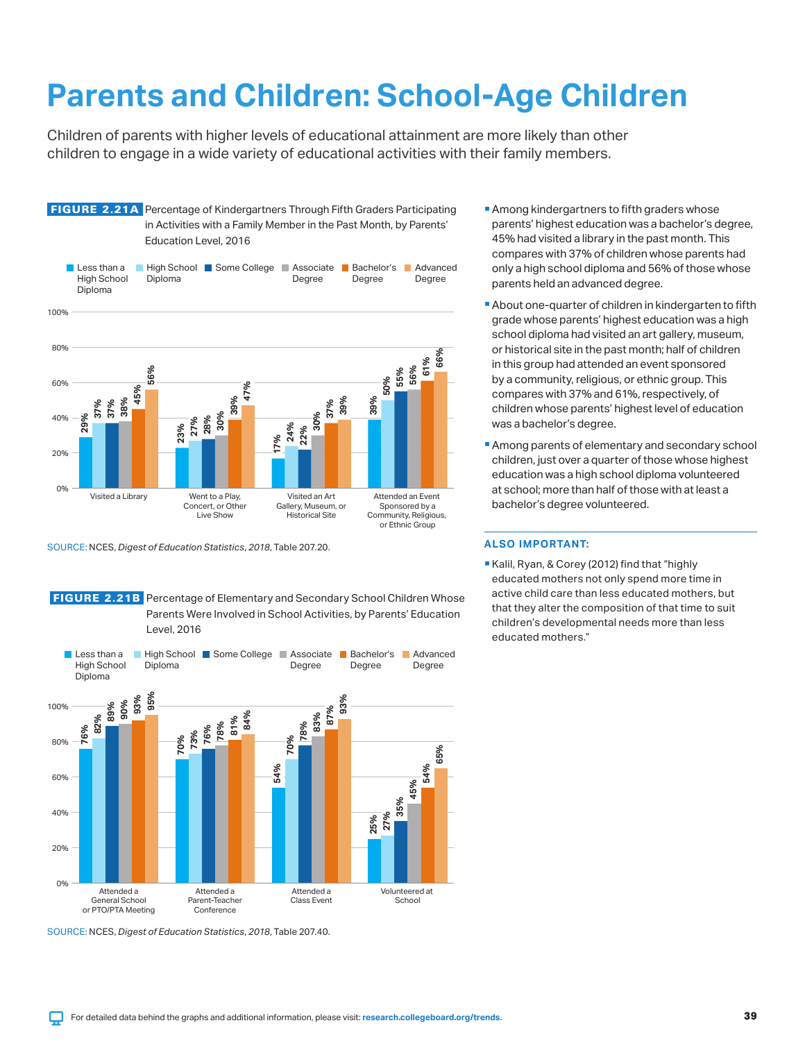# Parents and Children: School-Age Children

Children of parents with higher levels of educational attainment are more likely than other children to engage in a wide variety of educational activities with their family members.

**FIGURE 2.21A** Percentage of Kindergartners Through Fifth Graders Participating in Activities with a Family Member in the Past Month, by Parents' Education Level, 2016

| Activity | Less than a High School Diploma | High School Diploma | Some College | Associate Degree | Bachelor's Degree | Advanced Degree |
|---|---|---|---|---|---|---|
| Visited a Library | 29% | 37% | 37% | 38% | 45% | 56% |
| Went to a Play, Concert, or Other Live Show | 23% | 27% | 28% | 30% | 39% | 47% |
| Visited an Art Gallery, Museum, or Historical Site | 17% | 24% | 22% | 30% | 37% | 39% |
| Attended an Event Sponsored by a Community, Religious, or Ethnic Group | 39% | 50% | 55% | 56% | 61% | 66% |

SOURCE: NCES, *Digest of Education Statistics*, *2018*, Table 207.20.

**FIGURE 2.21B** Percentage of Elementary and Secondary School Children Whose Parents Were Involved in School Activities, by Parents' Education Level, 2016

| Activity | Less than a High School Diploma | High School Diploma | Some College | Associate Degree | Bachelor's Degree | Advanced Degree |
|---|---|---|---|---|---|---|
| Attended a General School or PTO/PTA Meeting | 76% | 82% | 89% | 90% | 93% | 95% |
| Attended a Parent-Teacher Conference | 70% | 73% | 76% | 78% | 81% | 84% |
| Attended a Class Event | 54% | 70% | 78% | 83% | 87% | 93% |
| Volunteered at School | 25% | 27% | 35% | 45% | 54% | 65% |

SOURCE: NCES, *Digest of Education Statistics*, *2018*, Table 207.40.

- Among kindergartners to fifth graders whose parents' highest education was a bachelor's degree, 45% had visited a library in the past month. This compares with 37% of children whose parents had only a high school diploma and 56% of those whose parents held an advanced degree.
- About one-quarter of children in kindergarten to fifth grade whose parents' highest education was a high school diploma had visited an art gallery, museum, or historical site in the past month; half of children in this group had attended an event sponsored by a community, religious, or ethnic group. This compares with 37% and 61%, respectively, of children whose parents' highest level of education was a bachelor's degree.
- Among parents of elementary and secondary school children, just over a quarter of those whose highest education was a high school diploma volunteered at school; more than half of those with at least a bachelor's degree volunteered.

**ALSO IMPORTANT:**

- Kalil, Ryan, & Corey (2012) find that "highly educated mothers not only spend more time in active child care than less educated mothers, but that they alter the composition of that time to suit children's developmental needs more than less educated mothers."

For detailed data behind the graphs and additional information, please visit: **research.collegeboard.org/trends**.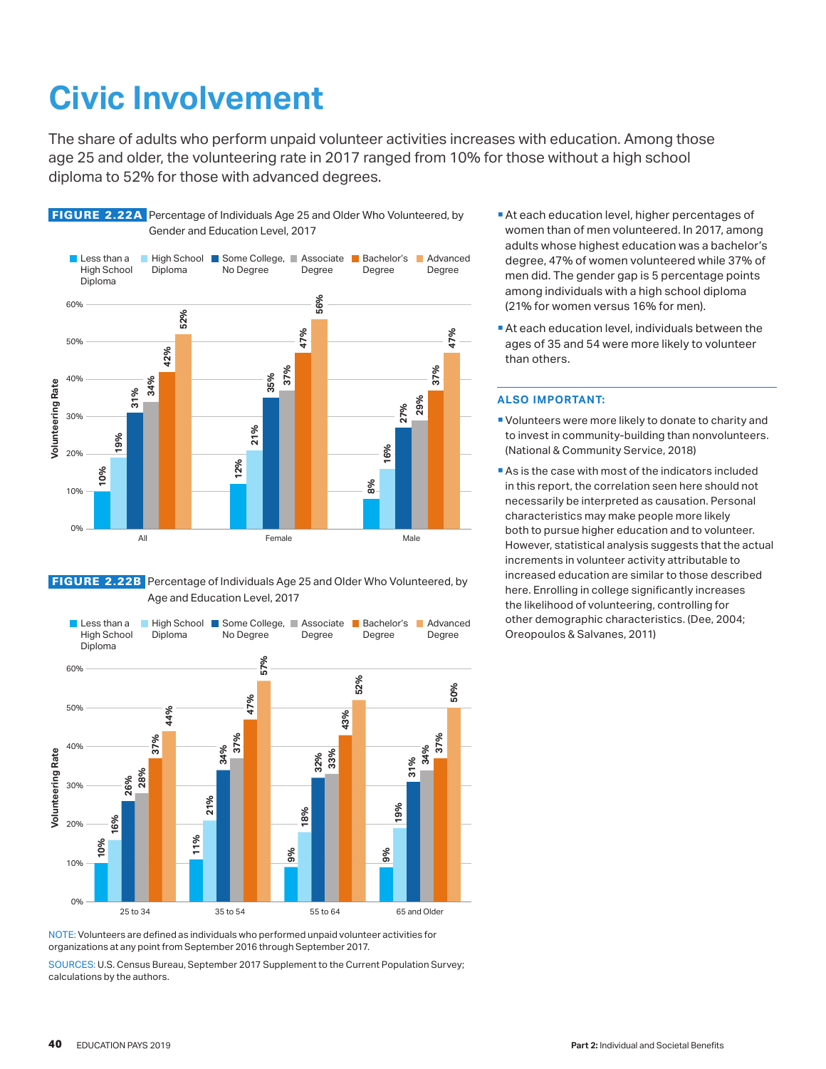# Civic Involvement

The share of adults who perform unpaid volunteer activities increases with education. Among those age 25 and older, the volunteering rate in 2017 ranged from 10% for those without a high school diploma to 52% for those with advanced degrees.

**FIGURE 2.22A** Percentage of Individuals Age 25 and Older Who Volunteered, by Gender and Education Level, 2017

| | Less than a High School Diploma | High School Diploma | Some College, No Degree | Associate Degree | Bachelor's Degree | Advanced Degree |
|---|---|---|---|---|---|---|
| All | 10% | 19% | 31% | 34% | 42% | 52% |
| Female | 12% | 21% | 35% | 37% | 47% | 56% |
| Male | 8% | 16% | 27% | 29% | 37% | 47% |

**FIGURE 2.22B** Percentage of Individuals Age 25 and Older Who Volunteered, by Age and Education Level, 2017

| | Less than a High School Diploma | High School Diploma | Some College, No Degree | Associate Degree | Bachelor's Degree | Advanced Degree |
|---|---|---|---|---|---|---|
| 25 to 34 | 10% | 16% | 26% | 28% | 37% | 44% |
| 35 to 54 | 11% | 21% | 34% | 37% | 47% | 57% |
| 55 to 64 | 9% | 18% | 32% | 33% | 43% | 52% |
| 65 and Older | 9% | 19% | 31% | 34% | 37% | 50% |

NOTE: Volunteers are defined as individuals who performed unpaid volunteer activities for organizations at any point from September 2016 through September 2017.

SOURCES: U.S. Census Bureau, September 2017 Supplement to the Current Population Survey; calculations by the authors.

- At each education level, higher percentages of women than of men volunteered. In 2017, among adults whose highest education was a bachelor's degree, 47% of women volunteered while 37% of men did. The gender gap is 5 percentage points among individuals with a high school diploma (21% for women versus 16% for men).
- At each education level, individuals between the ages of 35 and 54 were more likely to volunteer than others.

### ALSO IMPORTANT:

- Volunteers were more likely to donate to charity and to invest in community-building than nonvolunteers. (National & Community Service, 2018)
- As is the case with most of the indicators included in this report, the correlation seen here should not necessarily be interpreted as causation. Personal characteristics may make people more likely both to pursue higher education and to volunteer. However, statistical analysis suggests that the actual increments in volunteer activity attributable to increased education are similar to those described here. Enrolling in college significantly increases the likelihood of volunteering, controlling for other demographic characteristics. (Dee, 2004; Oreopoulos & Salvanes, 2011)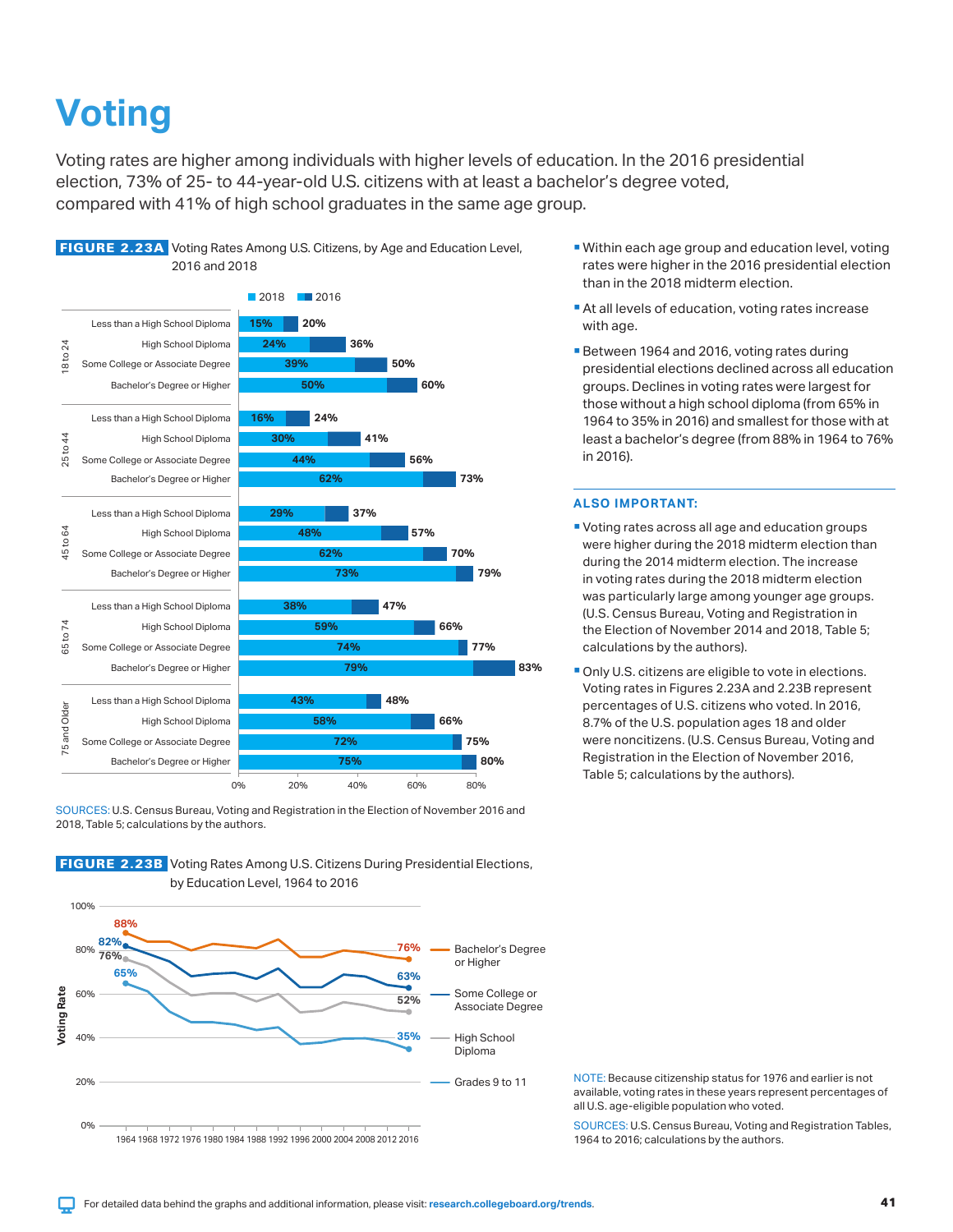# Voting

Voting rates are higher among individuals with higher levels of education. In the 2016 presidential election, 73% of 25- to 44-year-old U.S. citizens with at least a bachelor's degree voted, compared with 41% of high school graduates in the same age group.

**FIGURE 2.23A** Voting Rates Among U.S. Citizens, by Age and Education Level, 2016 and 2018

| Age | Education Level | 2018 | 2016 |
|---|---|---|---|
| 18 to 24 | Less than a High School Diploma | 15% | 20% |
| | High School Diploma | 24% | 36% |
| | Some College or Associate Degree | 39% | 50% |
| | Bachelor's Degree or Higher | 50% | 60% |
| 25 to 44 | Less than a High School Diploma | 16% | 24% |
| | High School Diploma | 30% | 41% |
| | Some College or Associate Degree | 44% | 56% |
| | Bachelor's Degree or Higher | 62% | 73% |
| 45 to 64 | Less than a High School Diploma | 29% | 37% |
| | High School Diploma | 48% | 57% |
| | Some College or Associate Degree | 62% | 70% |
| | Bachelor's Degree or Higher | 73% | 79% |
| 65 to 74 | Less than a High School Diploma | 38% | 47% |
| | High School Diploma | 59% | 66% |
| | Some College or Associate Degree | 74% | 77% |
| | Bachelor's Degree or Higher | 79% | 83% |
| 75 and Older | Less than a High School Diploma | 43% | 48% |
| | High School Diploma | 58% | 66% |
| | Some College or Associate Degree | 72% | 75% |
| | Bachelor's Degree or Higher | 75% | 80% |

SOURCES: U.S. Census Bureau, Voting and Registration in the Election of November 2016 and 2018, Table 5; calculations by the authors.

- Within each age group and education level, voting rates were higher in the 2016 presidential election than in the 2018 midterm election.
- At all levels of education, voting rates increase with age.
- Between 1964 and 2016, voting rates during presidential elections declined across all education groups. Declines in voting rates were largest for those without a high school diploma (from 65% in 1964 to 35% in 2016) and smallest for those with at least a bachelor's degree (from 88% in 1964 to 76% in 2016).

### ALSO IMPORTANT:

- Voting rates across all age and education groups were higher during the 2018 midterm election than during the 2014 midterm election. The increase in voting rates during the 2018 midterm election was particularly large among younger age groups. (U.S. Census Bureau, Voting and Registration in the Election of November 2014 and 2018, Table 5; calculations by the authors).
- Only U.S. citizens are eligible to vote in elections. Voting rates in Figures 2.23A and 2.23B represent percentages of U.S. citizens who voted. In 2016, 8.7% of the U.S. population ages 18 and older were noncitizens. (U.S. Census Bureau, Voting and Registration in the Election of November 2016, Table 5; calculations by the authors).

**FIGURE 2.23B** Voting Rates Among U.S. Citizens During Presidential Elections, by Education Level, 1964 to 2016

| Education Level | 1964 | 2016 |
|---|---|---|
| Bachelor's Degree or Higher | 88% | 76% |
| Some College or Associate Degree | 82% | 63% |
| High School Diploma | 76% | 52% |
| Grades 9 to 11 | 65% | 35% |

NOTE: Because citizenship status for 1976 and earlier is not available, voting rates in these years represent percentages of all U.S. age-eligible population who voted.

SOURCES: U.S. Census Bureau, Voting and Registration Tables, 1964 to 2016; calculations by the authors.

For detailed data behind the graphs and additional information, please visit: research.collegeboard.org/trends.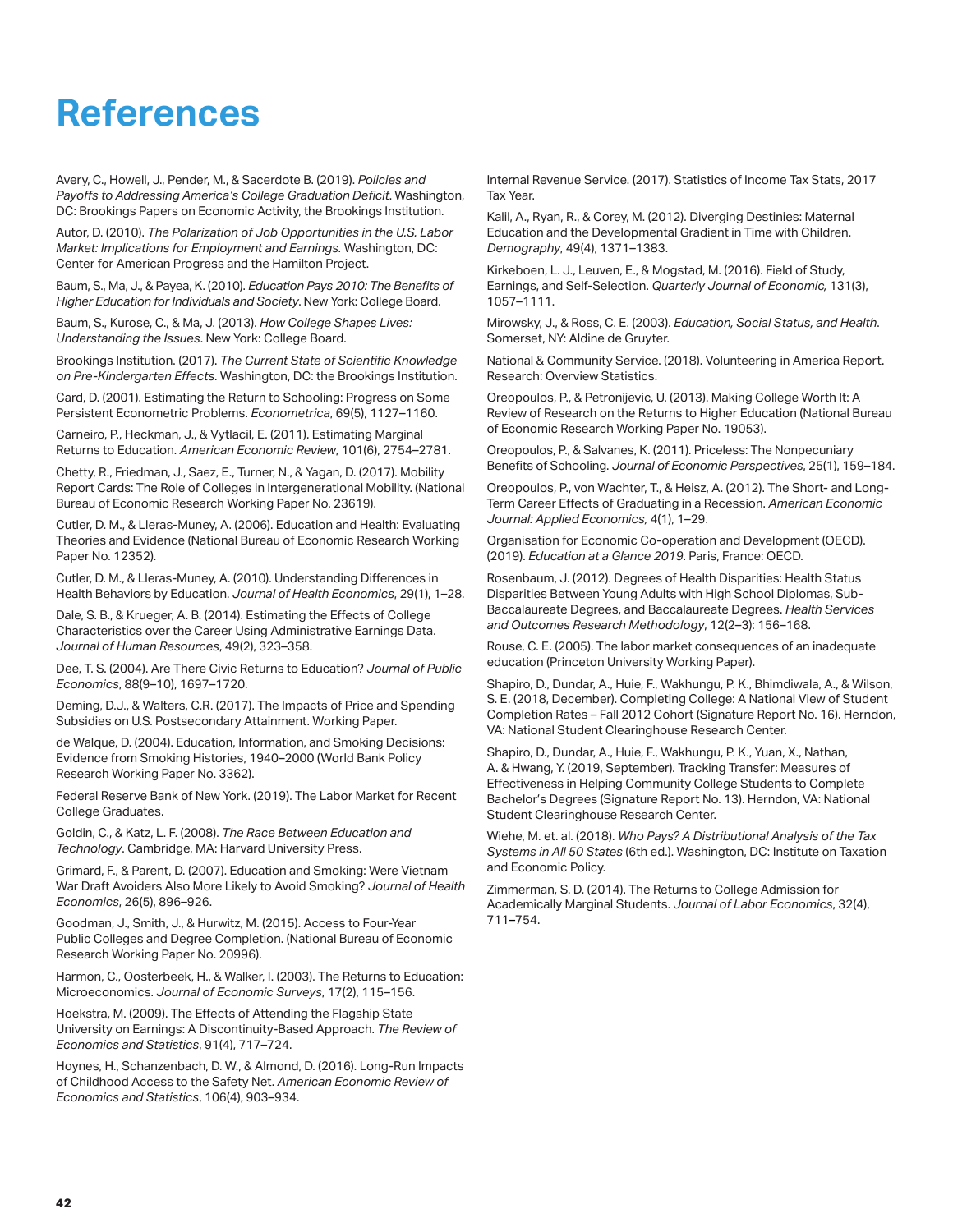# References

Avery, C., Howell, J., Pender, M., & Sacerdote B. (2019). *Policies and Payoffs to Addressing America's College Graduation Deficit*. Washington, DC: Brookings Papers on Economic Activity, the Brookings Institution.

Autor, D. (2010). *The Polarization of Job Opportunities in the U.S. Labor Market: Implications for Employment and Earnings.* Washington, DC: Center for American Progress and the Hamilton Project.

Baum, S., Ma, J., & Payea, K. (2010). *Education Pays 2010: The Benefits of Higher Education for Individuals and Society*. New York: College Board.

Baum, S., Kurose, C., & Ma, J. (2013). *How College Shapes Lives: Understanding the Issues*. New York: College Board.

Brookings Institution. (2017). *The Current State of Scientific Knowledge on Pre-Kindergarten Effects*. Washington, DC: the Brookings Institution.

Card, D. (2001). Estimating the Return to Schooling: Progress on Some Persistent Econometric Problems. *Econometrica*, 69(5), 1127–1160.

Carneiro, P., Heckman, J., & Vytlacil, E. (2011). Estimating Marginal Returns to Education. *American Economic Review*, 101(6), 2754–2781.

Chetty, R., Friedman, J., Saez, E., Turner, N., & Yagan, D. (2017). Mobility Report Cards: The Role of Colleges in Intergenerational Mobility. (National Bureau of Economic Research Working Paper No. 23619).

Cutler, D. M., & Lleras-Muney, A. (2006). Education and Health: Evaluating Theories and Evidence (National Bureau of Economic Research Working Paper No. 12352).

Cutler, D. M., & Lleras-Muney, A. (2010). Understanding Differences in Health Behaviors by Education. *Journal of Health Economics*, 29(1), 1–28.

Dale, S. B., & Krueger, A. B. (2014). Estimating the Effects of College Characteristics over the Career Using Administrative Earnings Data. *Journal of Human Resources*, 49(2), 323–358.

Dee, T. S. (2004). Are There Civic Returns to Education? *Journal of Public Economics*, 88(9–10), 1697–1720.

Deming, D.J., & Walters, C.R. (2017). The Impacts of Price and Spending Subsidies on U.S. Postsecondary Attainment. Working Paper.

de Walque, D. (2004). Education, Information, and Smoking Decisions: Evidence from Smoking Histories, 1940–2000 (World Bank Policy Research Working Paper No. 3362).

Federal Reserve Bank of New York. (2019). The Labor Market for Recent College Graduates.

Goldin, C., & Katz, L. F. (2008). *The Race Between Education and Technology*. Cambridge, MA: Harvard University Press.

Grimard, F., & Parent, D. (2007). Education and Smoking: Were Vietnam War Draft Avoiders Also More Likely to Avoid Smoking? *Journal of Health Economics*, 26(5), 896–926.

Goodman, J., Smith, J., & Hurwitz, M. (2015). Access to Four-Year Public Colleges and Degree Completion. (National Bureau of Economic Research Working Paper No. 20996).

Harmon, C., Oosterbeek, H., & Walker, I. (2003). The Returns to Education: Microeconomics. *Journal of Economic Surveys*, 17(2), 115–156.

Hoekstra, M. (2009). The Effects of Attending the Flagship State University on Earnings: A Discontinuity-Based Approach. *The Review of Economics and Statistics*, 91(4), 717–724.

Hoynes, H., Schanzenbach, D. W., & Almond, D. (2016). Long-Run Impacts of Childhood Access to the Safety Net. *American Economic Review of Economics and Statistics*, 106(4), 903–934.

Internal Revenue Service. (2017). Statistics of Income Tax Stats, 2017 Tax Year.

Kalil, A., Ryan, R., & Corey, M. (2012). Diverging Destinies: Maternal Education and the Developmental Gradient in Time with Children. *Demography*, 49(4), 1371–1383.

Kirkeboen, L. J., Leuven, E., & Mogstad, M. (2016). Field of Study, Earnings, and Self-Selection. *Quarterly Journal of Economic,* 131(3), 1057–1111.

Mirowsky, J., & Ross, C. E. (2003). *Education, Social Status, and Health*. Somerset, NY: Aldine de Gruyter.

National & Community Service. (2018). Volunteering in America Report. Research: Overview Statistics.

Oreopoulos, P., & Petronijevic, U. (2013). Making College Worth It: A Review of Research on the Returns to Higher Education (National Bureau of Economic Research Working Paper No. 19053).

Oreopoulos, P., & Salvanes, K. (2011). Priceless: The Nonpecuniary Benefits of Schooling. *Journal of Economic Perspectives*, 25(1), 159–184.

Oreopoulos, P., von Wachter, T., & Heisz, A. (2012). The Short- and Long-Term Career Effects of Graduating in a Recession. *American Economic Journal: Applied Economics,* 4(1), 1–29.

Organisation for Economic Co-operation and Development (OECD). (2019). *Education at a Glance 2019*. Paris, France: OECD.

Rosenbaum, J. (2012). Degrees of Health Disparities: Health Status Disparities Between Young Adults with High School Diplomas, Sub-Baccalaureate Degrees, and Baccalaureate Degrees. *Health Services and Outcomes Research Methodology*, 12(2–3): 156–168.

Rouse, C. E. (2005). The labor market consequences of an inadequate education (Princeton University Working Paper).

Shapiro, D., Dundar, A., Huie, F., Wakhungu, P. K., Bhimdiwala, A., & Wilson, S. E. (2018, December). Completing College: A National View of Student Completion Rates – Fall 2012 Cohort (Signature Report No. 16). Herndon, VA: National Student Clearinghouse Research Center.

Shapiro, D., Dundar, A., Huie, F., Wakhungu, P. K., Yuan, X., Nathan, A. & Hwang, Y. (2019, September). Tracking Transfer: Measures of Effectiveness in Helping Community College Students to Complete Bachelor's Degrees (Signature Report No. 13). Herndon, VA: National Student Clearinghouse Research Center.

Wiehe, M. et. al. (2018). *Who Pays? A Distributional Analysis of the Tax Systems in All 50 States* (6th ed.). Washington, DC: Institute on Taxation and Economic Policy.

Zimmerman, S. D. (2014). The Returns to College Admission for Academically Marginal Students. *Journal of Labor Economics*, 32(4), 711–754.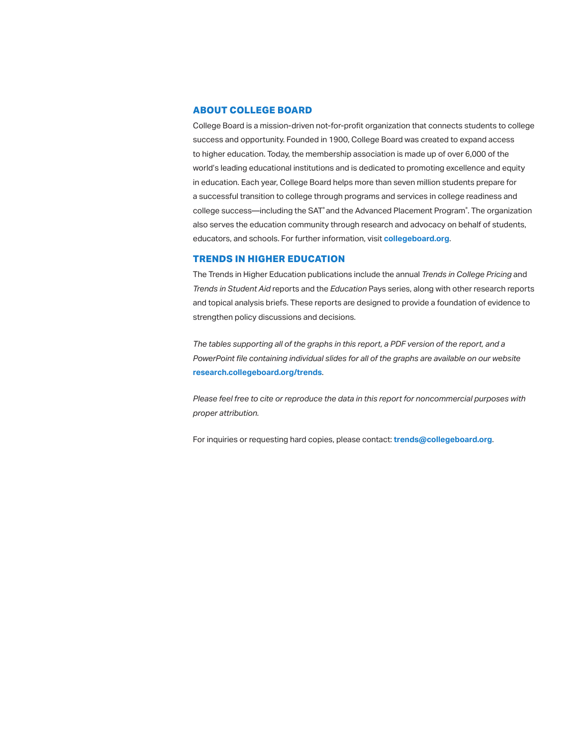## ABOUT COLLEGE BOARD

College Board is a mission-driven not-for-profit organization that connects students to college success and opportunity. Founded in 1900, College Board was created to expand access to higher education. Today, the membership association is made up of over 6,000 of the world's leading educational institutions and is dedicated to promoting excellence and equity in education. Each year, College Board helps more than seven million students prepare for a successful transition to college through programs and services in college readiness and college success—including the SAT® and the Advanced Placement Program®. The organization also serves the education community through research and advocacy on behalf of students, educators, and schools. For further information, visit **collegeboard.org**.

## TRENDS IN HIGHER EDUCATION

The Trends in Higher Education publications include the annual *Trends in College Pricing* and *Trends in Student Aid* reports and the *Education* Pays series, along with other research reports and topical analysis briefs. These reports are designed to provide a foundation of evidence to strengthen policy discussions and decisions.

*The tables supporting all of the graphs in this report, a PDF version of the report, and a PowerPoint file containing individual slides for all of the graphs are available on our website* **research.collegeboard.org/trends**.

*Please feel free to cite or reproduce the data in this report for noncommercial purposes with proper attribution.*

For inquiries or requesting hard copies, please contact: **trends@collegeboard.org**.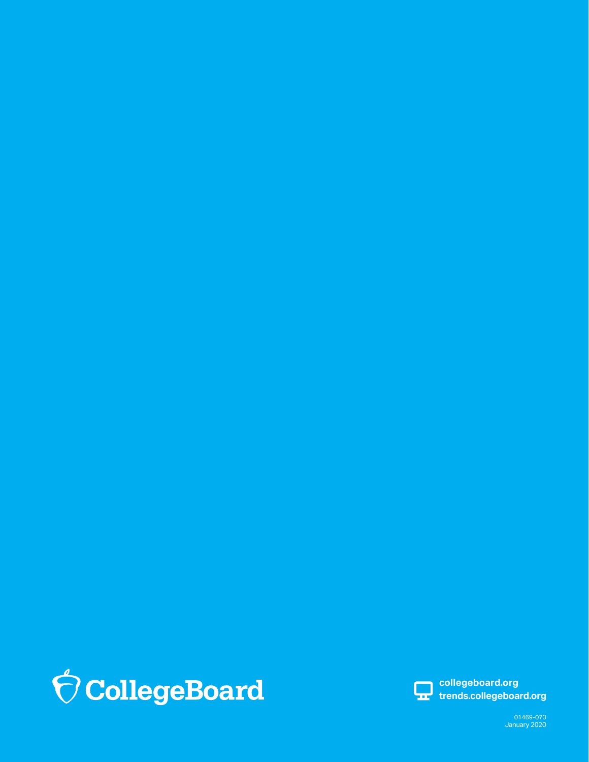CollegeBoard

collegeboard.org
trends.collegeboard.org

01469-073
January 2020